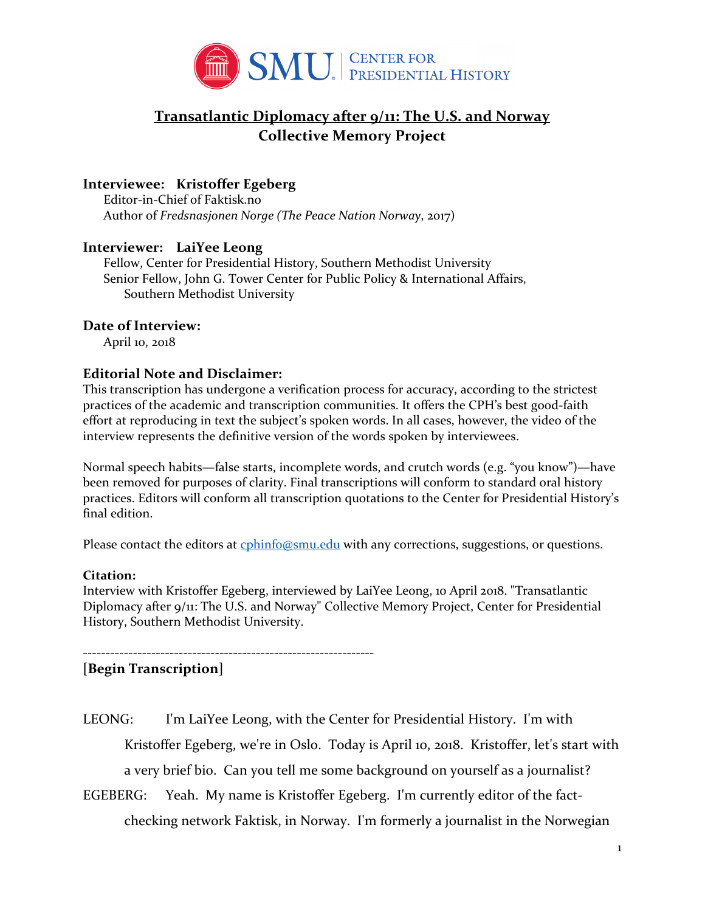SMU | CENTER FOR PRESIDENTIAL HISTORY

# Transatlantic Diplomacy after 9/11: The U.S. and Norway
# Collective Memory Project

### Interviewee: Kristoffer Egeberg

Editor-in-Chief of Faktisk.no
Author of *Fredsnasjonen Norge (The Peace Nation Norway*, 2017)

### Interviewer: LaiYee Leong

Fellow, Center for Presidential History, Southern Methodist University
Senior Fellow, John G. Tower Center for Public Policy & International Affairs, Southern Methodist University

### Date of Interview:

April 10, 2018

### Editorial Note and Disclaimer:

This transcription has undergone a verification process for accuracy, according to the strictest practices of the academic and transcription communities. It offers the CPH's best good-faith effort at reproducing in text the subject's spoken words. In all cases, however, the video of the interview represents the definitive version of the words spoken by interviewees.

Normal speech habits—false starts, incomplete words, and crutch words (e.g. "you know")—have been removed for purposes of clarity. Final transcriptions will conform to standard oral history practices. Editors will conform all transcription quotations to the Center for Presidential History's final edition.

Please contact the editors at cphinfo@smu.edu with any corrections, suggestions, or questions.

**Citation:**
Interview with Kristoffer Egeberg, interviewed by LaiYee Leong, 10 April 2018. "Transatlantic Diplomacy after 9/11: The U.S. and Norway" Collective Memory Project, Center for Presidential History, Southern Methodist University.

---

**[Begin Transcription]**

LEONG: I'm LaiYee Leong, with the Center for Presidential History. I'm with Kristoffer Egeberg, we're in Oslo. Today is April 10, 2018. Kristoffer, let's start with a very brief bio. Can you tell me some background on yourself as a journalist?

EGEBERG: Yeah. My name is Kristoffer Egeberg. I'm currently editor of the fact-checking network Faktisk, in Norway. I'm formerly a journalist in the Norwegian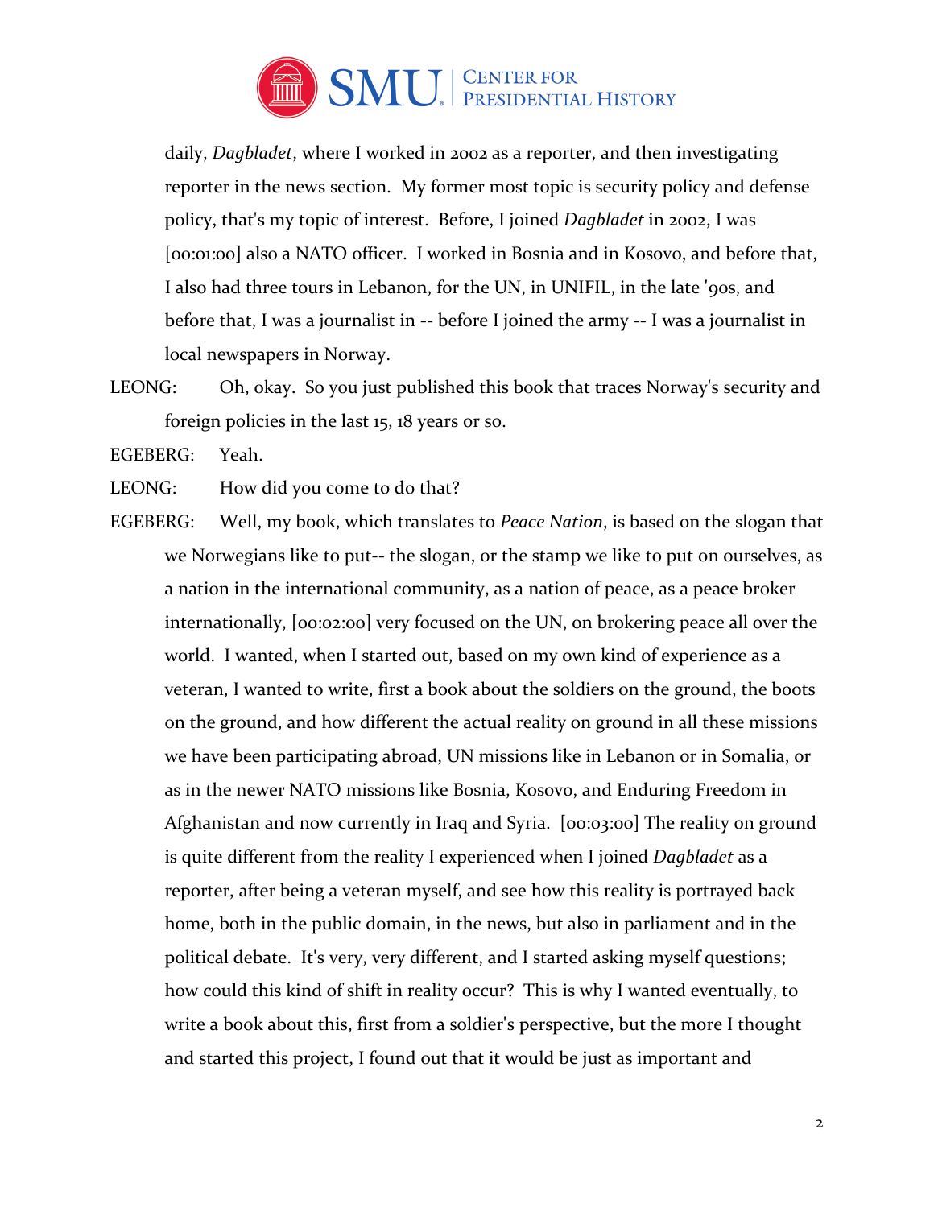daily, *Dagbladet*, where I worked in 2002 as a reporter, and then investigating reporter in the news section. My former most topic is security policy and defense policy, that's my topic of interest. Before, I joined *Dagbladet* in 2002, I was [00:01:00] also a NATO officer. I worked in Bosnia and in Kosovo, and before that, I also had three tours in Lebanon, for the UN, in UNIFIL, in the late '90s, and before that, I was a journalist in -- before I joined the army -- I was a journalist in local newspapers in Norway.

LEONG: Oh, okay. So you just published this book that traces Norway's security and foreign policies in the last 15, 18 years or so.

EGEBERG: Yeah.

LEONG: How did you come to do that?

EGEBERG: Well, my book, which translates to *Peace Nation*, is based on the slogan that we Norwegians like to put-- the slogan, or the stamp we like to put on ourselves, as a nation in the international community, as a nation of peace, as a peace broker internationally, [00:02:00] very focused on the UN, on brokering peace all over the world. I wanted, when I started out, based on my own kind of experience as a veteran, I wanted to write, first a book about the soldiers on the ground, the boots on the ground, and how different the actual reality on ground in all these missions we have been participating abroad, UN missions like in Lebanon or in Somalia, or as in the newer NATO missions like Bosnia, Kosovo, and Enduring Freedom in Afghanistan and now currently in Iraq and Syria. [00:03:00] The reality on ground is quite different from the reality I experienced when I joined *Dagbladet* as a reporter, after being a veteran myself, and see how this reality is portrayed back home, both in the public domain, in the news, but also in parliament and in the political debate. It's very, very different, and I started asking myself questions; how could this kind of shift in reality occur? This is why I wanted eventually, to write a book about this, first from a soldier's perspective, but the more I thought and started this project, I found out that it would be just as important and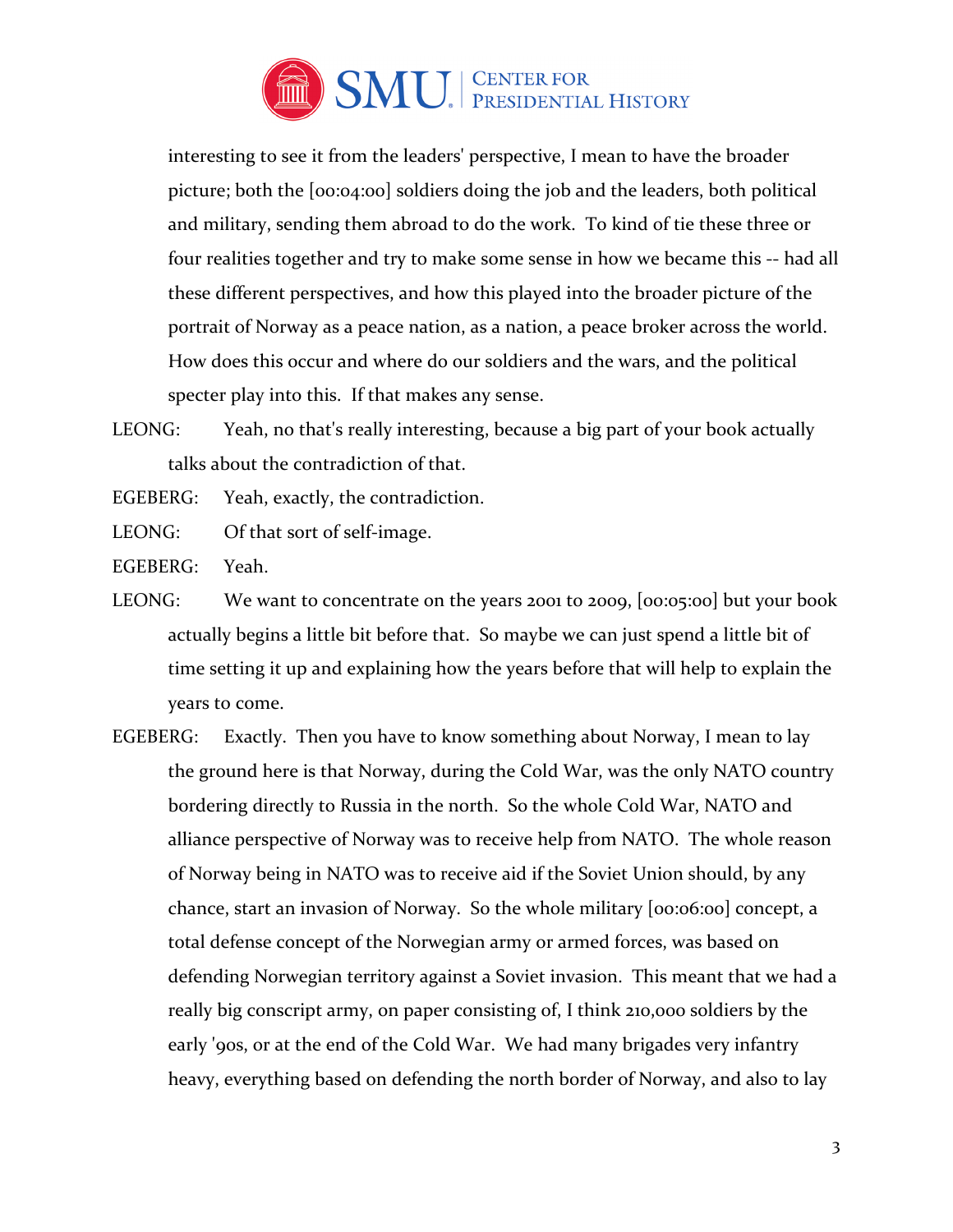interesting to see it from the leaders' perspective, I mean to have the broader picture; both the [00:04:00] soldiers doing the job and the leaders, both political and military, sending them abroad to do the work. To kind of tie these three or four realities together and try to make some sense in how we became this -- had all these different perspectives, and how this played into the broader picture of the portrait of Norway as a peace nation, as a nation, a peace broker across the world. How does this occur and where do our soldiers and the wars, and the political specter play into this. If that makes any sense.

LEONG: Yeah, no that's really interesting, because a big part of your book actually talks about the contradiction of that.

EGEBERG: Yeah, exactly, the contradiction.

LEONG: Of that sort of self-image.

EGEBERG: Yeah.

LEONG: We want to concentrate on the years 2001 to 2009, [00:05:00] but your book actually begins a little bit before that. So maybe we can just spend a little bit of time setting it up and explaining how the years before that will help to explain the years to come.

EGEBERG: Exactly. Then you have to know something about Norway, I mean to lay the ground here is that Norway, during the Cold War, was the only NATO country bordering directly to Russia in the north. So the whole Cold War, NATO and alliance perspective of Norway was to receive help from NATO. The whole reason of Norway being in NATO was to receive aid if the Soviet Union should, by any chance, start an invasion of Norway. So the whole military [00:06:00] concept, a total defense concept of the Norwegian army or armed forces, was based on defending Norwegian territory against a Soviet invasion. This meant that we had a really big conscript army, on paper consisting of, I think 210,000 soldiers by the early '90s, or at the end of the Cold War. We had many brigades very infantry heavy, everything based on defending the north border of Norway, and also to lay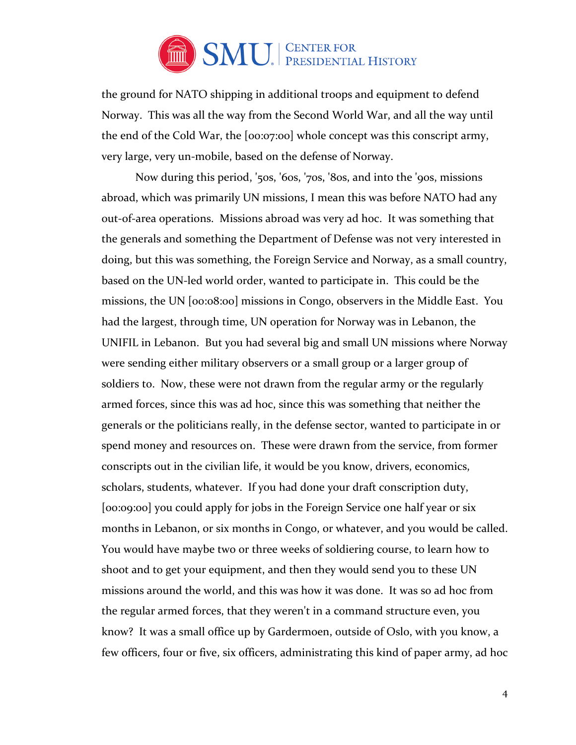the ground for NATO shipping in additional troops and equipment to defend Norway. This was all the way from the Second World War, and all the way until the end of the Cold War, the [00:07:00] whole concept was this conscript army, very large, very un-mobile, based on the defense of Norway.

Now during this period, '50s, '60s, '70s, '80s, and into the '90s, missions abroad, which was primarily UN missions, I mean this was before NATO had any out-of-area operations. Missions abroad was very ad hoc. It was something that the generals and something the Department of Defense was not very interested in doing, but this was something, the Foreign Service and Norway, as a small country, based on the UN-led world order, wanted to participate in. This could be the missions, the UN [00:08:00] missions in Congo, observers in the Middle East. You had the largest, through time, UN operation for Norway was in Lebanon, the UNIFIL in Lebanon. But you had several big and small UN missions where Norway were sending either military observers or a small group or a larger group of soldiers to. Now, these were not drawn from the regular army or the regularly armed forces, since this was ad hoc, since this was something that neither the generals or the politicians really, in the defense sector, wanted to participate in or spend money and resources on. These were drawn from the service, from former conscripts out in the civilian life, it would be you know, drivers, economics, scholars, students, whatever. If you had done your draft conscription duty, [00:09:00] you could apply for jobs in the Foreign Service one half year or six months in Lebanon, or six months in Congo, or whatever, and you would be called. You would have maybe two or three weeks of soldiering course, to learn how to shoot and to get your equipment, and then they would send you to these UN missions around the world, and this was how it was done. It was so ad hoc from the regular armed forces, that they weren't in a command structure even, you know? It was a small office up by Gardermoen, outside of Oslo, with you know, a few officers, four or five, six officers, administrating this kind of paper army, ad hoc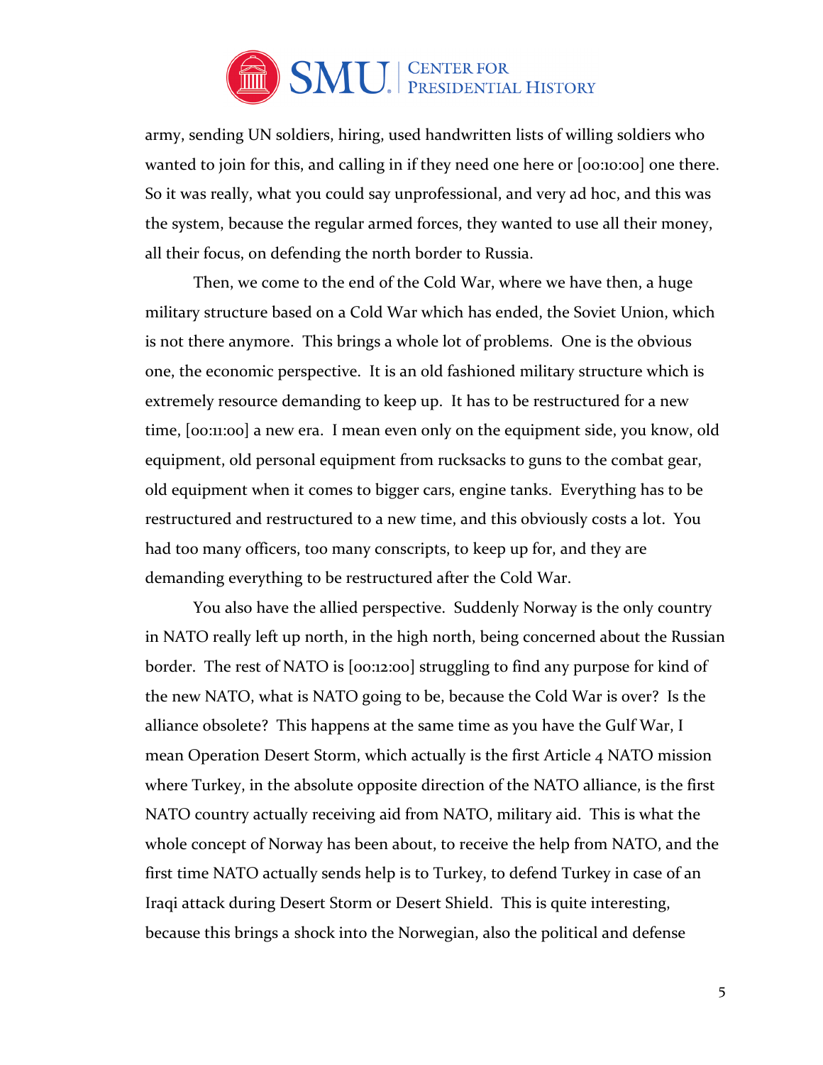army, sending UN soldiers, hiring, used handwritten lists of willing soldiers who wanted to join for this, and calling in if they need one here or [00:10:00] one there. So it was really, what you could say unprofessional, and very ad hoc, and this was the system, because the regular armed forces, they wanted to use all their money, all their focus, on defending the north border to Russia.

Then, we come to the end of the Cold War, where we have then, a huge military structure based on a Cold War which has ended, the Soviet Union, which is not there anymore. This brings a whole lot of problems. One is the obvious one, the economic perspective. It is an old fashioned military structure which is extremely resource demanding to keep up. It has to be restructured for a new time, [00:11:00] a new era. I mean even only on the equipment side, you know, old equipment, old personal equipment from rucksacks to guns to the combat gear, old equipment when it comes to bigger cars, engine tanks. Everything has to be restructured and restructured to a new time, and this obviously costs a lot. You had too many officers, too many conscripts, to keep up for, and they are demanding everything to be restructured after the Cold War.

You also have the allied perspective. Suddenly Norway is the only country in NATO really left up north, in the high north, being concerned about the Russian border. The rest of NATO is [00:12:00] struggling to find any purpose for kind of the new NATO, what is NATO going to be, because the Cold War is over? Is the alliance obsolete? This happens at the same time as you have the Gulf War, I mean Operation Desert Storm, which actually is the first Article 4 NATO mission where Turkey, in the absolute opposite direction of the NATO alliance, is the first NATO country actually receiving aid from NATO, military aid. This is what the whole concept of Norway has been about, to receive the help from NATO, and the first time NATO actually sends help is to Turkey, to defend Turkey in case of an Iraqi attack during Desert Storm or Desert Shield. This is quite interesting, because this brings a shock into the Norwegian, also the political and defense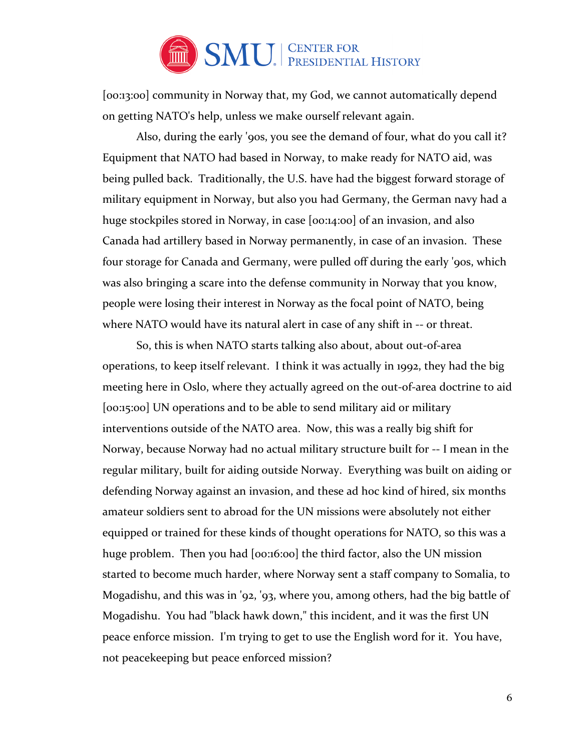[00:13:00] community in Norway that, my God, we cannot automatically depend on getting NATO's help, unless we make ourself relevant again.

Also, during the early '90s, you see the demand of four, what do you call it? Equipment that NATO had based in Norway, to make ready for NATO aid, was being pulled back. Traditionally, the U.S. have had the biggest forward storage of military equipment in Norway, but also you had Germany, the German navy had a huge stockpiles stored in Norway, in case [00:14:00] of an invasion, and also Canada had artillery based in Norway permanently, in case of an invasion. These four storage for Canada and Germany, were pulled off during the early '90s, which was also bringing a scare into the defense community in Norway that you know, people were losing their interest in Norway as the focal point of NATO, being where NATO would have its natural alert in case of any shift in -- or threat.

So, this is when NATO starts talking also about, about out-of-area operations, to keep itself relevant. I think it was actually in 1992, they had the big meeting here in Oslo, where they actually agreed on the out-of-area doctrine to aid [00:15:00] UN operations and to be able to send military aid or military interventions outside of the NATO area. Now, this was a really big shift for Norway, because Norway had no actual military structure built for -- I mean in the regular military, built for aiding outside Norway. Everything was built on aiding or defending Norway against an invasion, and these ad hoc kind of hired, six months amateur soldiers sent to abroad for the UN missions were absolutely not either equipped or trained for these kinds of thought operations for NATO, so this was a huge problem. Then you had [00:16:00] the third factor, also the UN mission started to become much harder, where Norway sent a staff company to Somalia, to Mogadishu, and this was in '92, '93, where you, among others, had the big battle of Mogadishu. You had "black hawk down," this incident, and it was the first UN peace enforce mission. I'm trying to get to use the English word for it. You have, not peacekeeping but peace enforced mission?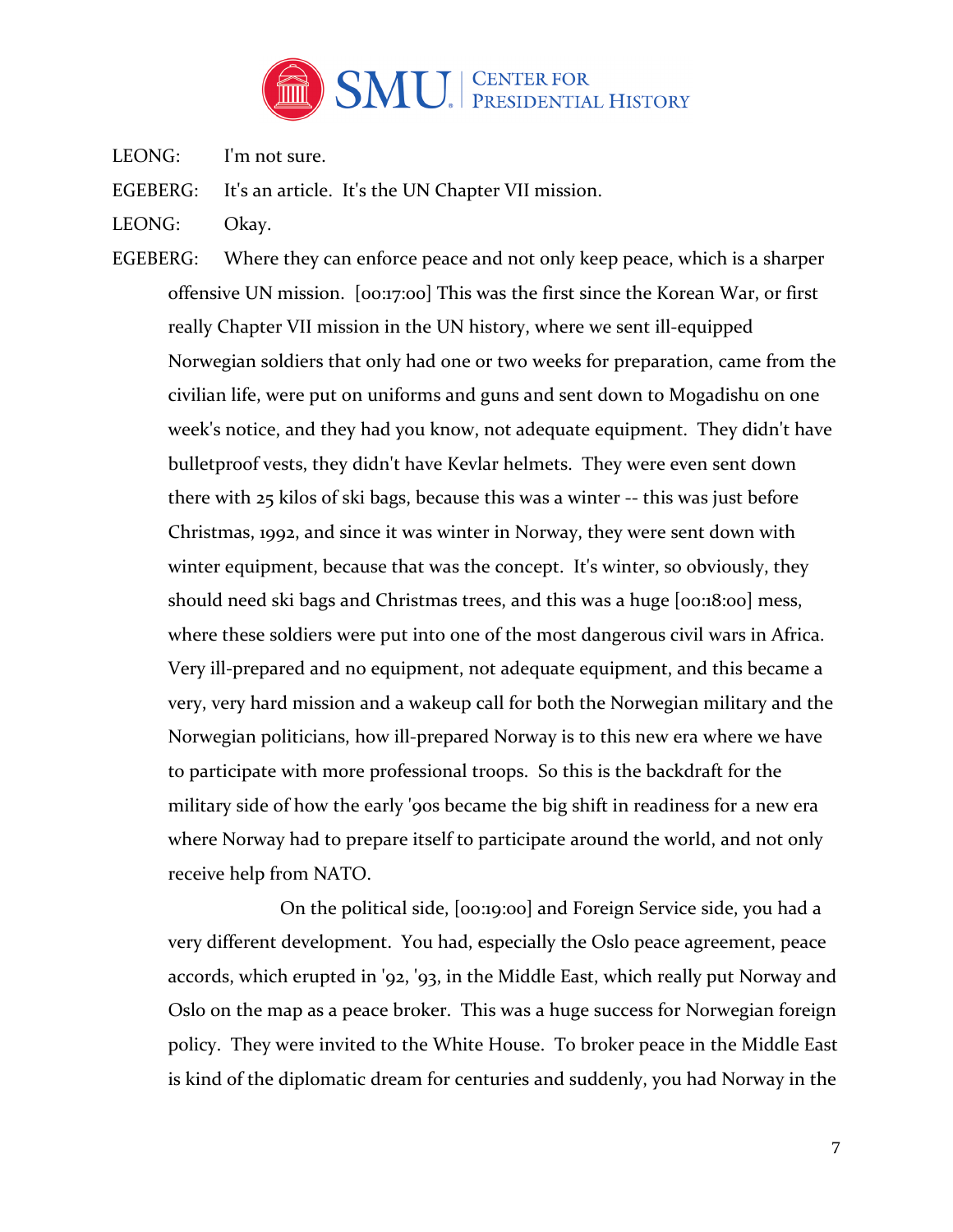LEONG: I'm not sure.

EGEBERG: It's an article. It's the UN Chapter VII mission.

LEONG: Okay.

EGEBERG: Where they can enforce peace and not only keep peace, which is a sharper offensive UN mission. [00:17:00] This was the first since the Korean War, or first really Chapter VII mission in the UN history, where we sent ill-equipped Norwegian soldiers that only had one or two weeks for preparation, came from the civilian life, were put on uniforms and guns and sent down to Mogadishu on one week's notice, and they had you know, not adequate equipment. They didn't have bulletproof vests, they didn't have Kevlar helmets. They were even sent down there with 25 kilos of ski bags, because this was a winter -- this was just before Christmas, 1992, and since it was winter in Norway, they were sent down with winter equipment, because that was the concept. It's winter, so obviously, they should need ski bags and Christmas trees, and this was a huge [00:18:00] mess, where these soldiers were put into one of the most dangerous civil wars in Africa. Very ill-prepared and no equipment, not adequate equipment, and this became a very, very hard mission and a wakeup call for both the Norwegian military and the Norwegian politicians, how ill-prepared Norway is to this new era where we have to participate with more professional troops. So this is the backdraft for the military side of how the early '90s became the big shift in readiness for a new era where Norway had to prepare itself to participate around the world, and not only receive help from NATO.

On the political side, [00:19:00] and Foreign Service side, you had a very different development. You had, especially the Oslo peace agreement, peace accords, which erupted in '92, '93, in the Middle East, which really put Norway and Oslo on the map as a peace broker. This was a huge success for Norwegian foreign policy. They were invited to the White House. To broker peace in the Middle East is kind of the diplomatic dream for centuries and suddenly, you had Norway in the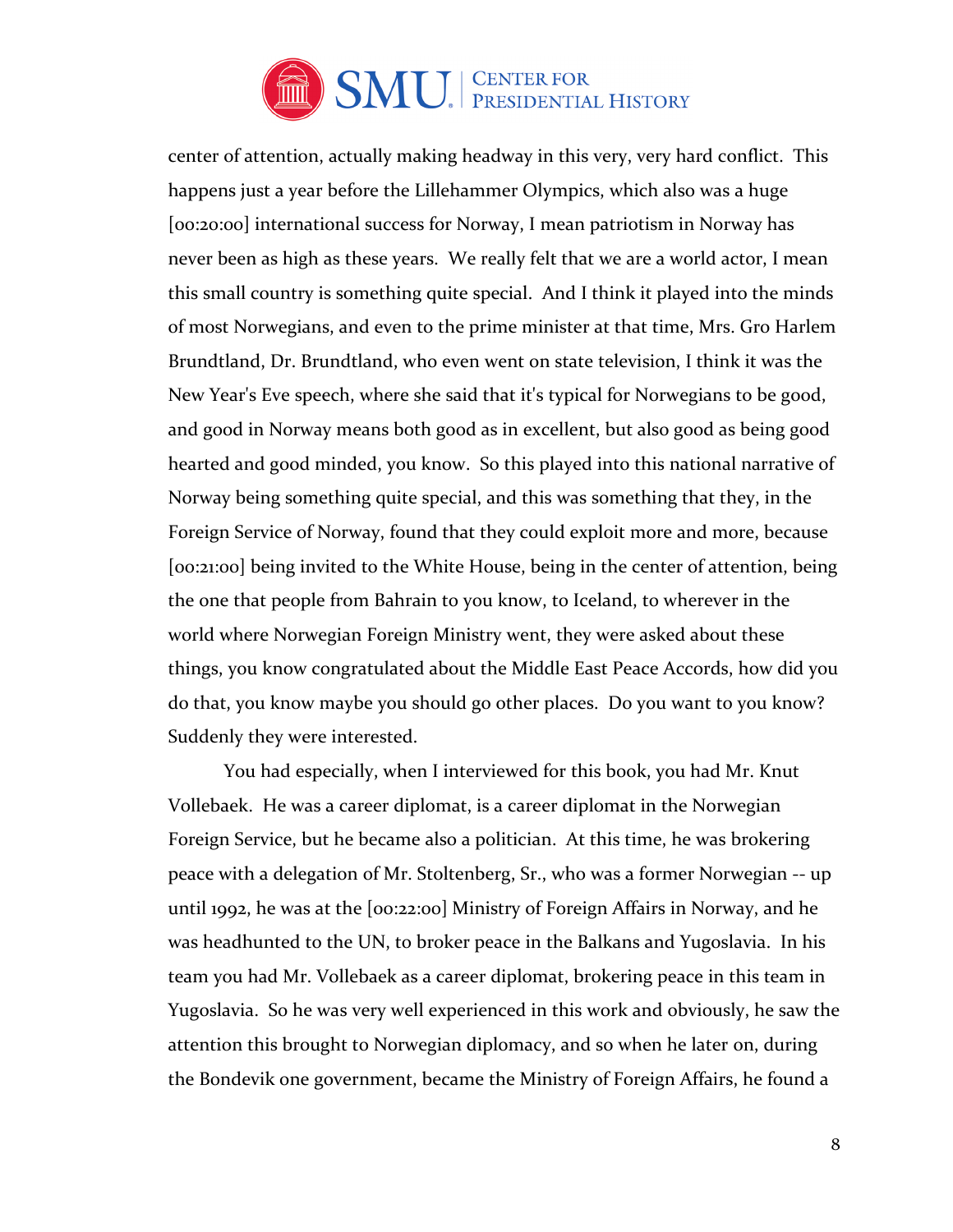center of attention, actually making headway in this very, very hard conflict. This happens just a year before the Lillehammer Olympics, which also was a huge [00:20:00] international success for Norway, I mean patriotism in Norway has never been as high as these years. We really felt that we are a world actor, I mean this small country is something quite special. And I think it played into the minds of most Norwegians, and even to the prime minister at that time, Mrs. Gro Harlem Brundtland, Dr. Brundtland, who even went on state television, I think it was the New Year's Eve speech, where she said that it's typical for Norwegians to be good, and good in Norway means both good as in excellent, but also good as being good hearted and good minded, you know. So this played into this national narrative of Norway being something quite special, and this was something that they, in the Foreign Service of Norway, found that they could exploit more and more, because [00:21:00] being invited to the White House, being in the center of attention, being the one that people from Bahrain to you know, to Iceland, to wherever in the world where Norwegian Foreign Ministry went, they were asked about these things, you know congratulated about the Middle East Peace Accords, how did you do that, you know maybe you should go other places. Do you want to you know? Suddenly they were interested.

You had especially, when I interviewed for this book, you had Mr. Knut Vollebaek. He was a career diplomat, is a career diplomat in the Norwegian Foreign Service, but he became also a politician. At this time, he was brokering peace with a delegation of Mr. Stoltenberg, Sr., who was a former Norwegian -- up until 1992, he was at the [00:22:00] Ministry of Foreign Affairs in Norway, and he was headhunted to the UN, to broker peace in the Balkans and Yugoslavia. In his team you had Mr. Vollebaek as a career diplomat, brokering peace in this team in Yugoslavia. So he was very well experienced in this work and obviously, he saw the attention this brought to Norwegian diplomacy, and so when he later on, during the Bondevik one government, became the Ministry of Foreign Affairs, he found a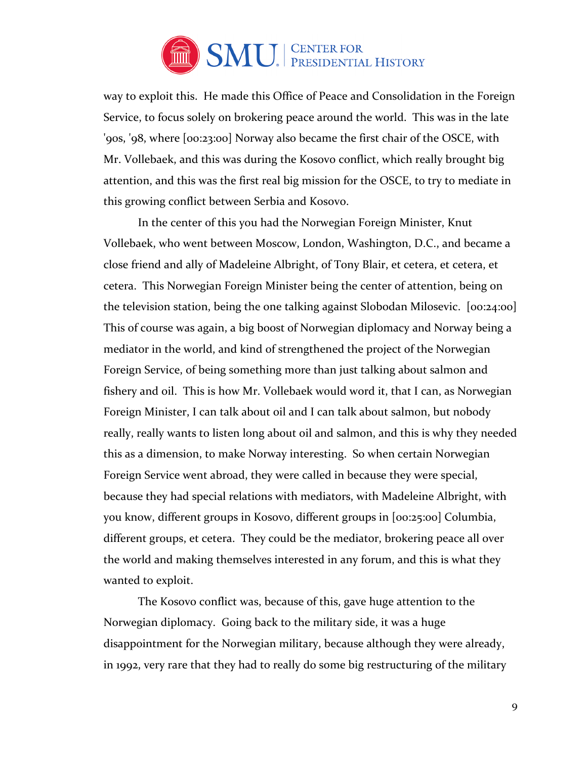way to exploit this. He made this Office of Peace and Consolidation in the Foreign Service, to focus solely on brokering peace around the world. This was in the late '90s, '98, where [00:23:00] Norway also became the first chair of the OSCE, with Mr. Vollebaek, and this was during the Kosovo conflict, which really brought big attention, and this was the first real big mission for the OSCE, to try to mediate in this growing conflict between Serbia and Kosovo.

In the center of this you had the Norwegian Foreign Minister, Knut Vollebaek, who went between Moscow, London, Washington, D.C., and became a close friend and ally of Madeleine Albright, of Tony Blair, et cetera, et cetera, et cetera. This Norwegian Foreign Minister being the center of attention, being on the television station, being the one talking against Slobodan Milosevic. [00:24:00] This of course was again, a big boost of Norwegian diplomacy and Norway being a mediator in the world, and kind of strengthened the project of the Norwegian Foreign Service, of being something more than just talking about salmon and fishery and oil. This is how Mr. Vollebaek would word it, that I can, as Norwegian Foreign Minister, I can talk about oil and I can talk about salmon, but nobody really, really wants to listen long about oil and salmon, and this is why they needed this as a dimension, to make Norway interesting. So when certain Norwegian Foreign Service went abroad, they were called in because they were special, because they had special relations with mediators, with Madeleine Albright, with you know, different groups in Kosovo, different groups in [00:25:00] Columbia, different groups, et cetera. They could be the mediator, brokering peace all over the world and making themselves interested in any forum, and this is what they wanted to exploit.

The Kosovo conflict was, because of this, gave huge attention to the Norwegian diplomacy. Going back to the military side, it was a huge disappointment for the Norwegian military, because although they were already, in 1992, very rare that they had to really do some big restructuring of the military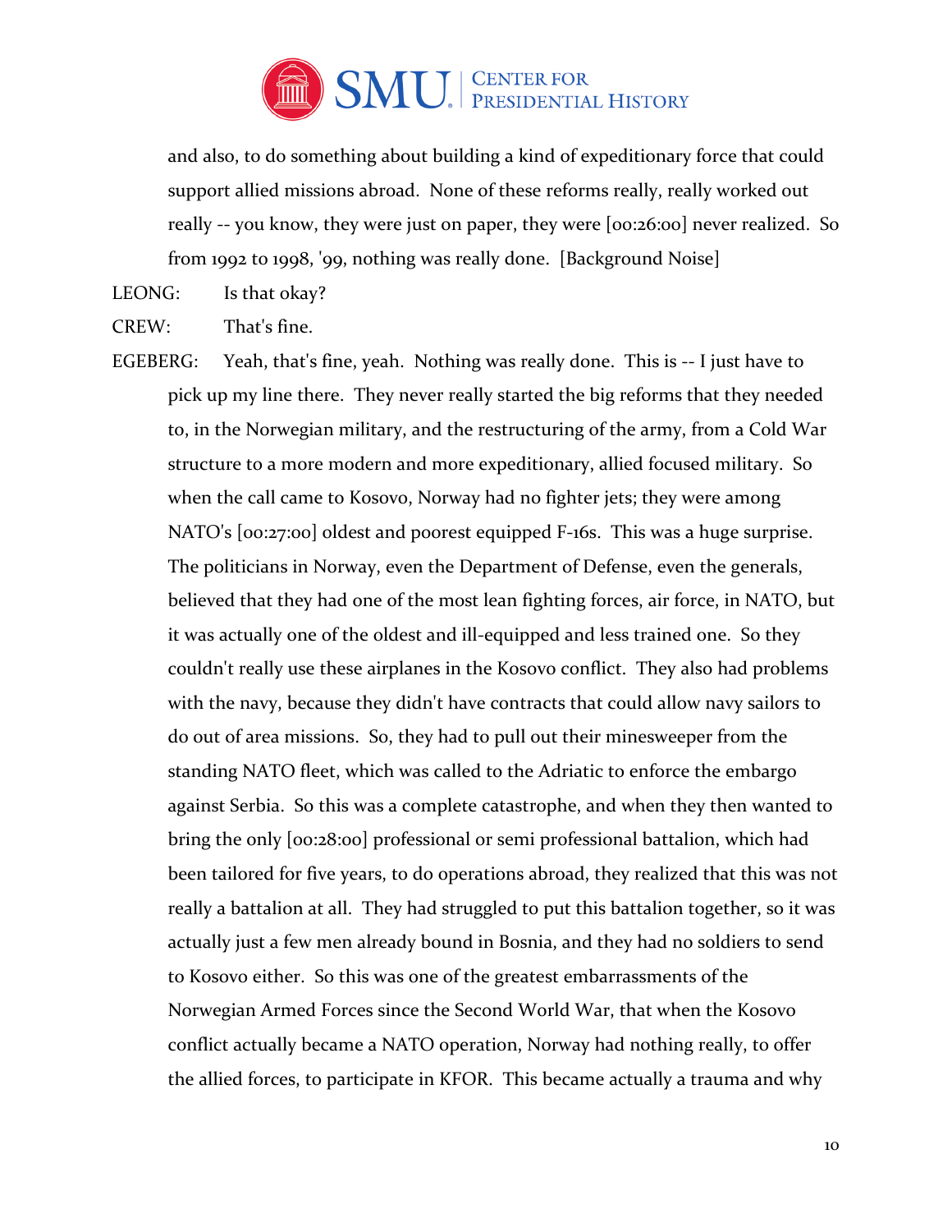and also, to do something about building a kind of expeditionary force that could support allied missions abroad. None of these reforms really, really worked out really -- you know, they were just on paper, they were [00:26:00] never realized. So from 1992 to 1998, '99, nothing was really done. [Background Noise]

LEONG: Is that okay?

CREW: That's fine.

EGEBERG: Yeah, that's fine, yeah. Nothing was really done. This is -- I just have to pick up my line there. They never really started the big reforms that they needed to, in the Norwegian military, and the restructuring of the army, from a Cold War structure to a more modern and more expeditionary, allied focused military. So when the call came to Kosovo, Norway had no fighter jets; they were among NATO's [00:27:00] oldest and poorest equipped F-16s. This was a huge surprise. The politicians in Norway, even the Department of Defense, even the generals, believed that they had one of the most lean fighting forces, air force, in NATO, but it was actually one of the oldest and ill-equipped and less trained one. So they couldn't really use these airplanes in the Kosovo conflict. They also had problems with the navy, because they didn't have contracts that could allow navy sailors to do out of area missions. So, they had to pull out their minesweeper from the standing NATO fleet, which was called to the Adriatic to enforce the embargo against Serbia. So this was a complete catastrophe, and when they then wanted to bring the only [00:28:00] professional or semi professional battalion, which had been tailored for five years, to do operations abroad, they realized that this was not really a battalion at all. They had struggled to put this battalion together, so it was actually just a few men already bound in Bosnia, and they had no soldiers to send to Kosovo either. So this was one of the greatest embarrassments of the Norwegian Armed Forces since the Second World War, that when the Kosovo conflict actually became a NATO operation, Norway had nothing really, to offer the allied forces, to participate in KFOR. This became actually a trauma and why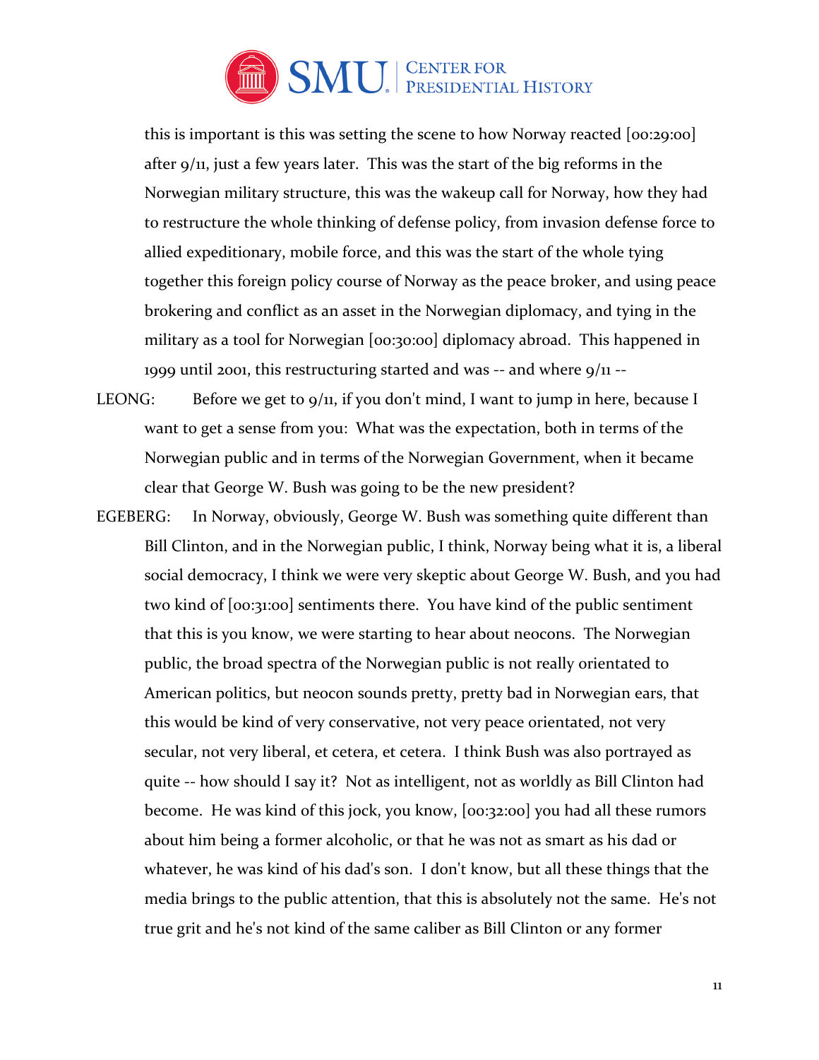this is important is this was setting the scene to how Norway reacted [00:29:00] after 9/11, just a few years later. This was the start of the big reforms in the Norwegian military structure, this was the wakeup call for Norway, how they had to restructure the whole thinking of defense policy, from invasion defense force to allied expeditionary, mobile force, and this was the start of the whole tying together this foreign policy course of Norway as the peace broker, and using peace brokering and conflict as an asset in the Norwegian diplomacy, and tying in the military as a tool for Norwegian [00:30:00] diplomacy abroad. This happened in 1999 until 2001, this restructuring started and was -- and where 9/11 --

LEONG: Before we get to 9/11, if you don't mind, I want to jump in here, because I want to get a sense from you: What was the expectation, both in terms of the Norwegian public and in terms of the Norwegian Government, when it became clear that George W. Bush was going to be the new president?

EGEBERG: In Norway, obviously, George W. Bush was something quite different than Bill Clinton, and in the Norwegian public, I think, Norway being what it is, a liberal social democracy, I think we were very skeptic about George W. Bush, and you had two kind of [00:31:00] sentiments there. You have kind of the public sentiment that this is you know, we were starting to hear about neocons. The Norwegian public, the broad spectra of the Norwegian public is not really orientated to American politics, but neocon sounds pretty, pretty bad in Norwegian ears, that this would be kind of very conservative, not very peace orientated, not very secular, not very liberal, et cetera, et cetera. I think Bush was also portrayed as quite -- how should I say it? Not as intelligent, not as worldly as Bill Clinton had become. He was kind of this jock, you know, [00:32:00] you had all these rumors about him being a former alcoholic, or that he was not as smart as his dad or whatever, he was kind of his dad's son. I don't know, but all these things that the media brings to the public attention, that this is absolutely not the same. He's not true grit and he's not kind of the same caliber as Bill Clinton or any former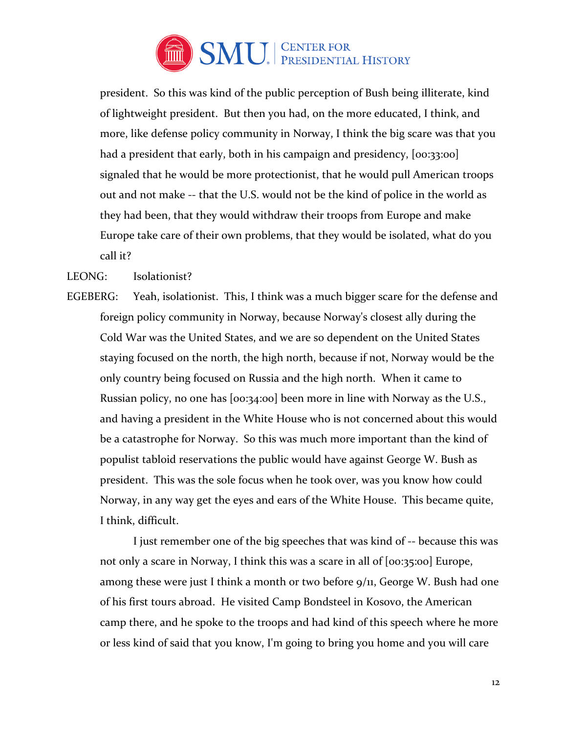president. So this was kind of the public perception of Bush being illiterate, kind of lightweight president. But then you had, on the more educated, I think, and more, like defense policy community in Norway, I think the big scare was that you had a president that early, both in his campaign and presidency, [00:33:00] signaled that he would be more protectionist, that he would pull American troops out and not make -- that the U.S. would not be the kind of police in the world as they had been, that they would withdraw their troops from Europe and make Europe take care of their own problems, that they would be isolated, what do you call it?

LEONG: Isolationist?

EGEBERG: Yeah, isolationist. This, I think was a much bigger scare for the defense and foreign policy community in Norway, because Norway's closest ally during the Cold War was the United States, and we are so dependent on the United States staying focused on the north, the high north, because if not, Norway would be the only country being focused on Russia and the high north. When it came to Russian policy, no one has [00:34:00] been more in line with Norway as the U.S., and having a president in the White House who is not concerned about this would be a catastrophe for Norway. So this was much more important than the kind of populist tabloid reservations the public would have against George W. Bush as president. This was the sole focus when he took over, was you know how could Norway, in any way get the eyes and ears of the White House. This became quite, I think, difficult.

I just remember one of the big speeches that was kind of -- because this was not only a scare in Norway, I think this was a scare in all of [00:35:00] Europe, among these were just I think a month or two before 9/11, George W. Bush had one of his first tours abroad. He visited Camp Bondsteel in Kosovo, the American camp there, and he spoke to the troops and had kind of this speech where he more or less kind of said that you know, I'm going to bring you home and you will care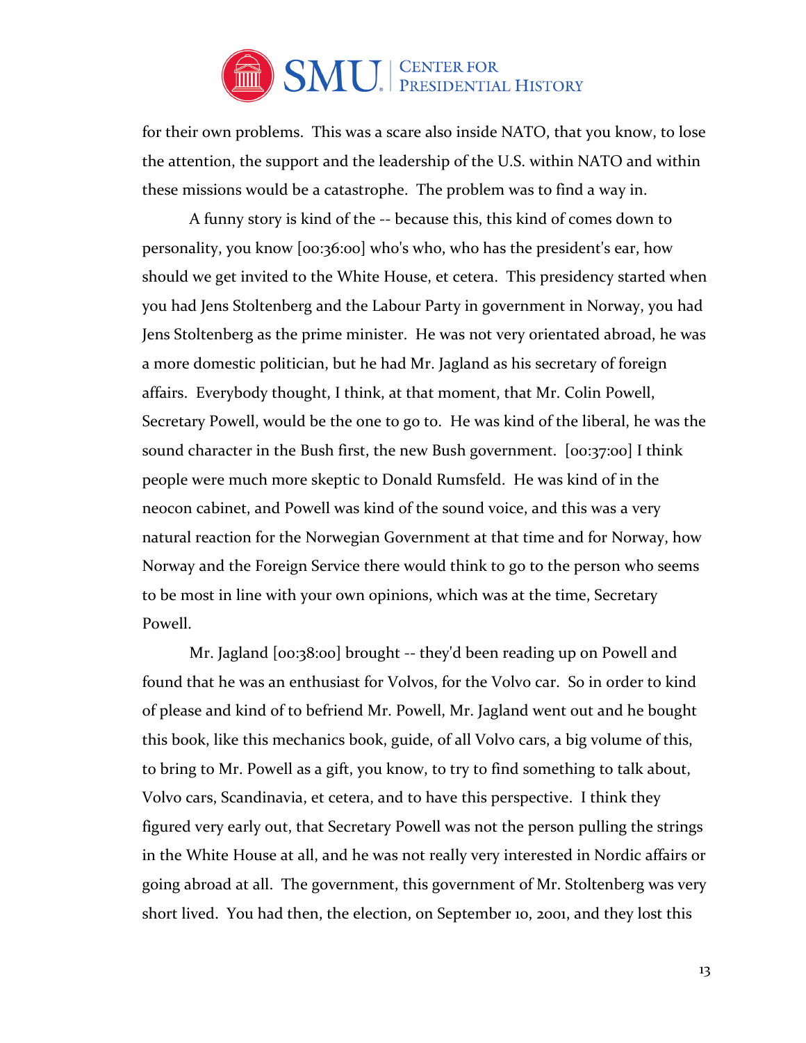for their own problems. This was a scare also inside NATO, that you know, to lose the attention, the support and the leadership of the U.S. within NATO and within these missions would be a catastrophe. The problem was to find a way in.

A funny story is kind of the -- because this, this kind of comes down to personality, you know [00:36:00] who's who, who has the president's ear, how should we get invited to the White House, et cetera. This presidency started when you had Jens Stoltenberg and the Labour Party in government in Norway, you had Jens Stoltenberg as the prime minister. He was not very orientated abroad, he was a more domestic politician, but he had Mr. Jagland as his secretary of foreign affairs. Everybody thought, I think, at that moment, that Mr. Colin Powell, Secretary Powell, would be the one to go to. He was kind of the liberal, he was the sound character in the Bush first, the new Bush government. [00:37:00] I think people were much more skeptic to Donald Rumsfeld. He was kind of in the neocon cabinet, and Powell was kind of the sound voice, and this was a very natural reaction for the Norwegian Government at that time and for Norway, how Norway and the Foreign Service there would think to go to the person who seems to be most in line with your own opinions, which was at the time, Secretary Powell.

Mr. Jagland [00:38:00] brought -- they'd been reading up on Powell and found that he was an enthusiast for Volvos, for the Volvo car. So in order to kind of please and kind of to befriend Mr. Powell, Mr. Jagland went out and he bought this book, like this mechanics book, guide, of all Volvo cars, a big volume of this, to bring to Mr. Powell as a gift, you know, to try to find something to talk about, Volvo cars, Scandinavia, et cetera, and to have this perspective. I think they figured very early out, that Secretary Powell was not the person pulling the strings in the White House at all, and he was not really very interested in Nordic affairs or going abroad at all. The government, this government of Mr. Stoltenberg was very short lived. You had then, the election, on September 10, 2001, and they lost this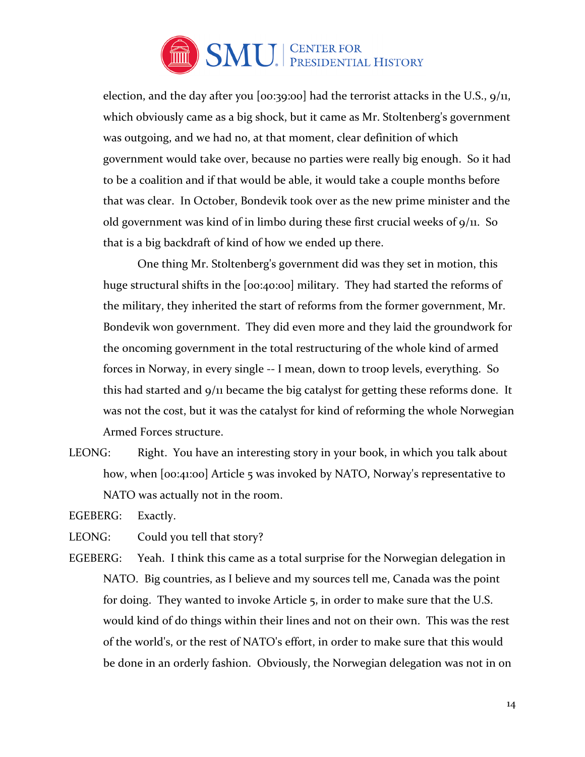election, and the day after you [00:39:00] had the terrorist attacks in the U.S., 9/11, which obviously came as a big shock, but it came as Mr. Stoltenberg's government was outgoing, and we had no, at that moment, clear definition of which government would take over, because no parties were really big enough. So it had to be a coalition and if that would be able, it would take a couple months before that was clear. In October, Bondevik took over as the new prime minister and the old government was kind of in limbo during these first crucial weeks of 9/11. So that is a big backdraft of kind of how we ended up there.

One thing Mr. Stoltenberg's government did was they set in motion, this huge structural shifts in the [00:40:00] military. They had started the reforms of the military, they inherited the start of reforms from the former government, Mr. Bondevik won government. They did even more and they laid the groundwork for the oncoming government in the total restructuring of the whole kind of armed forces in Norway, in every single -- I mean, down to troop levels, everything. So this had started and 9/11 became the big catalyst for getting these reforms done. It was not the cost, but it was the catalyst for kind of reforming the whole Norwegian Armed Forces structure.

LEONG: Right. You have an interesting story in your book, in which you talk about how, when [00:41:00] Article 5 was invoked by NATO, Norway's representative to NATO was actually not in the room.

EGEBERG: Exactly.

LEONG: Could you tell that story?

EGEBERG: Yeah. I think this came as a total surprise for the Norwegian delegation in NATO. Big countries, as I believe and my sources tell me, Canada was the point for doing. They wanted to invoke Article 5, in order to make sure that the U.S. would kind of do things within their lines and not on their own. This was the rest of the world's, or the rest of NATO's effort, in order to make sure that this would be done in an orderly fashion. Obviously, the Norwegian delegation was not in on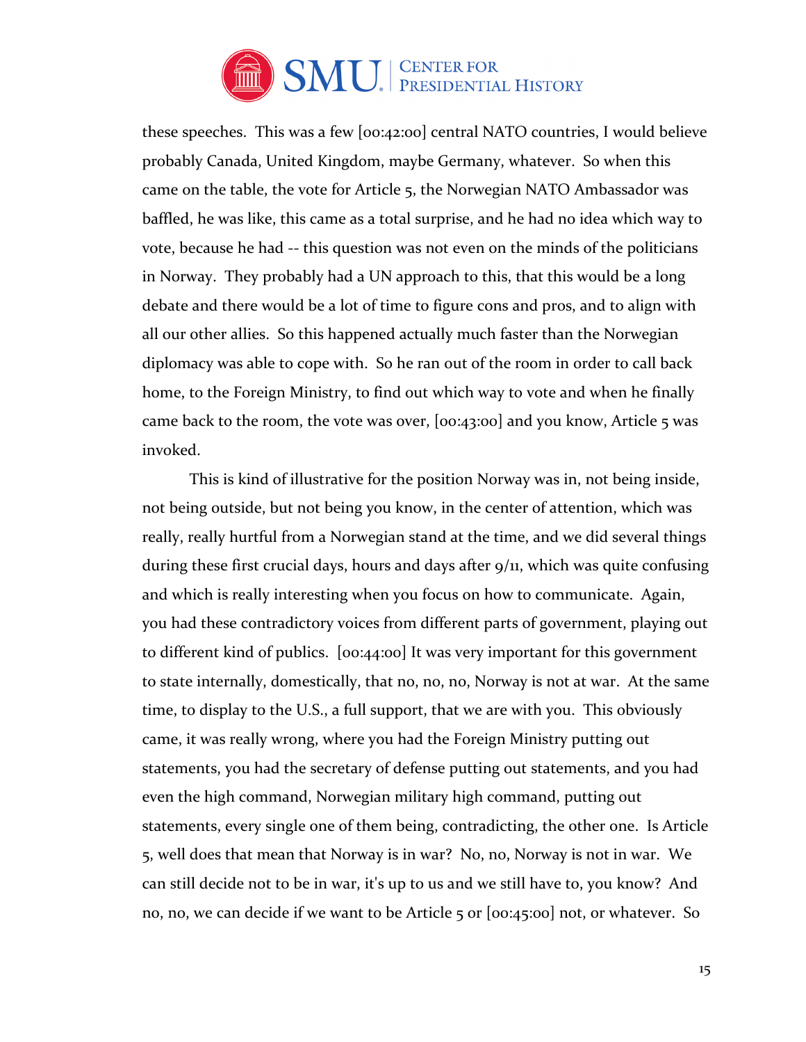these speeches. This was a few [00:42:00] central NATO countries, I would believe probably Canada, United Kingdom, maybe Germany, whatever. So when this came on the table, the vote for Article 5, the Norwegian NATO Ambassador was baffled, he was like, this came as a total surprise, and he had no idea which way to vote, because he had -- this question was not even on the minds of the politicians in Norway. They probably had a UN approach to this, that this would be a long debate and there would be a lot of time to figure cons and pros, and to align with all our other allies. So this happened actually much faster than the Norwegian diplomacy was able to cope with. So he ran out of the room in order to call back home, to the Foreign Ministry, to find out which way to vote and when he finally came back to the room, the vote was over, [00:43:00] and you know, Article 5 was invoked.

This is kind of illustrative for the position Norway was in, not being inside, not being outside, but not being you know, in the center of attention, which was really, really hurtful from a Norwegian stand at the time, and we did several things during these first crucial days, hours and days after 9/11, which was quite confusing and which is really interesting when you focus on how to communicate. Again, you had these contradictory voices from different parts of government, playing out to different kind of publics. [00:44:00] It was very important for this government to state internally, domestically, that no, no, no, Norway is not at war. At the same time, to display to the U.S., a full support, that we are with you. This obviously came, it was really wrong, where you had the Foreign Ministry putting out statements, you had the secretary of defense putting out statements, and you had even the high command, Norwegian military high command, putting out statements, every single one of them being, contradicting, the other one. Is Article 5, well does that mean that Norway is in war? No, no, Norway is not in war. We can still decide not to be in war, it's up to us and we still have to, you know? And no, no, we can decide if we want to be Article 5 or [00:45:00] not, or whatever. So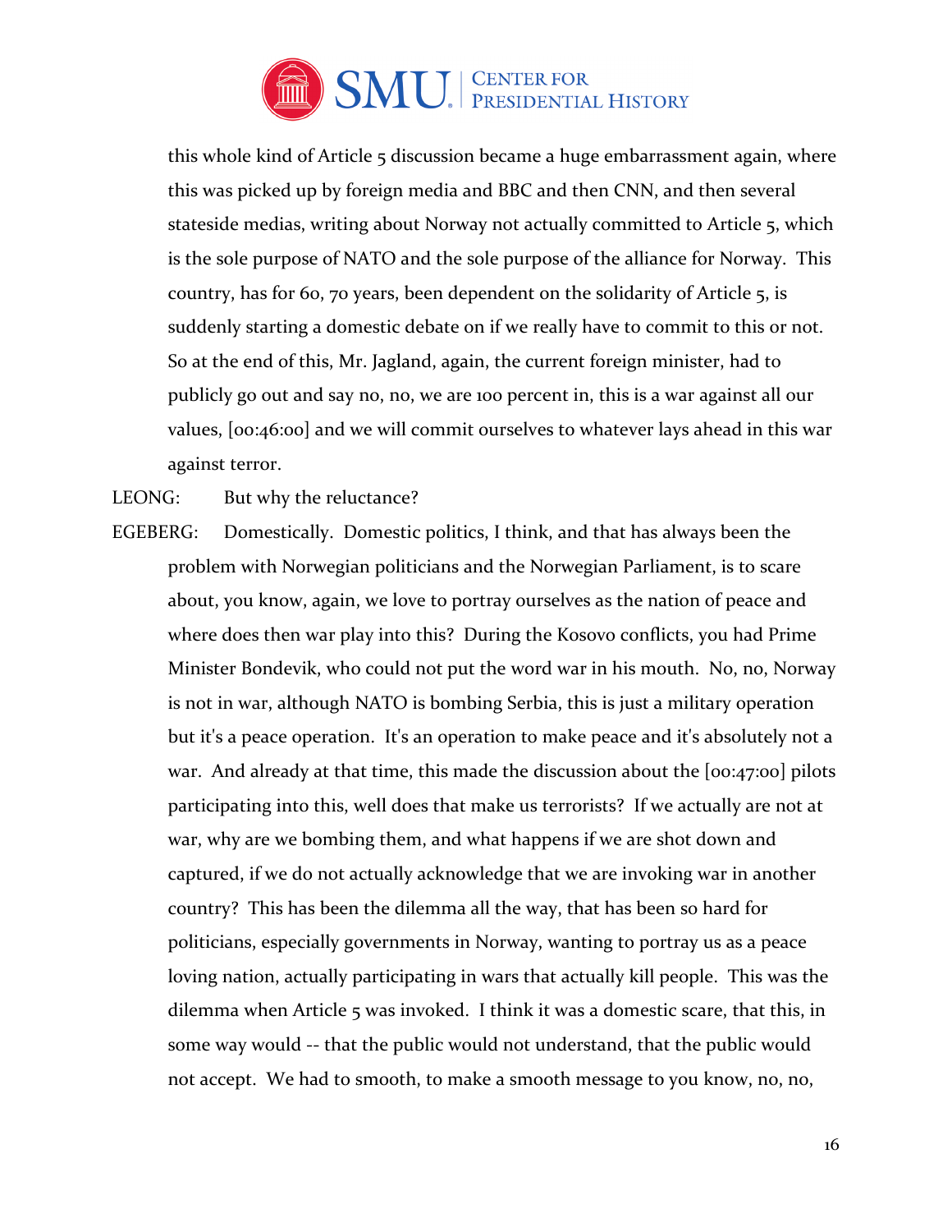this whole kind of Article 5 discussion became a huge embarrassment again, where this was picked up by foreign media and BBC and then CNN, and then several stateside medias, writing about Norway not actually committed to Article 5, which is the sole purpose of NATO and the sole purpose of the alliance for Norway. This country, has for 60, 70 years, been dependent on the solidarity of Article 5, is suddenly starting a domestic debate on if we really have to commit to this or not. So at the end of this, Mr. Jagland, again, the current foreign minister, had to publicly go out and say no, no, we are 100 percent in, this is a war against all our values, [00:46:00] and we will commit ourselves to whatever lays ahead in this war against terror.

LEONG: But why the reluctance?

EGEBERG: Domestically. Domestic politics, I think, and that has always been the problem with Norwegian politicians and the Norwegian Parliament, is to scare about, you know, again, we love to portray ourselves as the nation of peace and where does then war play into this? During the Kosovo conflicts, you had Prime Minister Bondevik, who could not put the word war in his mouth. No, no, Norway is not in war, although NATO is bombing Serbia, this is just a military operation but it's a peace operation. It's an operation to make peace and it's absolutely not a war. And already at that time, this made the discussion about the [00:47:00] pilots participating into this, well does that make us terrorists? If we actually are not at war, why are we bombing them, and what happens if we are shot down and captured, if we do not actually acknowledge that we are invoking war in another country? This has been the dilemma all the way, that has been so hard for politicians, especially governments in Norway, wanting to portray us as a peace loving nation, actually participating in wars that actually kill people. This was the dilemma when Article 5 was invoked. I think it was a domestic scare, that this, in some way would -- that the public would not understand, that the public would not accept. We had to smooth, to make a smooth message to you know, no, no,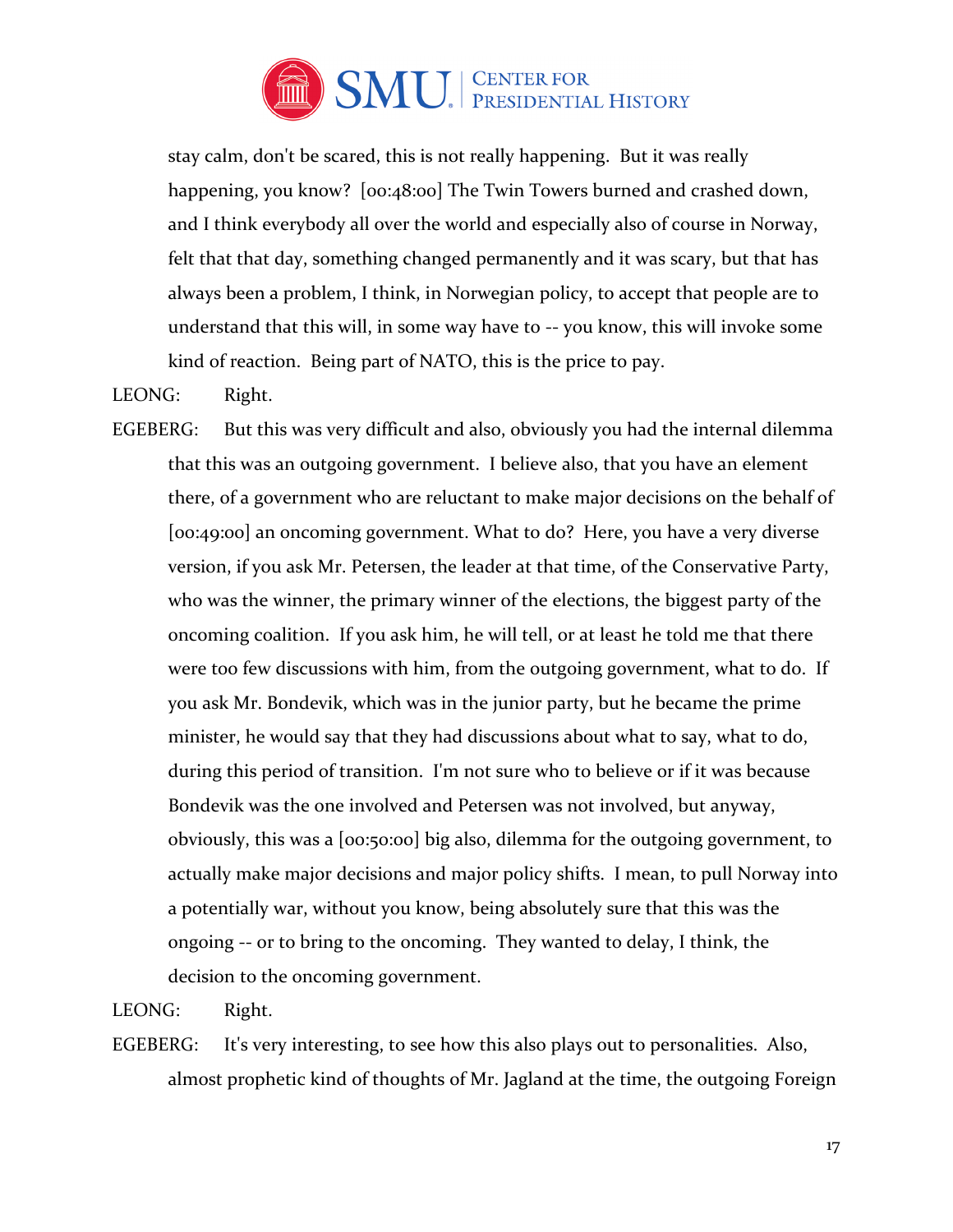stay calm, don't be scared, this is not really happening. But it was really happening, you know? [00:48:00] The Twin Towers burned and crashed down, and I think everybody all over the world and especially also of course in Norway, felt that that day, something changed permanently and it was scary, but that has always been a problem, I think, in Norwegian policy, to accept that people are to understand that this will, in some way have to -- you know, this will invoke some kind of reaction. Being part of NATO, this is the price to pay.

LEONG: Right.

EGEBERG: But this was very difficult and also, obviously you had the internal dilemma that this was an outgoing government. I believe also, that you have an element there, of a government who are reluctant to make major decisions on the behalf of [00:49:00] an oncoming government. What to do? Here, you have a very diverse version, if you ask Mr. Petersen, the leader at that time, of the Conservative Party, who was the winner, the primary winner of the elections, the biggest party of the oncoming coalition. If you ask him, he will tell, or at least he told me that there were too few discussions with him, from the outgoing government, what to do. If you ask Mr. Bondevik, which was in the junior party, but he became the prime minister, he would say that they had discussions about what to say, what to do, during this period of transition. I'm not sure who to believe or if it was because Bondevik was the one involved and Petersen was not involved, but anyway, obviously, this was a [00:50:00] big also, dilemma for the outgoing government, to actually make major decisions and major policy shifts. I mean, to pull Norway into a potentially war, without you know, being absolutely sure that this was the ongoing -- or to bring to the oncoming. They wanted to delay, I think, the decision to the oncoming government.

LEONG: Right.

EGEBERG: It's very interesting, to see how this also plays out to personalities. Also, almost prophetic kind of thoughts of Mr. Jagland at the time, the outgoing Foreign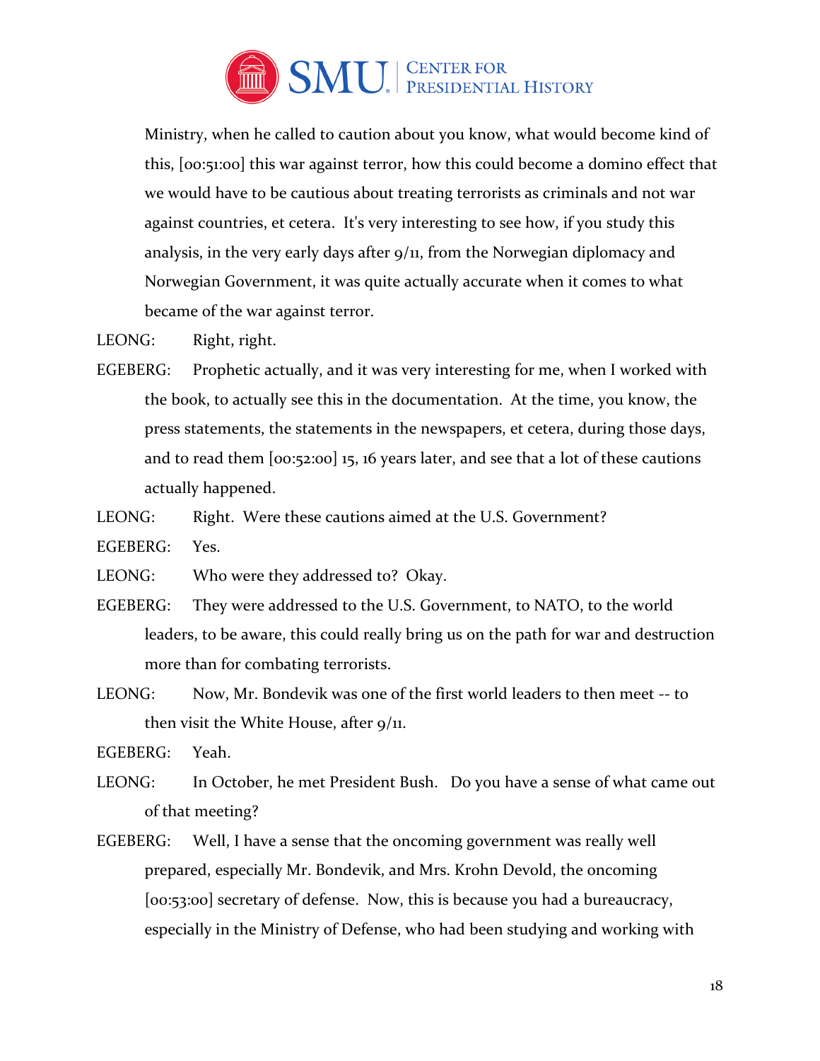Ministry, when he called to caution about you know, what would become kind of this, [00:51:00] this war against terror, how this could become a domino effect that we would have to be cautious about treating terrorists as criminals and not war against countries, et cetera. It's very interesting to see how, if you study this analysis, in the very early days after 9/11, from the Norwegian diplomacy and Norwegian Government, it was quite actually accurate when it comes to what became of the war against terror.

LEONG: Right, right.

EGEBERG: Prophetic actually, and it was very interesting for me, when I worked with the book, to actually see this in the documentation. At the time, you know, the press statements, the statements in the newspapers, et cetera, during those days, and to read them [00:52:00] 15, 16 years later, and see that a lot of these cautions actually happened.

LEONG: Right. Were these cautions aimed at the U.S. Government?

EGEBERG: Yes.

LEONG: Who were they addressed to? Okay.

EGEBERG: They were addressed to the U.S. Government, to NATO, to the world leaders, to be aware, this could really bring us on the path for war and destruction more than for combating terrorists.

LEONG: Now, Mr. Bondevik was one of the first world leaders to then meet -- to then visit the White House, after 9/11.

EGEBERG: Yeah.

LEONG: In October, he met President Bush. Do you have a sense of what came out of that meeting?

EGEBERG: Well, I have a sense that the oncoming government was really well prepared, especially Mr. Bondevik, and Mrs. Krohn Devold, the oncoming [00:53:00] secretary of defense. Now, this is because you had a bureaucracy, especially in the Ministry of Defense, who had been studying and working with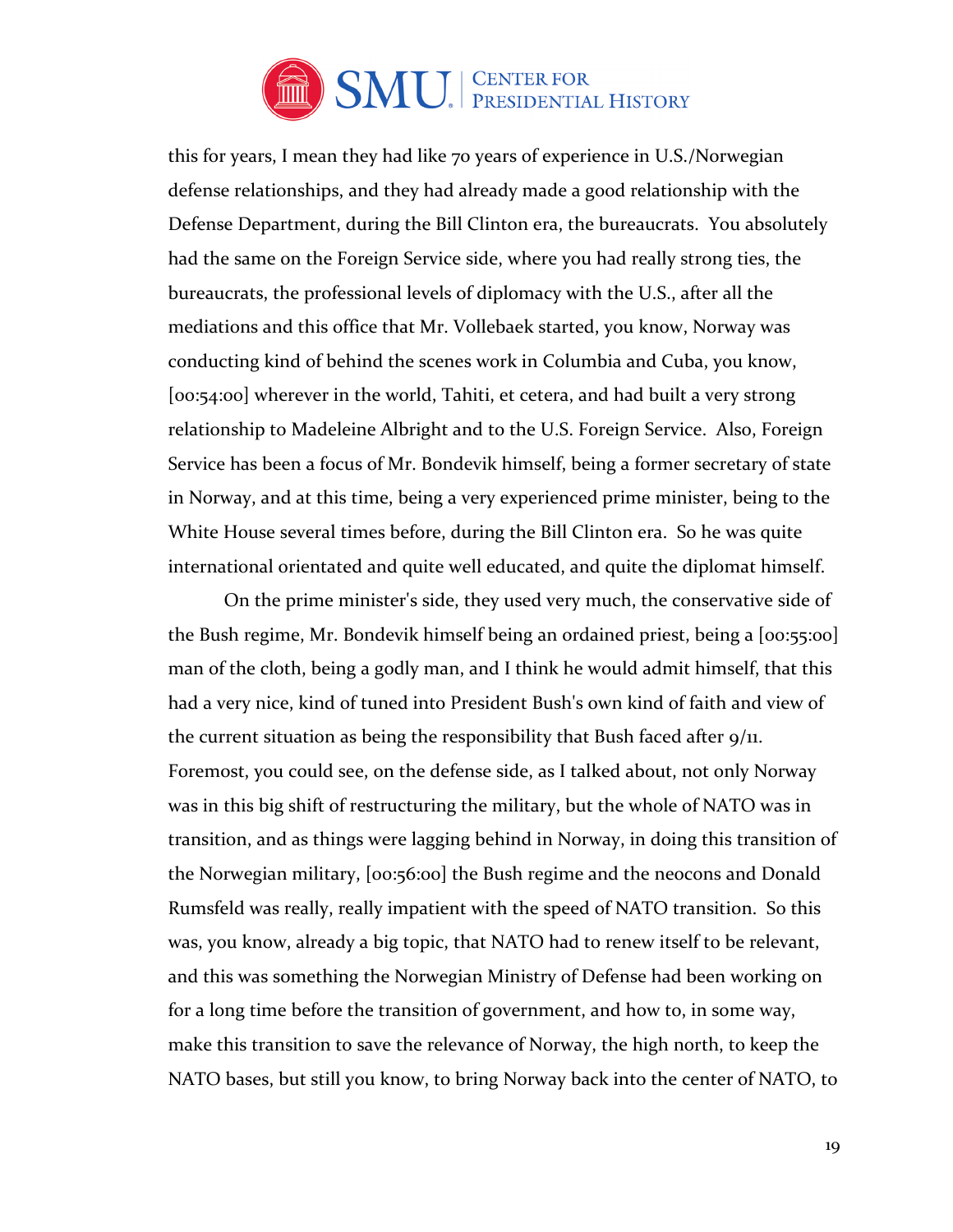this for years, I mean they had like 70 years of experience in U.S./Norwegian defense relationships, and they had already made a good relationship with the Defense Department, during the Bill Clinton era, the bureaucrats. You absolutely had the same on the Foreign Service side, where you had really strong ties, the bureaucrats, the professional levels of diplomacy with the U.S., after all the mediations and this office that Mr. Vollebaek started, you know, Norway was conducting kind of behind the scenes work in Columbia and Cuba, you know, [00:54:00] wherever in the world, Tahiti, et cetera, and had built a very strong relationship to Madeleine Albright and to the U.S. Foreign Service. Also, Foreign Service has been a focus of Mr. Bondevik himself, being a former secretary of state in Norway, and at this time, being a very experienced prime minister, being to the White House several times before, during the Bill Clinton era. So he was quite international orientated and quite well educated, and quite the diplomat himself.

On the prime minister's side, they used very much, the conservative side of the Bush regime, Mr. Bondevik himself being an ordained priest, being a [00:55:00] man of the cloth, being a godly man, and I think he would admit himself, that this had a very nice, kind of tuned into President Bush's own kind of faith and view of the current situation as being the responsibility that Bush faced after 9/11. Foremost, you could see, on the defense side, as I talked about, not only Norway was in this big shift of restructuring the military, but the whole of NATO was in transition, and as things were lagging behind in Norway, in doing this transition of the Norwegian military, [00:56:00] the Bush regime and the neocons and Donald Rumsfeld was really, really impatient with the speed of NATO transition. So this was, you know, already a big topic, that NATO had to renew itself to be relevant, and this was something the Norwegian Ministry of Defense had been working on for a long time before the transition of government, and how to, in some way, make this transition to save the relevance of Norway, the high north, to keep the NATO bases, but still you know, to bring Norway back into the center of NATO, to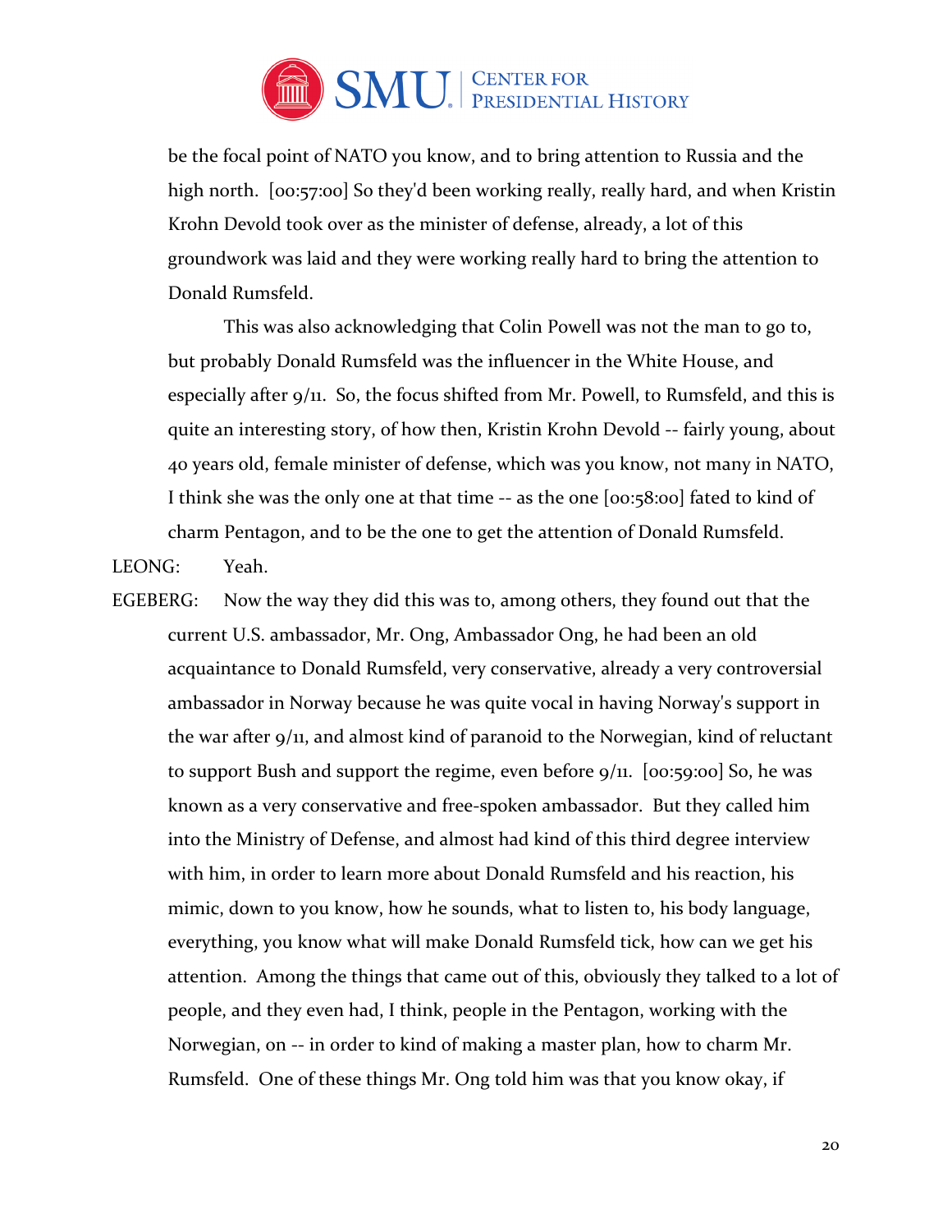be the focal point of NATO you know, and to bring attention to Russia and the high north. [00:57:00] So they'd been working really, really hard, and when Kristin Krohn Devold took over as the minister of defense, already, a lot of this groundwork was laid and they were working really hard to bring the attention to Donald Rumsfeld.

This was also acknowledging that Colin Powell was not the man to go to, but probably Donald Rumsfeld was the influencer in the White House, and especially after 9/11. So, the focus shifted from Mr. Powell, to Rumsfeld, and this is quite an interesting story, of how then, Kristin Krohn Devold -- fairly young, about 40 years old, female minister of defense, which was you know, not many in NATO, I think she was the only one at that time -- as the one [00:58:00] fated to kind of charm Pentagon, and to be the one to get the attention of Donald Rumsfeld.

LEONG: Yeah.

EGEBERG: Now the way they did this was to, among others, they found out that the current U.S. ambassador, Mr. Ong, Ambassador Ong, he had been an old acquaintance to Donald Rumsfeld, very conservative, already a very controversial ambassador in Norway because he was quite vocal in having Norway's support in the war after 9/11, and almost kind of paranoid to the Norwegian, kind of reluctant to support Bush and support the regime, even before 9/11. [00:59:00] So, he was known as a very conservative and free-spoken ambassador. But they called him into the Ministry of Defense, and almost had kind of this third degree interview with him, in order to learn more about Donald Rumsfeld and his reaction, his mimic, down to you know, how he sounds, what to listen to, his body language, everything, you know what will make Donald Rumsfeld tick, how can we get his attention. Among the things that came out of this, obviously they talked to a lot of people, and they even had, I think, people in the Pentagon, working with the Norwegian, on -- in order to kind of making a master plan, how to charm Mr. Rumsfeld. One of these things Mr. Ong told him was that you know okay, if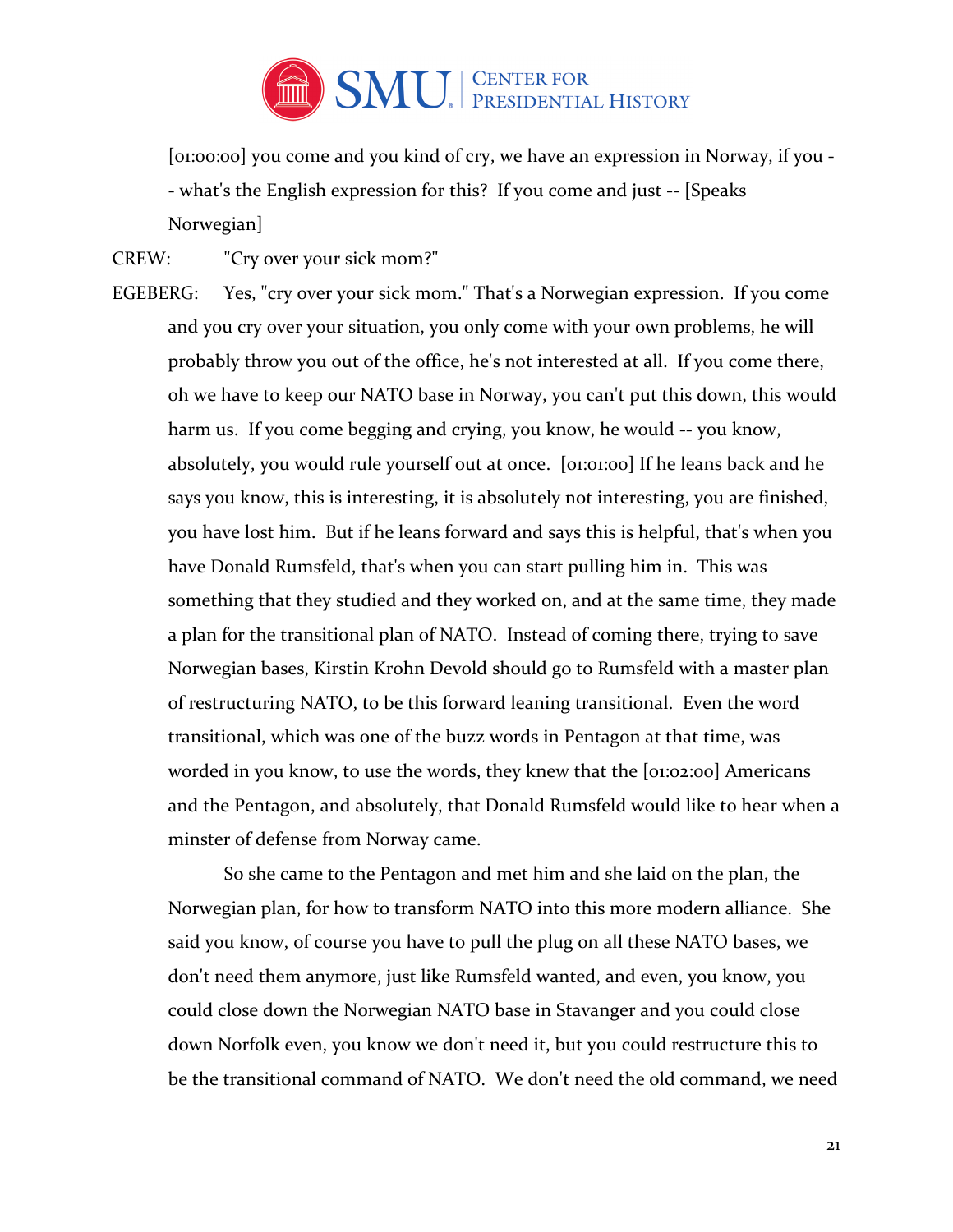[01:00:00] you come and you kind of cry, we have an expression in Norway, if you -- what's the English expression for this? If you come and just -- [Speaks Norwegian]

CREW: "Cry over your sick mom?"

EGEBERG: Yes, "cry over your sick mom." That's a Norwegian expression. If you come and you cry over your situation, you only come with your own problems, he will probably throw you out of the office, he's not interested at all. If you come there, oh we have to keep our NATO base in Norway, you can't put this down, this would harm us. If you come begging and crying, you know, he would -- you know, absolutely, you would rule yourself out at once. [01:01:00] If he leans back and he says you know, this is interesting, it is absolutely not interesting, you are finished, you have lost him. But if he leans forward and says this is helpful, that's when you have Donald Rumsfeld, that's when you can start pulling him in. This was something that they studied and they worked on, and at the same time, they made a plan for the transitional plan of NATO. Instead of coming there, trying to save Norwegian bases, Kirstin Krohn Devold should go to Rumsfeld with a master plan of restructuring NATO, to be this forward leaning transitional. Even the word transitional, which was one of the buzz words in Pentagon at that time, was worded in you know, to use the words, they knew that the [01:02:00] Americans and the Pentagon, and absolutely, that Donald Rumsfeld would like to hear when a minster of defense from Norway came.

So she came to the Pentagon and met him and she laid on the plan, the Norwegian plan, for how to transform NATO into this more modern alliance. She said you know, of course you have to pull the plug on all these NATO bases, we don't need them anymore, just like Rumsfeld wanted, and even, you know, you could close down the Norwegian NATO base in Stavanger and you could close down Norfolk even, you know we don't need it, but you could restructure this to be the transitional command of NATO. We don't need the old command, we need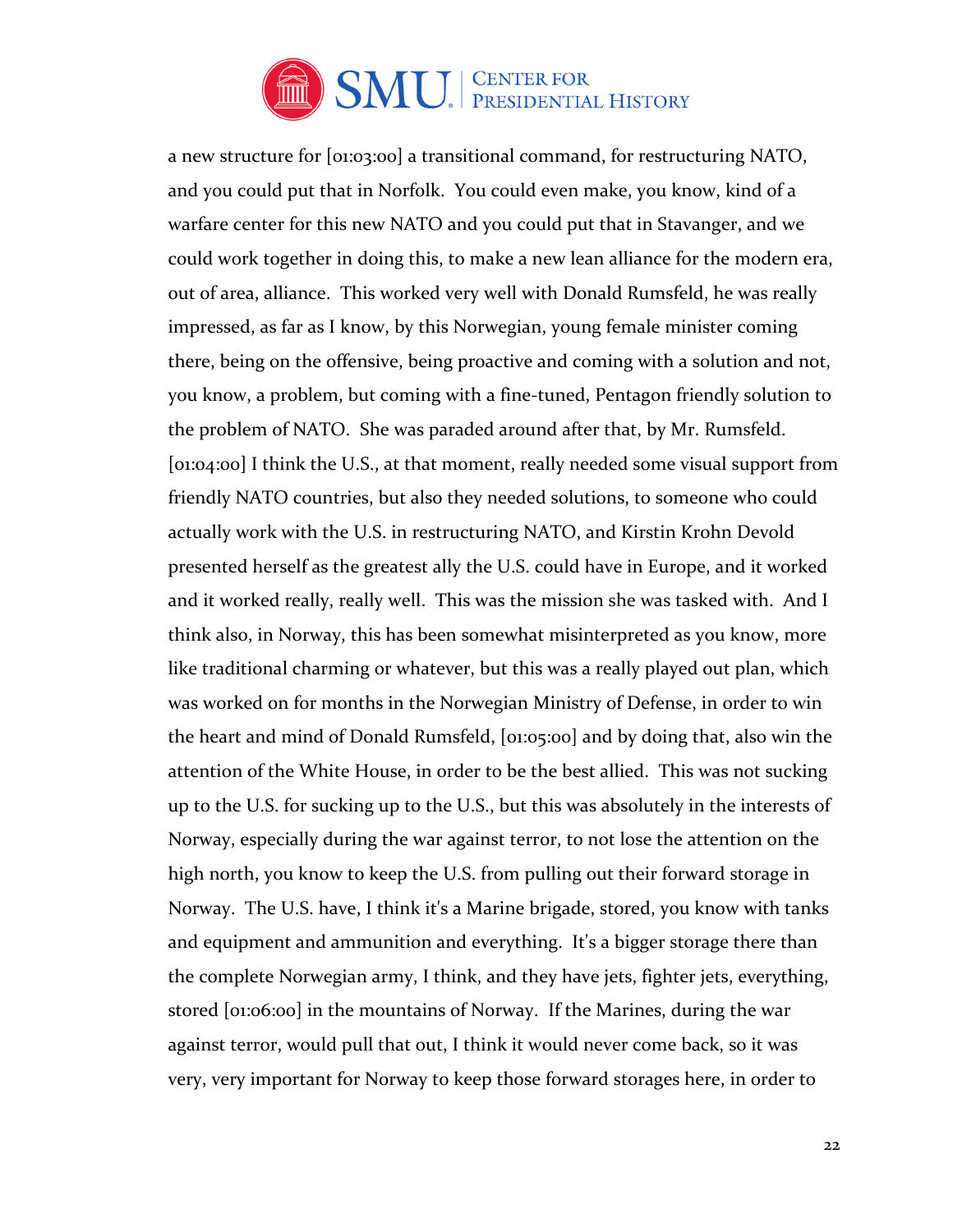a new structure for [01:03:00] a transitional command, for restructuring NATO, and you could put that in Norfolk. You could even make, you know, kind of a warfare center for this new NATO and you could put that in Stavanger, and we could work together in doing this, to make a new lean alliance for the modern era, out of area, alliance. This worked very well with Donald Rumsfeld, he was really impressed, as far as I know, by this Norwegian, young female minister coming there, being on the offensive, being proactive and coming with a solution and not, you know, a problem, but coming with a fine-tuned, Pentagon friendly solution to the problem of NATO. She was paraded around after that, by Mr. Rumsfeld. [01:04:00] I think the U.S., at that moment, really needed some visual support from friendly NATO countries, but also they needed solutions, to someone who could actually work with the U.S. in restructuring NATO, and Kirstin Krohn Devold presented herself as the greatest ally the U.S. could have in Europe, and it worked and it worked really, really well. This was the mission she was tasked with. And I think also, in Norway, this has been somewhat misinterpreted as you know, more like traditional charming or whatever, but this was a really played out plan, which was worked on for months in the Norwegian Ministry of Defense, in order to win the heart and mind of Donald Rumsfeld, [01:05:00] and by doing that, also win the attention of the White House, in order to be the best allied. This was not sucking up to the U.S. for sucking up to the U.S., but this was absolutely in the interests of Norway, especially during the war against terror, to not lose the attention on the high north, you know to keep the U.S. from pulling out their forward storage in Norway. The U.S. have, I think it's a Marine brigade, stored, you know with tanks and equipment and ammunition and everything. It's a bigger storage there than the complete Norwegian army, I think, and they have jets, fighter jets, everything, stored [01:06:00] in the mountains of Norway. If the Marines, during the war against terror, would pull that out, I think it would never come back, so it was very, very important for Norway to keep those forward storages here, in order to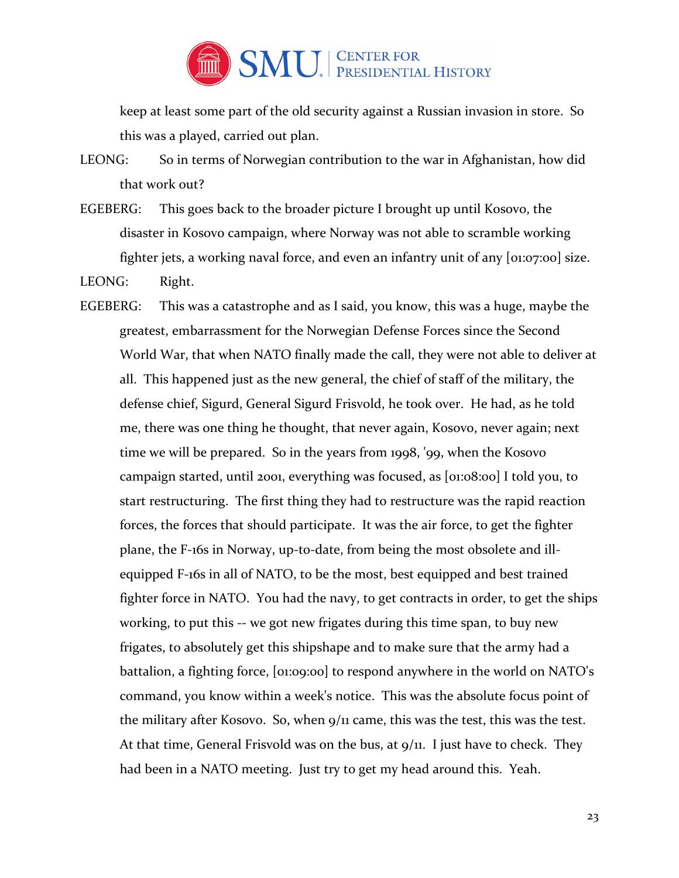keep at least some part of the old security against a Russian invasion in store. So this was a played, carried out plan.

LEONG: So in terms of Norwegian contribution to the war in Afghanistan, how did that work out?

EGEBERG: This goes back to the broader picture I brought up until Kosovo, the disaster in Kosovo campaign, where Norway was not able to scramble working fighter jets, a working naval force, and even an infantry unit of any [01:07:00] size.

LEONG: Right.

EGEBERG: This was a catastrophe and as I said, you know, this was a huge, maybe the greatest, embarrassment for the Norwegian Defense Forces since the Second World War, that when NATO finally made the call, they were not able to deliver at all. This happened just as the new general, the chief of staff of the military, the defense chief, Sigurd, General Sigurd Frisvold, he took over. He had, as he told me, there was one thing he thought, that never again, Kosovo, never again; next time we will be prepared. So in the years from 1998, '99, when the Kosovo campaign started, until 2001, everything was focused, as [01:08:00] I told you, to start restructuring. The first thing they had to restructure was the rapid reaction forces, the forces that should participate. It was the air force, to get the fighter plane, the F-16s in Norway, up-to-date, from being the most obsolete and ill-equipped F-16s in all of NATO, to be the most, best equipped and best trained fighter force in NATO. You had the navy, to get contracts in order, to get the ships working, to put this -- we got new frigates during this time span, to buy new frigates, to absolutely get this shipshape and to make sure that the army had a battalion, a fighting force, [01:09:00] to respond anywhere in the world on NATO's command, you know within a week's notice. This was the absolute focus point of the military after Kosovo. So, when 9/11 came, this was the test, this was the test. At that time, General Frisvold was on the bus, at 9/11. I just have to check. They had been in a NATO meeting. Just try to get my head around this. Yeah.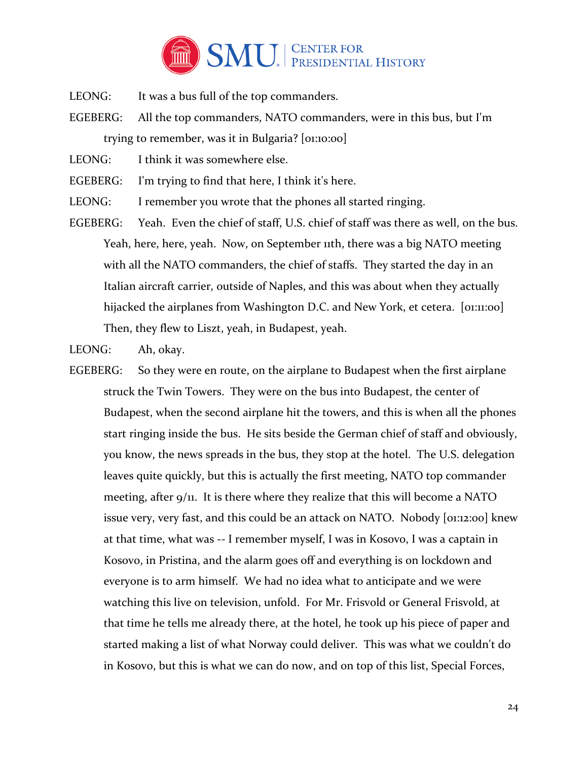LEONG: It was a bus full of the top commanders.

EGEBERG: All the top commanders, NATO commanders, were in this bus, but I'm trying to remember, was it in Bulgaria? [01:10:00]

LEONG: I think it was somewhere else.

EGEBERG: I'm trying to find that here, I think it's here.

LEONG: I remember you wrote that the phones all started ringing.

EGEBERG: Yeah. Even the chief of staff, U.S. chief of staff was there as well, on the bus. Yeah, here, here, yeah. Now, on September 11th, there was a big NATO meeting with all the NATO commanders, the chief of staffs. They started the day in an Italian aircraft carrier, outside of Naples, and this was about when they actually hijacked the airplanes from Washington D.C. and New York, et cetera. [01:11:00] Then, they flew to Liszt, yeah, in Budapest, yeah.

LEONG: Ah, okay.

EGEBERG: So they were en route, on the airplane to Budapest when the first airplane struck the Twin Towers. They were on the bus into Budapest, the center of Budapest, when the second airplane hit the towers, and this is when all the phones start ringing inside the bus. He sits beside the German chief of staff and obviously, you know, the news spreads in the bus, they stop at the hotel. The U.S. delegation leaves quite quickly, but this is actually the first meeting, NATO top commander meeting, after 9/11. It is there where they realize that this will become a NATO issue very, very fast, and this could be an attack on NATO. Nobody [01:12:00] knew at that time, what was -- I remember myself, I was in Kosovo, I was a captain in Kosovo, in Pristina, and the alarm goes off and everything is on lockdown and everyone is to arm himself. We had no idea what to anticipate and we were watching this live on television, unfold. For Mr. Frisvold or General Frisvold, at that time he tells me already there, at the hotel, he took up his piece of paper and started making a list of what Norway could deliver. This was what we couldn't do in Kosovo, but this is what we can do now, and on top of this list, Special Forces,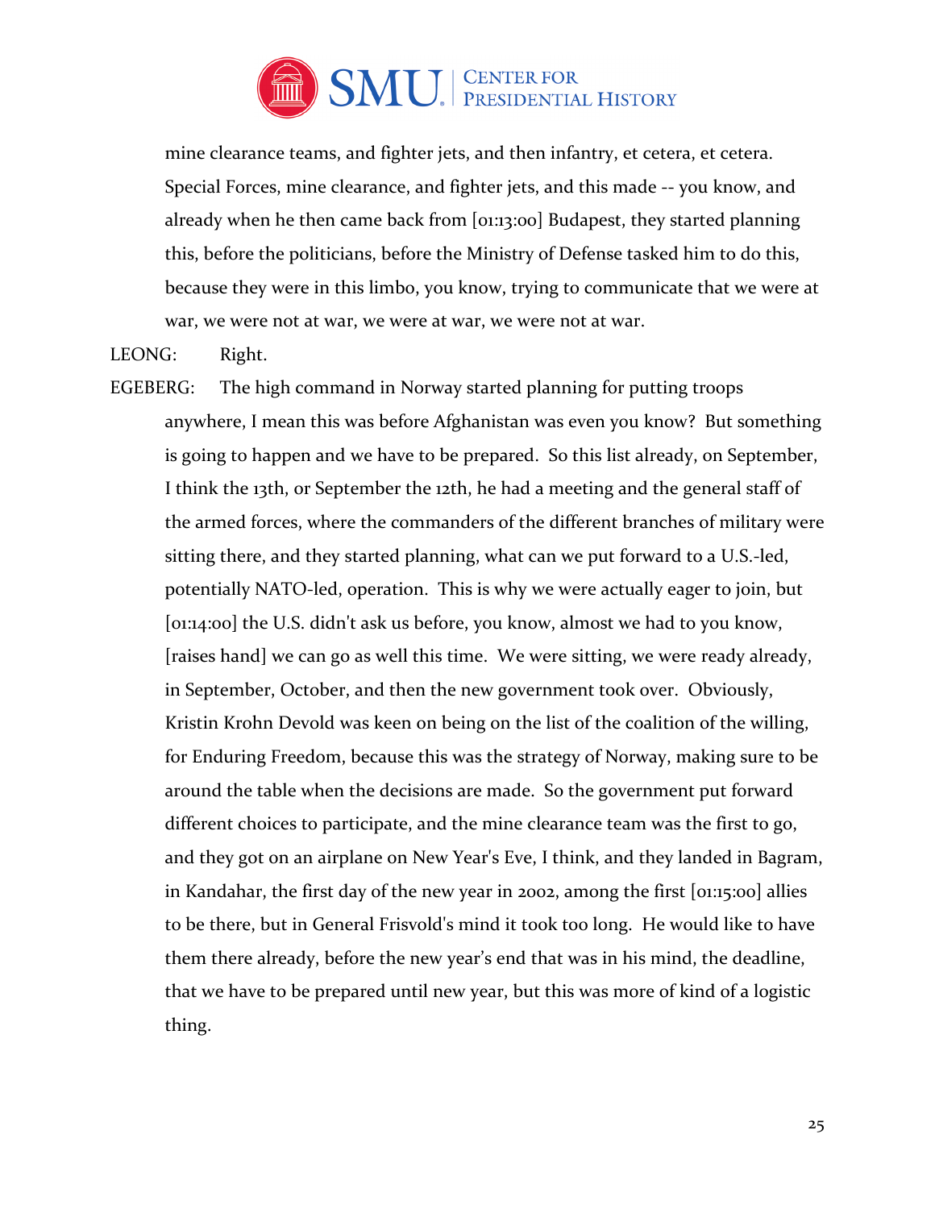mine clearance teams, and fighter jets, and then infantry, et cetera, et cetera. Special Forces, mine clearance, and fighter jets, and this made -- you know, and already when he then came back from [01:13:00] Budapest, they started planning this, before the politicians, before the Ministry of Defense tasked him to do this, because they were in this limbo, you know, trying to communicate that we were at war, we were not at war, we were at war, we were not at war.

LEONG: Right.

EGEBERG: The high command in Norway started planning for putting troops anywhere, I mean this was before Afghanistan was even you know? But something is going to happen and we have to be prepared. So this list already, on September, I think the 13th, or September the 12th, he had a meeting and the general staff of the armed forces, where the commanders of the different branches of military were sitting there, and they started planning, what can we put forward to a U.S.-led, potentially NATO-led, operation. This is why we were actually eager to join, but [01:14:00] the U.S. didn't ask us before, you know, almost we had to you know, [raises hand] we can go as well this time. We were sitting, we were ready already, in September, October, and then the new government took over. Obviously, Kristin Krohn Devold was keen on being on the list of the coalition of the willing, for Enduring Freedom, because this was the strategy of Norway, making sure to be around the table when the decisions are made. So the government put forward different choices to participate, and the mine clearance team was the first to go, and they got on an airplane on New Year's Eve, I think, and they landed in Bagram, in Kandahar, the first day of the new year in 2002, among the first [01:15:00] allies to be there, but in General Frisvold's mind it took too long. He would like to have them there already, before the new year's end that was in his mind, the deadline, that we have to be prepared until new year, but this was more of kind of a logistic thing.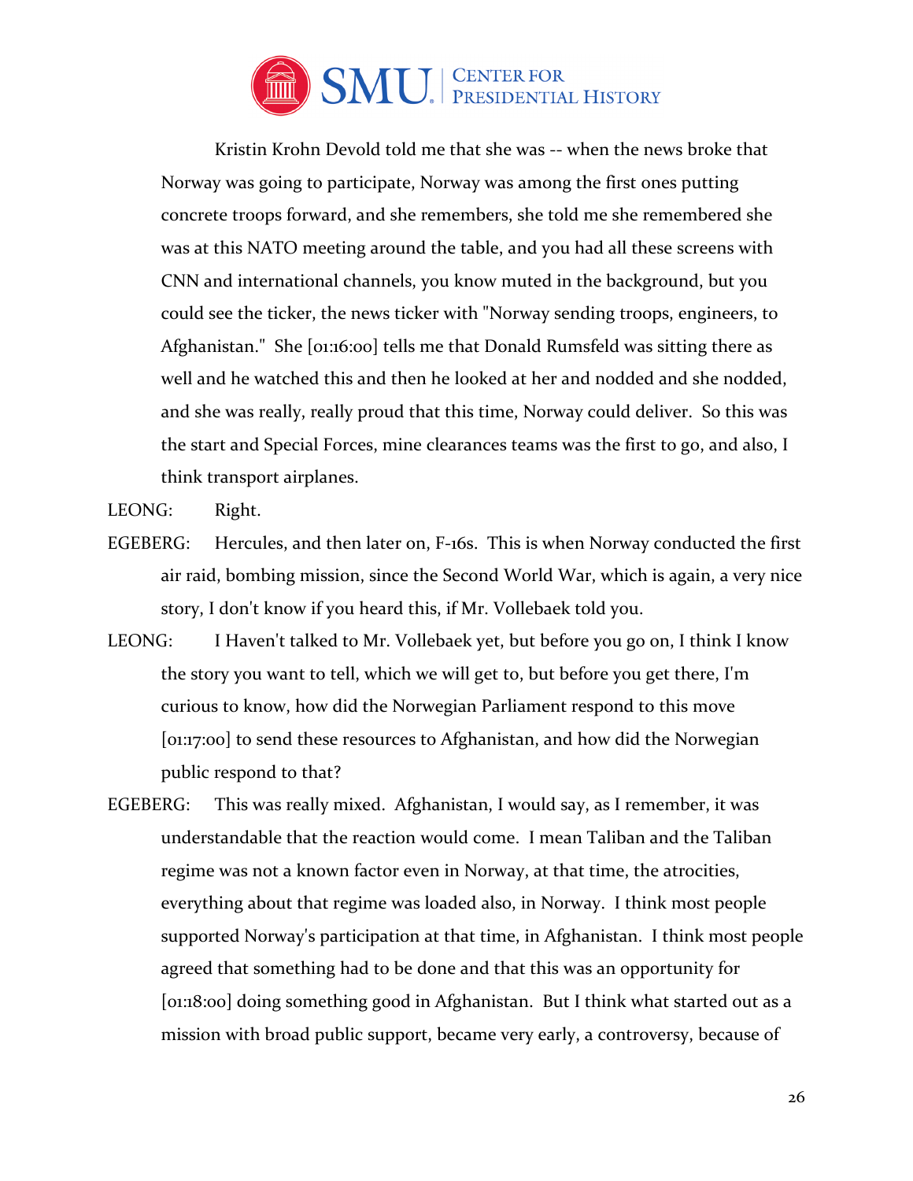Kristin Krohn Devold told me that she was -- when the news broke that Norway was going to participate, Norway was among the first ones putting concrete troops forward, and she remembers, she told me she remembered she was at this NATO meeting around the table, and you had all these screens with CNN and international channels, you know muted in the background, but you could see the ticker, the news ticker with "Norway sending troops, engineers, to Afghanistan." She [01:16:00] tells me that Donald Rumsfeld was sitting there as well and he watched this and then he looked at her and nodded and she nodded, and she was really, really proud that this time, Norway could deliver. So this was the start and Special Forces, mine clearances teams was the first to go, and also, I think transport airplanes.

LEONG: Right.

EGEBERG: Hercules, and then later on, F-16s. This is when Norway conducted the first air raid, bombing mission, since the Second World War, which is again, a very nice story, I don't know if you heard this, if Mr. Vollebaek told you.

LEONG: I Haven't talked to Mr. Vollebaek yet, but before you go on, I think I know the story you want to tell, which we will get to, but before you get there, I'm curious to know, how did the Norwegian Parliament respond to this move [01:17:00] to send these resources to Afghanistan, and how did the Norwegian public respond to that?

EGEBERG: This was really mixed. Afghanistan, I would say, as I remember, it was understandable that the reaction would come. I mean Taliban and the Taliban regime was not a known factor even in Norway, at that time, the atrocities, everything about that regime was loaded also, in Norway. I think most people supported Norway's participation at that time, in Afghanistan. I think most people agreed that something had to be done and that this was an opportunity for [01:18:00] doing something good in Afghanistan. But I think what started out as a mission with broad public support, became very early, a controversy, because of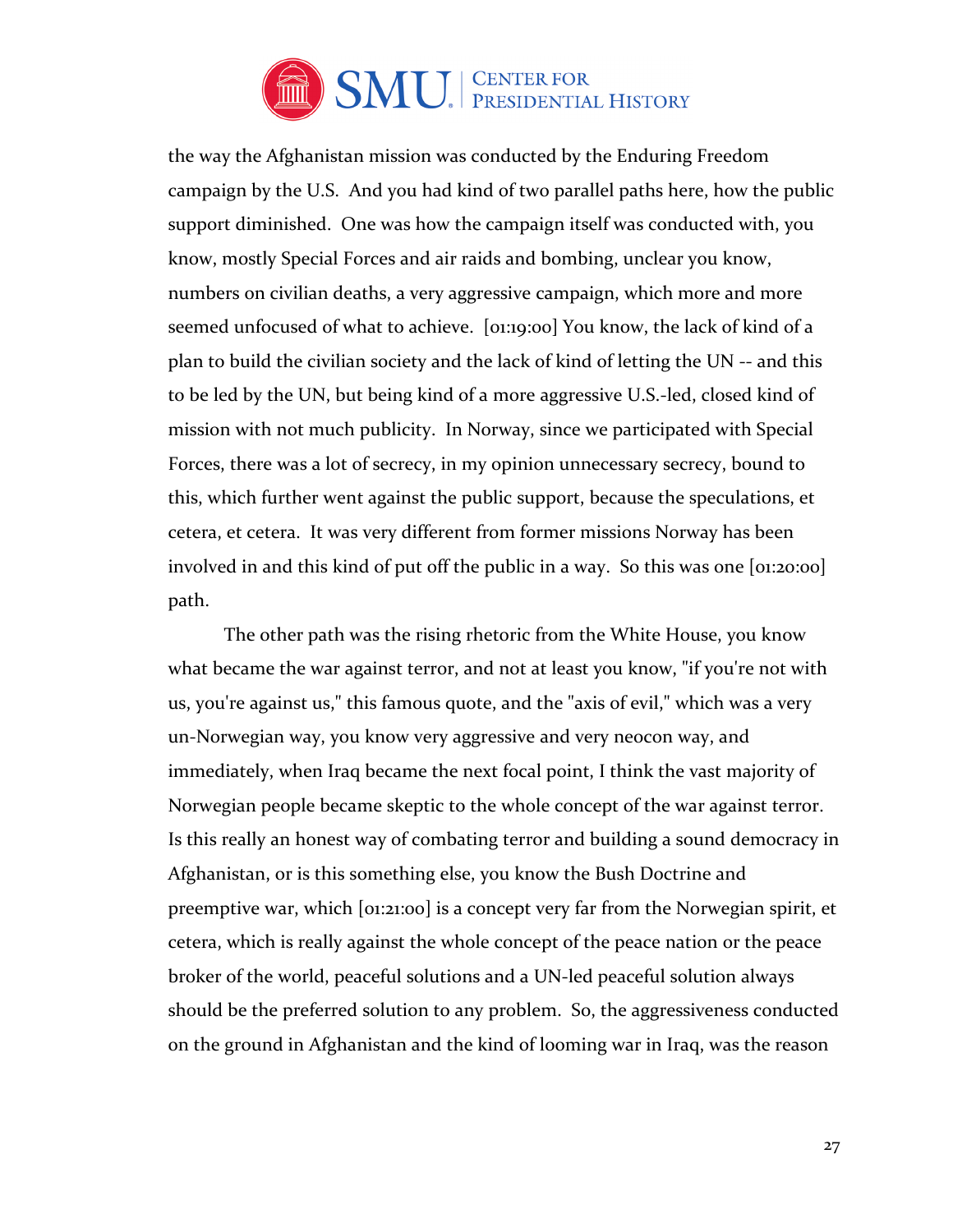the way the Afghanistan mission was conducted by the Enduring Freedom campaign by the U.S. And you had kind of two parallel paths here, how the public support diminished. One was how the campaign itself was conducted with, you know, mostly Special Forces and air raids and bombing, unclear you know, numbers on civilian deaths, a very aggressive campaign, which more and more seemed unfocused of what to achieve. [01:19:00] You know, the lack of kind of a plan to build the civilian society and the lack of kind of letting the UN -- and this to be led by the UN, but being kind of a more aggressive U.S.-led, closed kind of mission with not much publicity. In Norway, since we participated with Special Forces, there was a lot of secrecy, in my opinion unnecessary secrecy, bound to this, which further went against the public support, because the speculations, et cetera, et cetera. It was very different from former missions Norway has been involved in and this kind of put off the public in a way. So this was one [01:20:00] path.

The other path was the rising rhetoric from the White House, you know what became the war against terror, and not at least you know, "if you're not with us, you're against us," this famous quote, and the "axis of evil," which was a very un-Norwegian way, you know very aggressive and very neocon way, and immediately, when Iraq became the next focal point, I think the vast majority of Norwegian people became skeptic to the whole concept of the war against terror. Is this really an honest way of combating terror and building a sound democracy in Afghanistan, or is this something else, you know the Bush Doctrine and preemptive war, which [01:21:00] is a concept very far from the Norwegian spirit, et cetera, which is really against the whole concept of the peace nation or the peace broker of the world, peaceful solutions and a UN-led peaceful solution always should be the preferred solution to any problem. So, the aggressiveness conducted on the ground in Afghanistan and the kind of looming war in Iraq, was the reason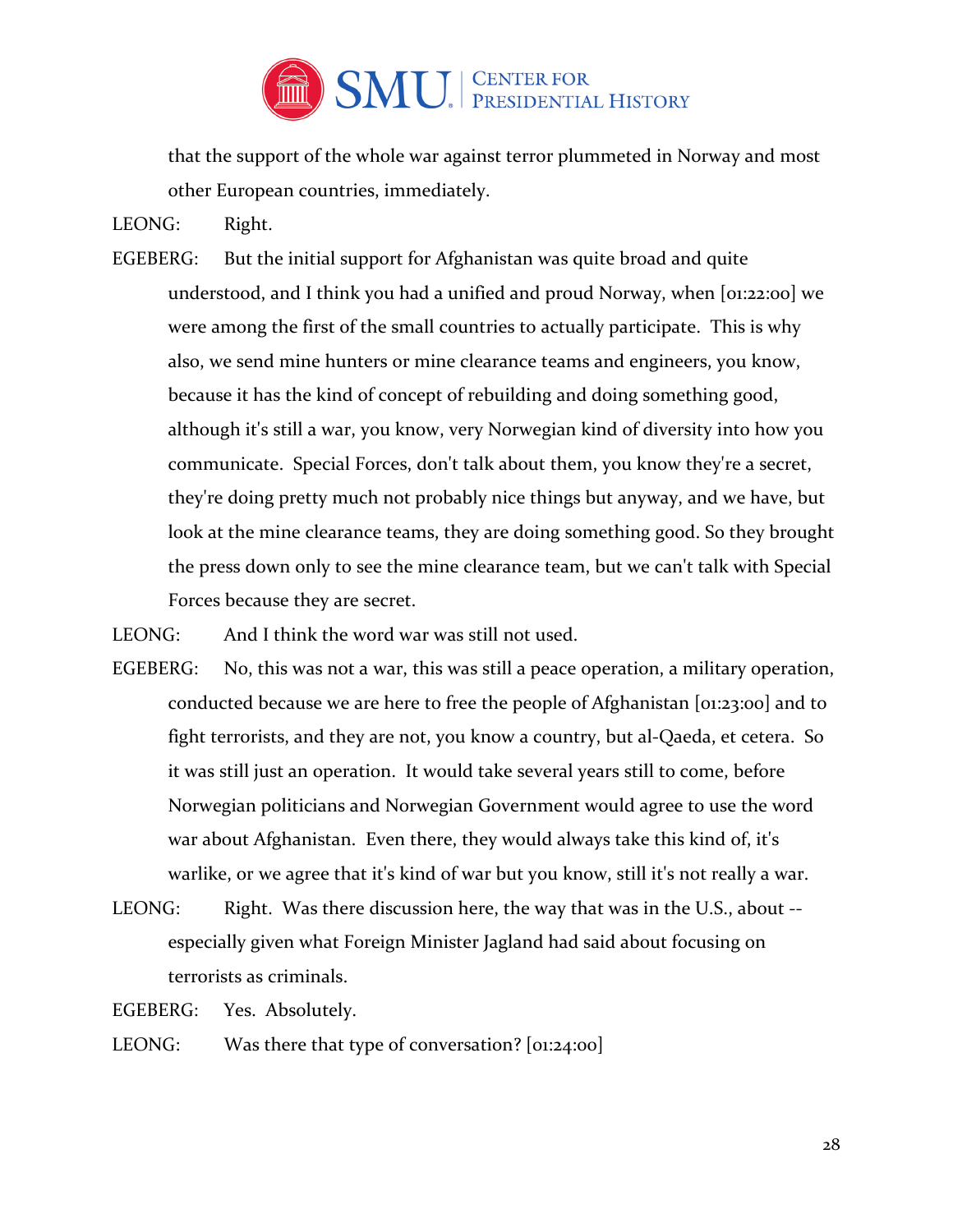that the support of the whole war against terror plummeted in Norway and most other European countries, immediately.

LEONG: Right.

EGEBERG: But the initial support for Afghanistan was quite broad and quite understood, and I think you had a unified and proud Norway, when [01:22:00] we were among the first of the small countries to actually participate. This is why also, we send mine hunters or mine clearance teams and engineers, you know, because it has the kind of concept of rebuilding and doing something good, although it's still a war, you know, very Norwegian kind of diversity into how you communicate. Special Forces, don't talk about them, you know they're a secret, they're doing pretty much not probably nice things but anyway, and we have, but look at the mine clearance teams, they are doing something good. So they brought the press down only to see the mine clearance team, but we can't talk with Special Forces because they are secret.

LEONG: And I think the word war was still not used.

EGEBERG: No, this was not a war, this was still a peace operation, a military operation, conducted because we are here to free the people of Afghanistan [01:23:00] and to fight terrorists, and they are not, you know a country, but al-Qaeda, et cetera. So it was still just an operation. It would take several years still to come, before Norwegian politicians and Norwegian Government would agree to use the word war about Afghanistan. Even there, they would always take this kind of, it's warlike, or we agree that it's kind of war but you know, still it's not really a war.

LEONG: Right. Was there discussion here, the way that was in the U.S., about -- especially given what Foreign Minister Jagland had said about focusing on terrorists as criminals.

EGEBERG: Yes. Absolutely.

LEONG: Was there that type of conversation? [01:24:00]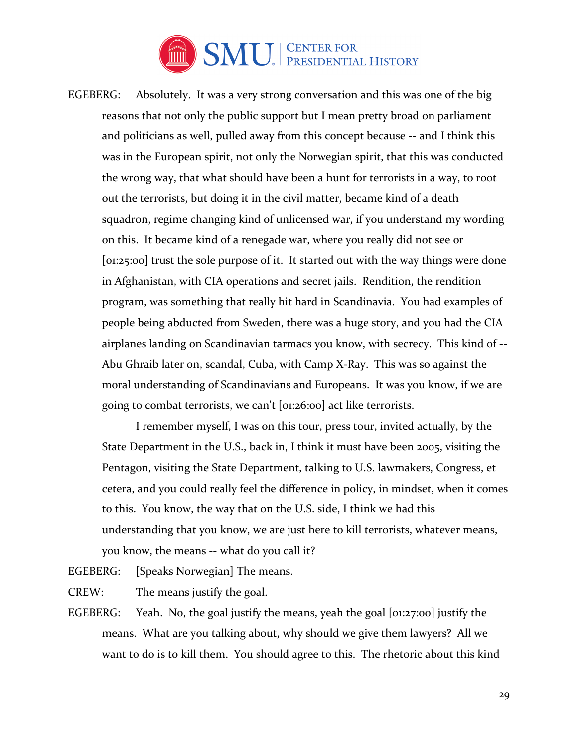EGEBERG: Absolutely. It was a very strong conversation and this was one of the big reasons that not only the public support but I mean pretty broad on parliament and politicians as well, pulled away from this concept because -- and I think this was in the European spirit, not only the Norwegian spirit, that this was conducted the wrong way, that what should have been a hunt for terrorists in a way, to root out the terrorists, but doing it in the civil matter, became kind of a death squadron, regime changing kind of unlicensed war, if you understand my wording on this. It became kind of a renegade war, where you really did not see or [01:25:00] trust the sole purpose of it. It started out with the way things were done in Afghanistan, with CIA operations and secret jails. Rendition, the rendition program, was something that really hit hard in Scandinavia. You had examples of people being abducted from Sweden, there was a huge story, and you had the CIA airplanes landing on Scandinavian tarmacs you know, with secrecy. This kind of -- Abu Ghraib later on, scandal, Cuba, with Camp X-Ray. This was so against the moral understanding of Scandinavians and Europeans. It was you know, if we are going to combat terrorists, we can't [01:26:00] act like terrorists.

I remember myself, I was on this tour, press tour, invited actually, by the State Department in the U.S., back in, I think it must have been 2005, visiting the Pentagon, visiting the State Department, talking to U.S. lawmakers, Congress, et cetera, and you could really feel the difference in policy, in mindset, when it comes to this. You know, the way that on the U.S. side, I think we had this understanding that you know, we are just here to kill terrorists, whatever means, you know, the means -- what do you call it?

EGEBERG: [Speaks Norwegian] The means.

CREW: The means justify the goal.

EGEBERG: Yeah. No, the goal justify the means, yeah the goal [01:27:00] justify the means. What are you talking about, why should we give them lawyers? All we want to do is to kill them. You should agree to this. The rhetoric about this kind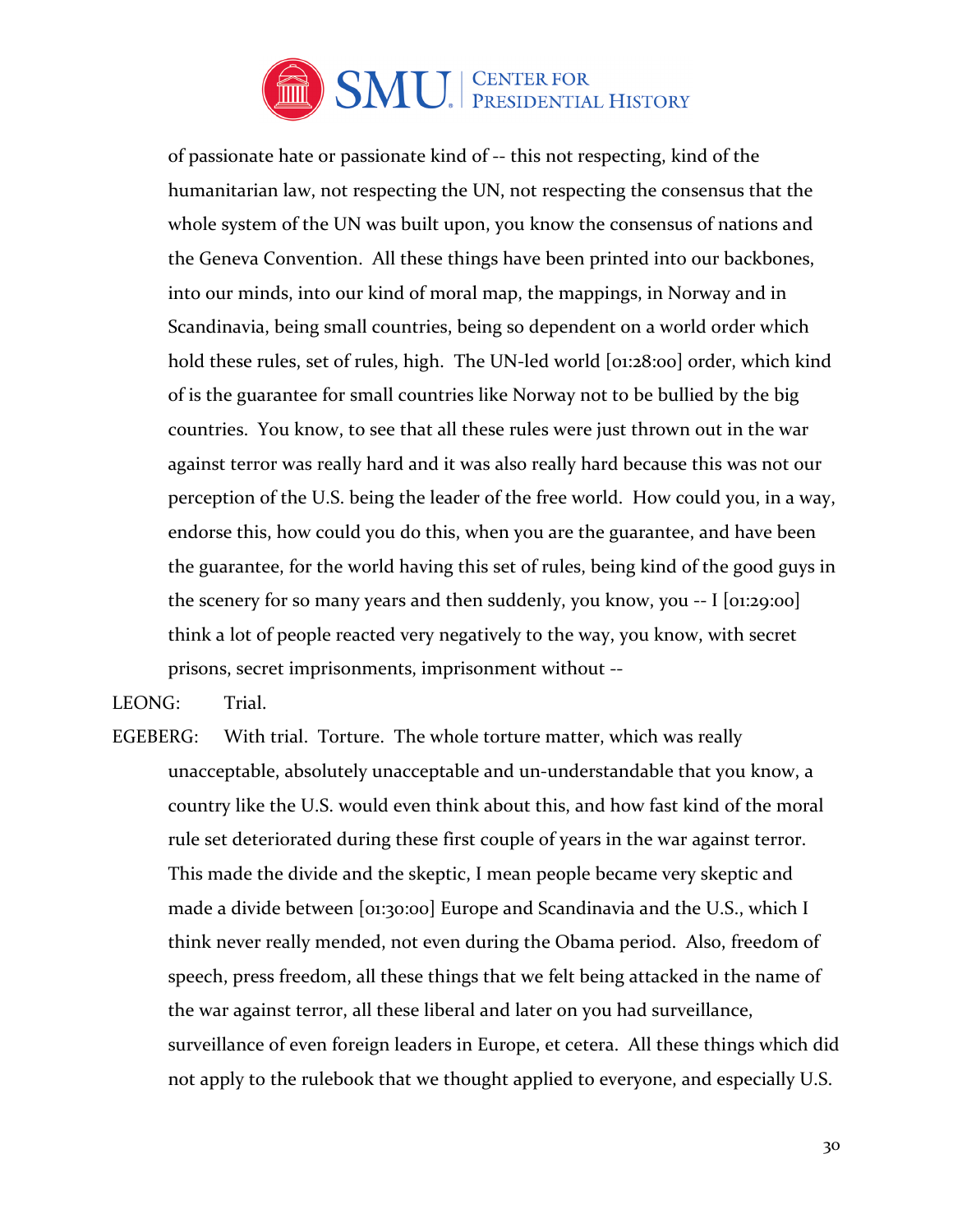of passionate hate or passionate kind of -- this not respecting, kind of the humanitarian law, not respecting the UN, not respecting the consensus that the whole system of the UN was built upon, you know the consensus of nations and the Geneva Convention. All these things have been printed into our backbones, into our minds, into our kind of moral map, the mappings, in Norway and in Scandinavia, being small countries, being so dependent on a world order which hold these rules, set of rules, high. The UN-led world [01:28:00] order, which kind of is the guarantee for small countries like Norway not to be bullied by the big countries. You know, to see that all these rules were just thrown out in the war against terror was really hard and it was also really hard because this was not our perception of the U.S. being the leader of the free world. How could you, in a way, endorse this, how could you do this, when you are the guarantee, and have been the guarantee, for the world having this set of rules, being kind of the good guys in the scenery for so many years and then suddenly, you know, you -- I [01:29:00] think a lot of people reacted very negatively to the way, you know, with secret prisons, secret imprisonments, imprisonment without --

LEONG: Trial.

EGEBERG: With trial. Torture. The whole torture matter, which was really unacceptable, absolutely unacceptable and un-understandable that you know, a country like the U.S. would even think about this, and how fast kind of the moral rule set deteriorated during these first couple of years in the war against terror. This made the divide and the skeptic, I mean people became very skeptic and made a divide between [01:30:00] Europe and Scandinavia and the U.S., which I think never really mended, not even during the Obama period. Also, freedom of speech, press freedom, all these things that we felt being attacked in the name of the war against terror, all these liberal and later on you had surveillance, surveillance of even foreign leaders in Europe, et cetera. All these things which did not apply to the rulebook that we thought applied to everyone, and especially U.S.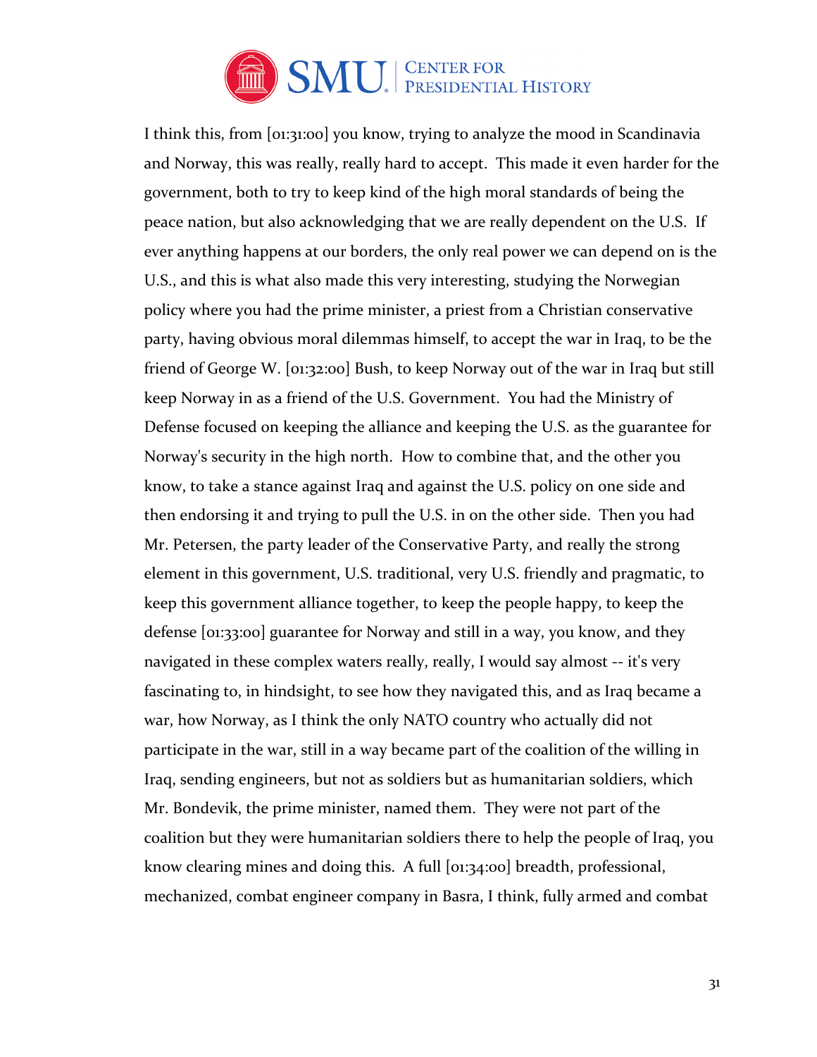I think this, from [01:31:00] you know, trying to analyze the mood in Scandinavia and Norway, this was really, really hard to accept. This made it even harder for the government, both to try to keep kind of the high moral standards of being the peace nation, but also acknowledging that we are really dependent on the U.S. If ever anything happens at our borders, the only real power we can depend on is the U.S., and this is what also made this very interesting, studying the Norwegian policy where you had the prime minister, a priest from a Christian conservative party, having obvious moral dilemmas himself, to accept the war in Iraq, to be the friend of George W. [01:32:00] Bush, to keep Norway out of the war in Iraq but still keep Norway in as a friend of the U.S. Government. You had the Ministry of Defense focused on keeping the alliance and keeping the U.S. as the guarantee for Norway's security in the high north. How to combine that, and the other you know, to take a stance against Iraq and against the U.S. policy on one side and then endorsing it and trying to pull the U.S. in on the other side. Then you had Mr. Petersen, the party leader of the Conservative Party, and really the strong element in this government, U.S. traditional, very U.S. friendly and pragmatic, to keep this government alliance together, to keep the people happy, to keep the defense [01:33:00] guarantee for Norway and still in a way, you know, and they navigated in these complex waters really, really, I would say almost -- it's very fascinating to, in hindsight, to see how they navigated this, and as Iraq became a war, how Norway, as I think the only NATO country who actually did not participate in the war, still in a way became part of the coalition of the willing in Iraq, sending engineers, but not as soldiers but as humanitarian soldiers, which Mr. Bondevik, the prime minister, named them. They were not part of the coalition but they were humanitarian soldiers there to help the people of Iraq, you know clearing mines and doing this. A full [01:34:00] breadth, professional, mechanized, combat engineer company in Basra, I think, fully armed and combat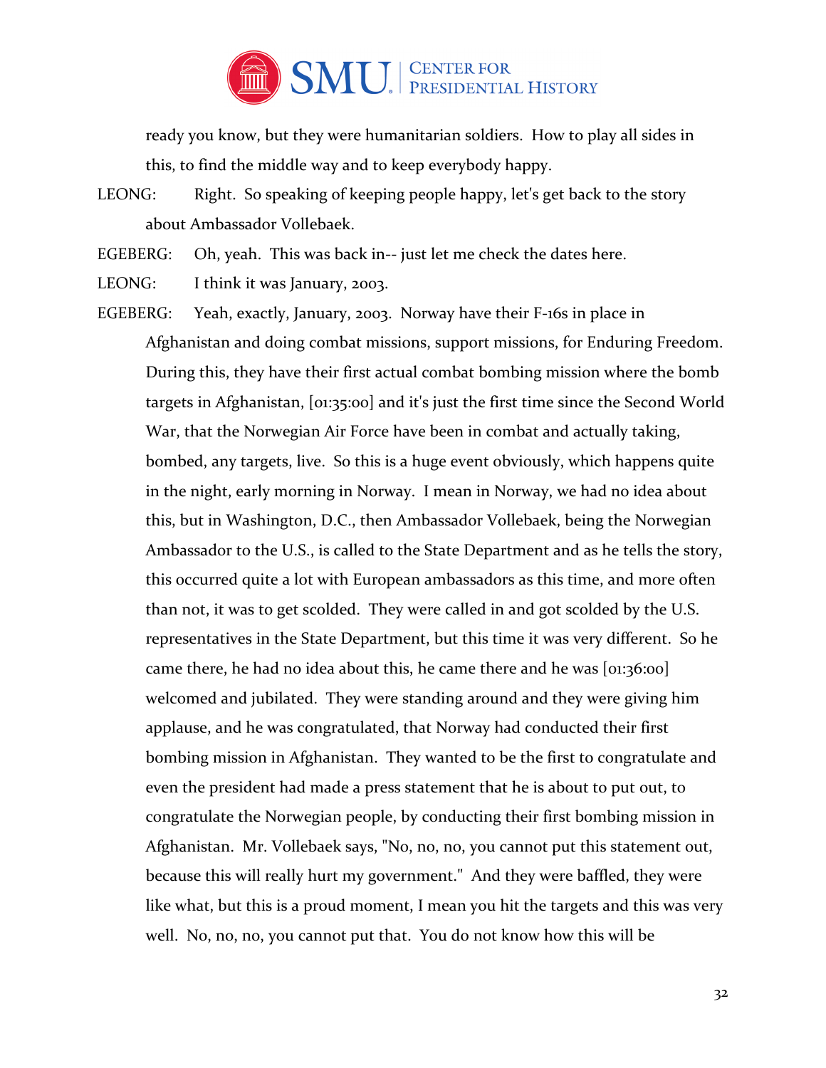ready you know, but they were humanitarian soldiers. How to play all sides in this, to find the middle way and to keep everybody happy.

LEONG: Right. So speaking of keeping people happy, let's get back to the story about Ambassador Vollebaek.

EGEBERG: Oh, yeah. This was back in-- just let me check the dates here.

LEONG: I think it was January, 2003.

EGEBERG: Yeah, exactly, January, 2003. Norway have their F-16s in place in Afghanistan and doing combat missions, support missions, for Enduring Freedom. During this, they have their first actual combat bombing mission where the bomb targets in Afghanistan, [01:35:00] and it's just the first time since the Second World War, that the Norwegian Air Force have been in combat and actually taking, bombed, any targets, live. So this is a huge event obviously, which happens quite in the night, early morning in Norway. I mean in Norway, we had no idea about this, but in Washington, D.C., then Ambassador Vollebaek, being the Norwegian Ambassador to the U.S., is called to the State Department and as he tells the story, this occurred quite a lot with European ambassadors as this time, and more often than not, it was to get scolded. They were called in and got scolded by the U.S. representatives in the State Department, but this time it was very different. So he came there, he had no idea about this, he came there and he was [01:36:00] welcomed and jubilated. They were standing around and they were giving him applause, and he was congratulated, that Norway had conducted their first bombing mission in Afghanistan. They wanted to be the first to congratulate and even the president had made a press statement that he is about to put out, to congratulate the Norwegian people, by conducting their first bombing mission in Afghanistan. Mr. Vollebaek says, "No, no, no, you cannot put this statement out, because this will really hurt my government." And they were baffled, they were like what, but this is a proud moment, I mean you hit the targets and this was very well. No, no, no, you cannot put that. You do not know how this will be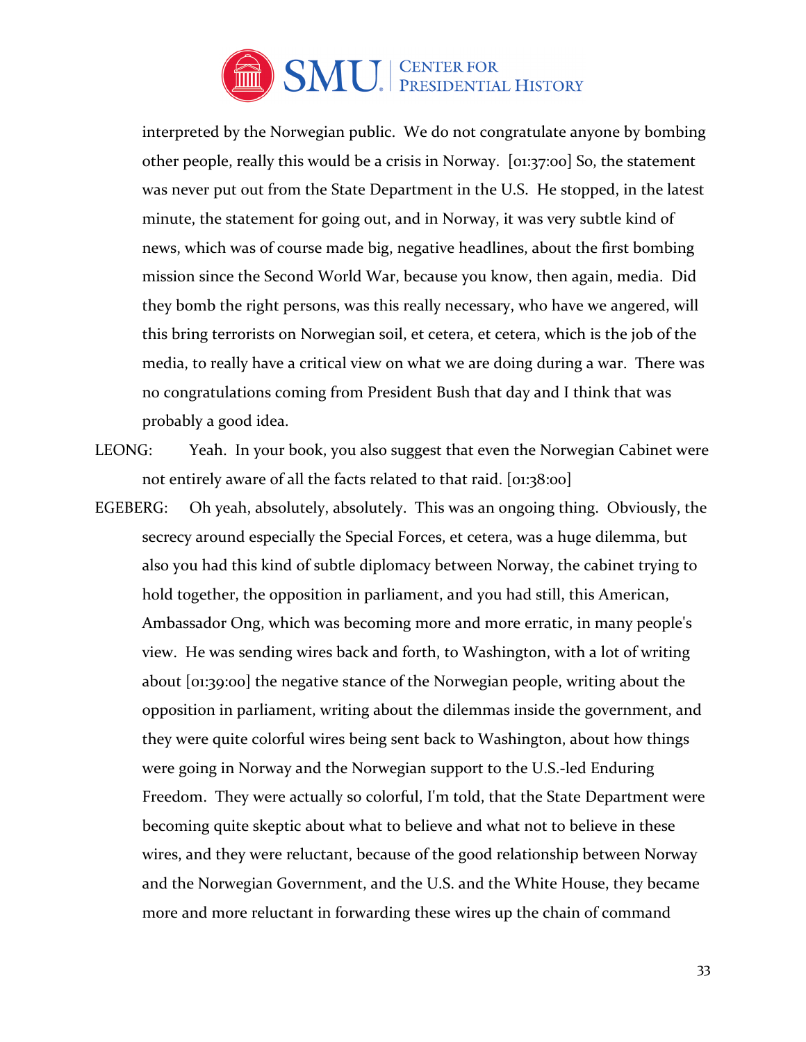interpreted by the Norwegian public. We do not congratulate anyone by bombing other people, really this would be a crisis in Norway. [01:37:00] So, the statement was never put out from the State Department in the U.S. He stopped, in the latest minute, the statement for going out, and in Norway, it was very subtle kind of news, which was of course made big, negative headlines, about the first bombing mission since the Second World War, because you know, then again, media. Did they bomb the right persons, was this really necessary, who have we angered, will this bring terrorists on Norwegian soil, et cetera, et cetera, which is the job of the media, to really have a critical view on what we are doing during a war. There was no congratulations coming from President Bush that day and I think that was probably a good idea.

LEONG: Yeah. In your book, you also suggest that even the Norwegian Cabinet were not entirely aware of all the facts related to that raid. [01:38:00]

EGEBERG: Oh yeah, absolutely, absolutely. This was an ongoing thing. Obviously, the secrecy around especially the Special Forces, et cetera, was a huge dilemma, but also you had this kind of subtle diplomacy between Norway, the cabinet trying to hold together, the opposition in parliament, and you had still, this American, Ambassador Ong, which was becoming more and more erratic, in many people's view. He was sending wires back and forth, to Washington, with a lot of writing about [01:39:00] the negative stance of the Norwegian people, writing about the opposition in parliament, writing about the dilemmas inside the government, and they were quite colorful wires being sent back to Washington, about how things were going in Norway and the Norwegian support to the U.S.-led Enduring Freedom. They were actually so colorful, I'm told, that the State Department were becoming quite skeptic about what to believe and what not to believe in these wires, and they were reluctant, because of the good relationship between Norway and the Norwegian Government, and the U.S. and the White House, they became more and more reluctant in forwarding these wires up the chain of command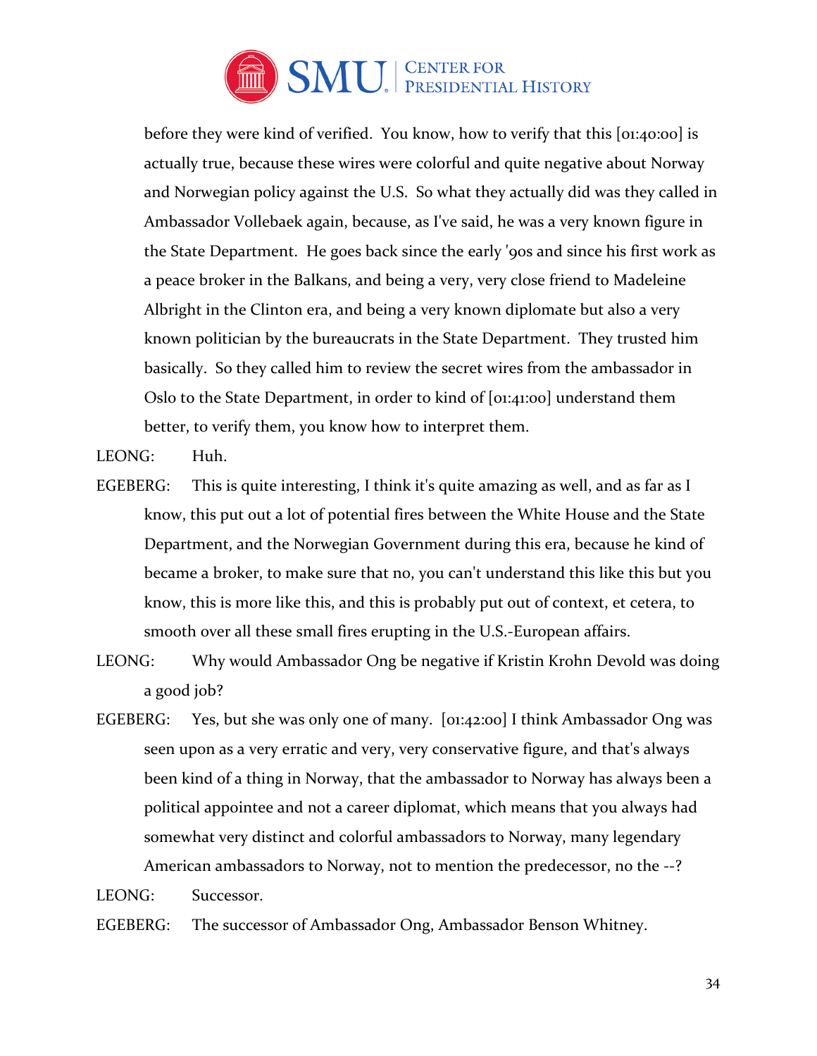before they were kind of verified. You know, how to verify that this [01:40:00] is actually true, because these wires were colorful and quite negative about Norway and Norwegian policy against the U.S. So what they actually did was they called in Ambassador Vollebaek again, because, as I've said, he was a very known figure in the State Department. He goes back since the early '90s and since his first work as a peace broker in the Balkans, and being a very, very close friend to Madeleine Albright in the Clinton era, and being a very known diplomate but also a very known politician by the bureaucrats in the State Department. They trusted him basically. So they called him to review the secret wires from the ambassador in Oslo to the State Department, in order to kind of [01:41:00] understand them better, to verify them, you know how to interpret them.

LEONG: Huh.

EGEBERG: This is quite interesting, I think it's quite amazing as well, and as far as I know, this put out a lot of potential fires between the White House and the State Department, and the Norwegian Government during this era, because he kind of became a broker, to make sure that no, you can't understand this like this but you know, this is more like this, and this is probably put out of context, et cetera, to smooth over all these small fires erupting in the U.S.-European affairs.

LEONG: Why would Ambassador Ong be negative if Kristin Krohn Devold was doing a good job?

EGEBERG: Yes, but she was only one of many. [01:42:00] I think Ambassador Ong was seen upon as a very erratic and very, very conservative figure, and that's always been kind of a thing in Norway, that the ambassador to Norway has always been a political appointee and not a career diplomat, which means that you always had somewhat very distinct and colorful ambassadors to Norway, many legendary American ambassadors to Norway, not to mention the predecessor, no the --?

LEONG: Successor.

EGEBERG: The successor of Ambassador Ong, Ambassador Benson Whitney.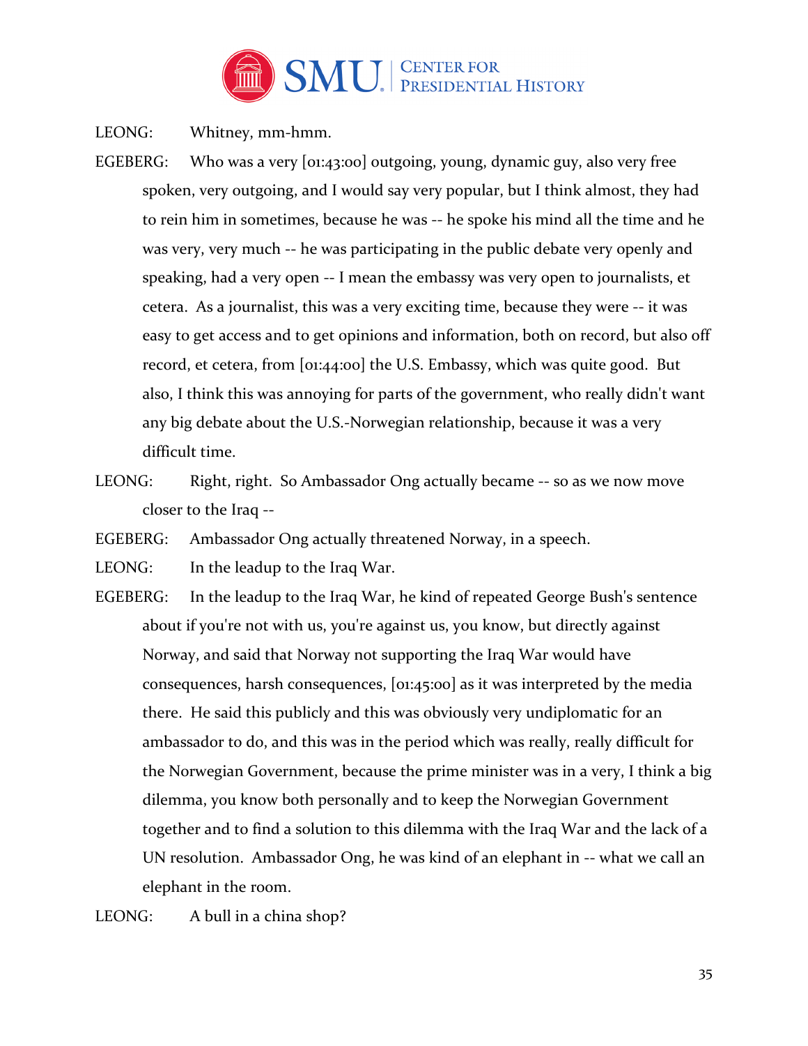LEONG: Whitney, mm-hmm.

EGEBERG: Who was a very [01:43:00] outgoing, young, dynamic guy, also very free spoken, very outgoing, and I would say very popular, but I think almost, they had to rein him in sometimes, because he was -- he spoke his mind all the time and he was very, very much -- he was participating in the public debate very openly and speaking, had a very open -- I mean the embassy was very open to journalists, et cetera. As a journalist, this was a very exciting time, because they were -- it was easy to get access and to get opinions and information, both on record, but also off record, et cetera, from [01:44:00] the U.S. Embassy, which was quite good. But also, I think this was annoying for parts of the government, who really didn't want any big debate about the U.S.-Norwegian relationship, because it was a very difficult time.

LEONG: Right, right. So Ambassador Ong actually became -- so as we now move closer to the Iraq --

EGEBERG: Ambassador Ong actually threatened Norway, in a speech.

LEONG: In the leadup to the Iraq War.

EGEBERG: In the leadup to the Iraq War, he kind of repeated George Bush's sentence about if you're not with us, you're against us, you know, but directly against Norway, and said that Norway not supporting the Iraq War would have consequences, harsh consequences, [01:45:00] as it was interpreted by the media there. He said this publicly and this was obviously very undiplomatic for an ambassador to do, and this was in the period which was really, really difficult for the Norwegian Government, because the prime minister was in a very, I think a big dilemma, you know both personally and to keep the Norwegian Government together and to find a solution to this dilemma with the Iraq War and the lack of a UN resolution. Ambassador Ong, he was kind of an elephant in -- what we call an elephant in the room.

LEONG: A bull in a china shop?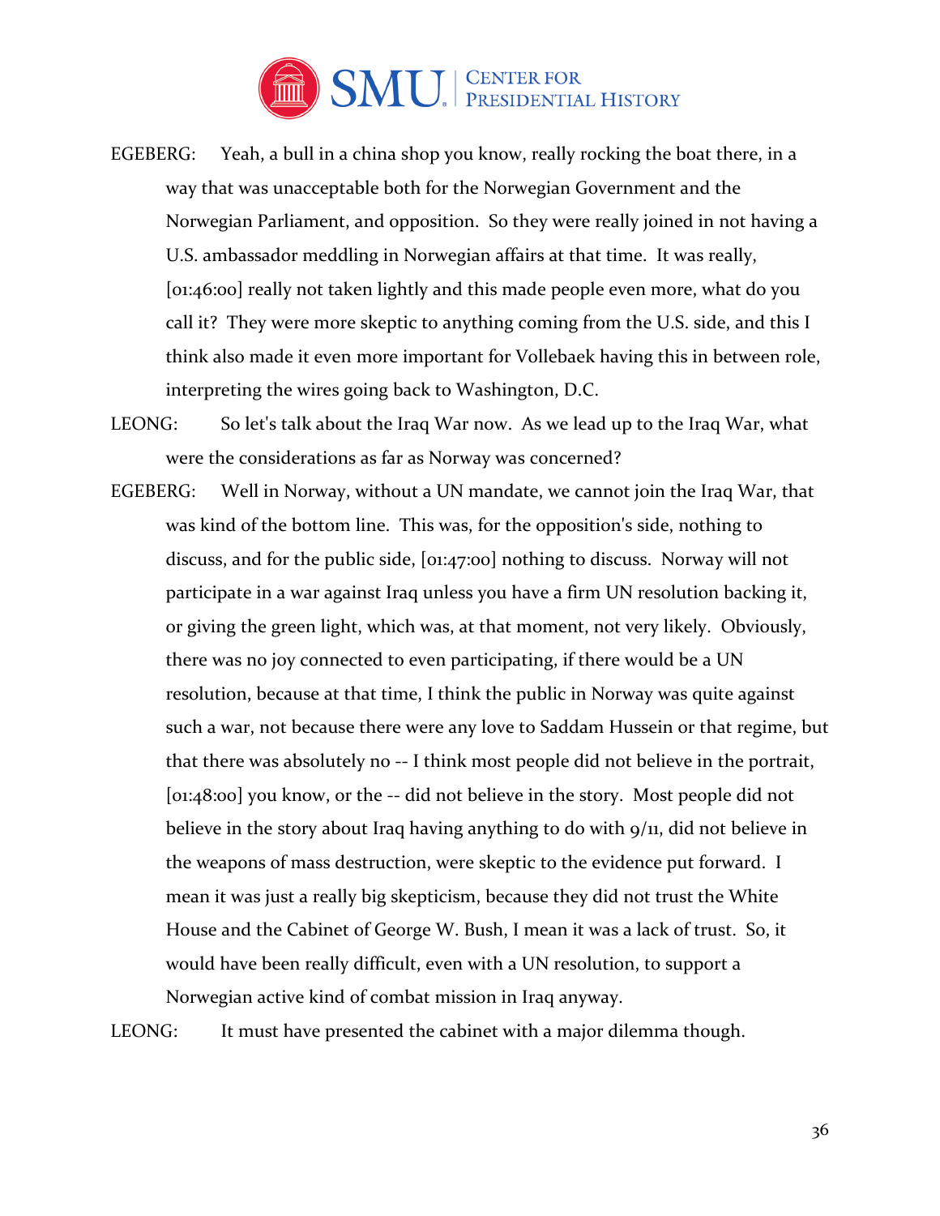EGEBERG: Yeah, a bull in a china shop you know, really rocking the boat there, in a way that was unacceptable both for the Norwegian Government and the Norwegian Parliament, and opposition. So they were really joined in not having a U.S. ambassador meddling in Norwegian affairs at that time. It was really, [01:46:00] really not taken lightly and this made people even more, what do you call it? They were more skeptic to anything coming from the U.S. side, and this I think also made it even more important for Vollebaek having this in between role, interpreting the wires going back to Washington, D.C.

LEONG: So let's talk about the Iraq War now. As we lead up to the Iraq War, what were the considerations as far as Norway was concerned?

EGEBERG: Well in Norway, without a UN mandate, we cannot join the Iraq War, that was kind of the bottom line. This was, for the opposition's side, nothing to discuss, and for the public side, [01:47:00] nothing to discuss. Norway will not participate in a war against Iraq unless you have a firm UN resolution backing it, or giving the green light, which was, at that moment, not very likely. Obviously, there was no joy connected to even participating, if there would be a UN resolution, because at that time, I think the public in Norway was quite against such a war, not because there were any love to Saddam Hussein or that regime, but that there was absolutely no -- I think most people did not believe in the portrait, [01:48:00] you know, or the -- did not believe in the story. Most people did not believe in the story about Iraq having anything to do with 9/11, did not believe in the weapons of mass destruction, were skeptic to the evidence put forward. I mean it was just a really big skepticism, because they did not trust the White House and the Cabinet of George W. Bush, I mean it was a lack of trust. So, it would have been really difficult, even with a UN resolution, to support a Norwegian active kind of combat mission in Iraq anyway.

LEONG: It must have presented the cabinet with a major dilemma though.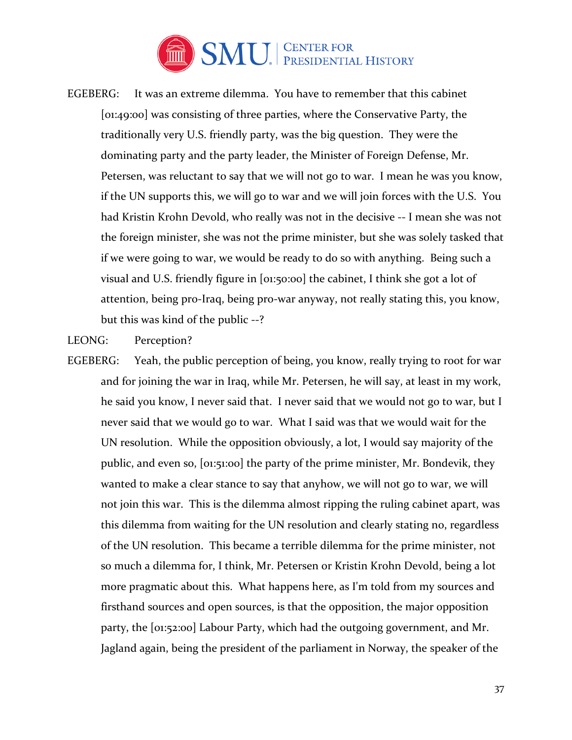EGEBERG: It was an extreme dilemma. You have to remember that this cabinet [01:49:00] was consisting of three parties, where the Conservative Party, the traditionally very U.S. friendly party, was the big question. They were the dominating party and the party leader, the Minister of Foreign Defense, Mr. Petersen, was reluctant to say that we will not go to war. I mean he was you know, if the UN supports this, we will go to war and we will join forces with the U.S. You had Kristin Krohn Devold, who really was not in the decisive -- I mean she was not the foreign minister, she was not the prime minister, but she was solely tasked that if we were going to war, we would be ready to do so with anything. Being such a visual and U.S. friendly figure in [01:50:00] the cabinet, I think she got a lot of attention, being pro-Iraq, being pro-war anyway, not really stating this, you know, but this was kind of the public --?

LEONG: Perception?

EGEBERG: Yeah, the public perception of being, you know, really trying to root for war and for joining the war in Iraq, while Mr. Petersen, he will say, at least in my work, he said you know, I never said that. I never said that we would not go to war, but I never said that we would go to war. What I said was that we would wait for the UN resolution. While the opposition obviously, a lot, I would say majority of the public, and even so, [01:51:00] the party of the prime minister, Mr. Bondevik, they wanted to make a clear stance to say that anyhow, we will not go to war, we will not join this war. This is the dilemma almost ripping the ruling cabinet apart, was this dilemma from waiting for the UN resolution and clearly stating no, regardless of the UN resolution. This became a terrible dilemma for the prime minister, not so much a dilemma for, I think, Mr. Petersen or Kristin Krohn Devold, being a lot more pragmatic about this. What happens here, as I'm told from my sources and firsthand sources and open sources, is that the opposition, the major opposition party, the [01:52:00] Labour Party, which had the outgoing government, and Mr. Jagland again, being the president of the parliament in Norway, the speaker of the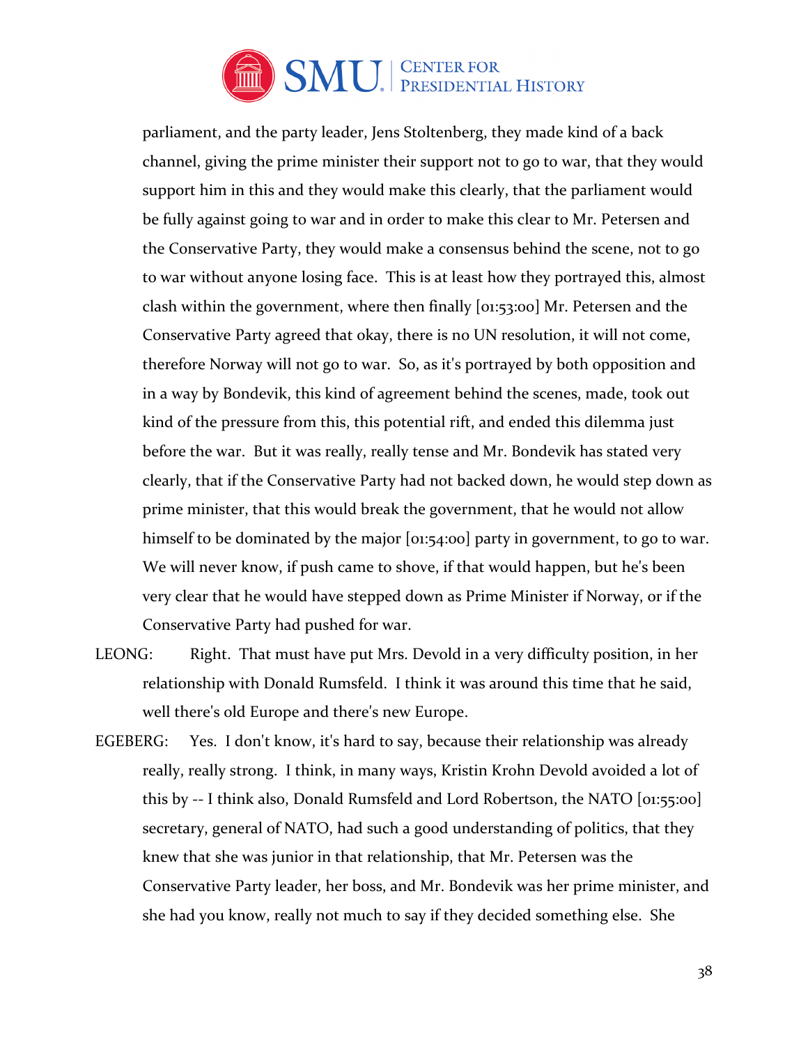parliament, and the party leader, Jens Stoltenberg, they made kind of a back channel, giving the prime minister their support not to go to war, that they would support him in this and they would make this clearly, that the parliament would be fully against going to war and in order to make this clear to Mr. Petersen and the Conservative Party, they would make a consensus behind the scene, not to go to war without anyone losing face. This is at least how they portrayed this, almost clash within the government, where then finally [01:53:00] Mr. Petersen and the Conservative Party agreed that okay, there is no UN resolution, it will not come, therefore Norway will not go to war. So, as it's portrayed by both opposition and in a way by Bondevik, this kind of agreement behind the scenes, made, took out kind of the pressure from this, this potential rift, and ended this dilemma just before the war. But it was really, really tense and Mr. Bondevik has stated very clearly, that if the Conservative Party had not backed down, he would step down as prime minister, that this would break the government, that he would not allow himself to be dominated by the major [01:54:00] party in government, to go to war. We will never know, if push came to shove, if that would happen, but he's been very clear that he would have stepped down as Prime Minister if Norway, or if the Conservative Party had pushed for war.

LEONG: Right. That must have put Mrs. Devold in a very difficulty position, in her relationship with Donald Rumsfeld. I think it was around this time that he said, well there's old Europe and there's new Europe.

EGEBERG: Yes. I don't know, it's hard to say, because their relationship was already really, really strong. I think, in many ways, Kristin Krohn Devold avoided a lot of this by -- I think also, Donald Rumsfeld and Lord Robertson, the NATO [01:55:00] secretary, general of NATO, had such a good understanding of politics, that they knew that she was junior in that relationship, that Mr. Petersen was the Conservative Party leader, her boss, and Mr. Bondevik was her prime minister, and she had you know, really not much to say if they decided something else. She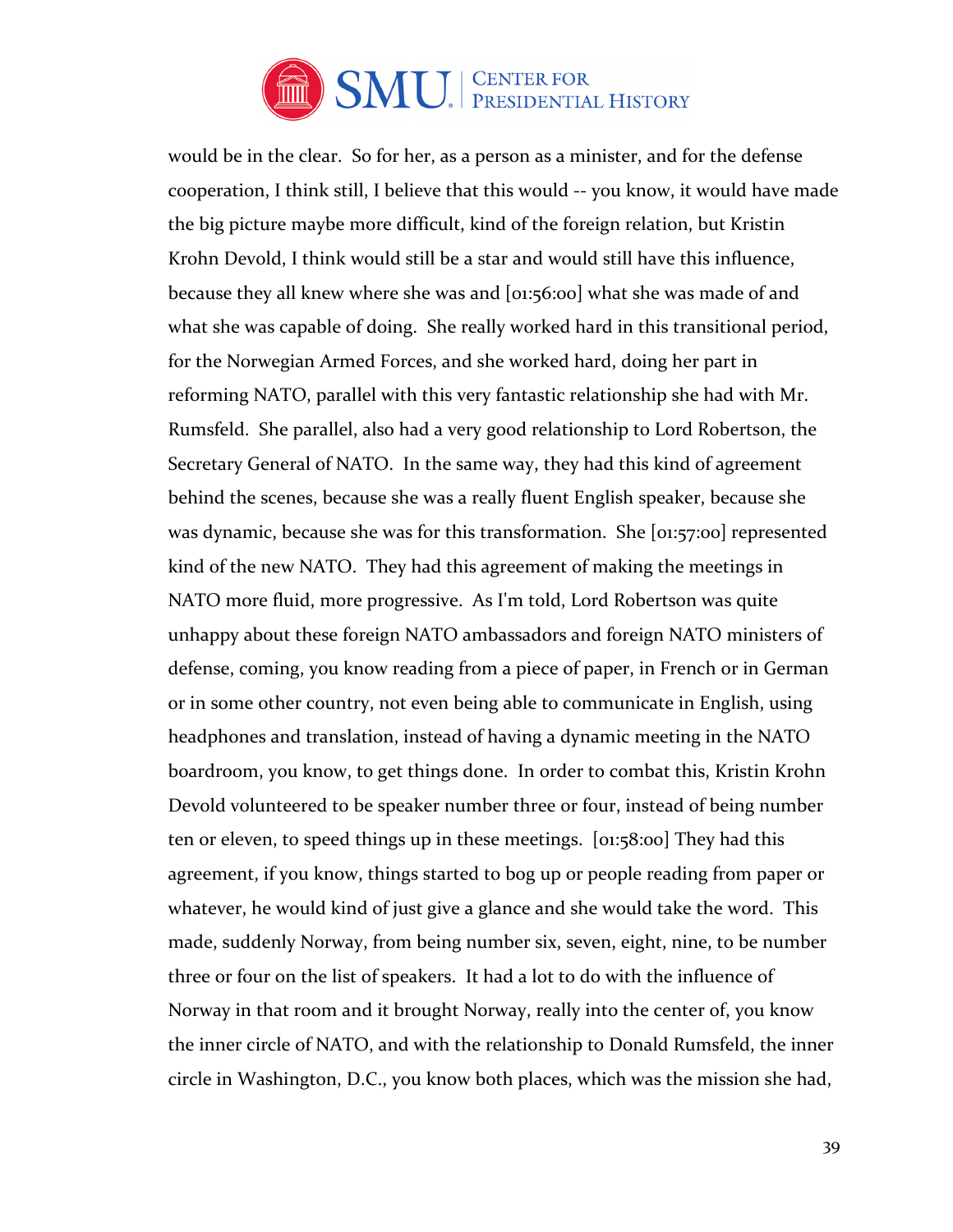would be in the clear. So for her, as a person as a minister, and for the defense cooperation, I think still, I believe that this would -- you know, it would have made the big picture maybe more difficult, kind of the foreign relation, but Kristin Krohn Devold, I think would still be a star and would still have this influence, because they all knew where she was and [01:56:00] what she was made of and what she was capable of doing. She really worked hard in this transitional period, for the Norwegian Armed Forces, and she worked hard, doing her part in reforming NATO, parallel with this very fantastic relationship she had with Mr. Rumsfeld. She parallel, also had a very good relationship to Lord Robertson, the Secretary General of NATO. In the same way, they had this kind of agreement behind the scenes, because she was a really fluent English speaker, because she was dynamic, because she was for this transformation. She [01:57:00] represented kind of the new NATO. They had this agreement of making the meetings in NATO more fluid, more progressive. As I'm told, Lord Robertson was quite unhappy about these foreign NATO ambassadors and foreign NATO ministers of defense, coming, you know reading from a piece of paper, in French or in German or in some other country, not even being able to communicate in English, using headphones and translation, instead of having a dynamic meeting in the NATO boardroom, you know, to get things done. In order to combat this, Kristin Krohn Devold volunteered to be speaker number three or four, instead of being number ten or eleven, to speed things up in these meetings. [01:58:00] They had this agreement, if you know, things started to bog up or people reading from paper or whatever, he would kind of just give a glance and she would take the word. This made, suddenly Norway, from being number six, seven, eight, nine, to be number three or four on the list of speakers. It had a lot to do with the influence of Norway in that room and it brought Norway, really into the center of, you know the inner circle of NATO, and with the relationship to Donald Rumsfeld, the inner circle in Washington, D.C., you know both places, which was the mission she had,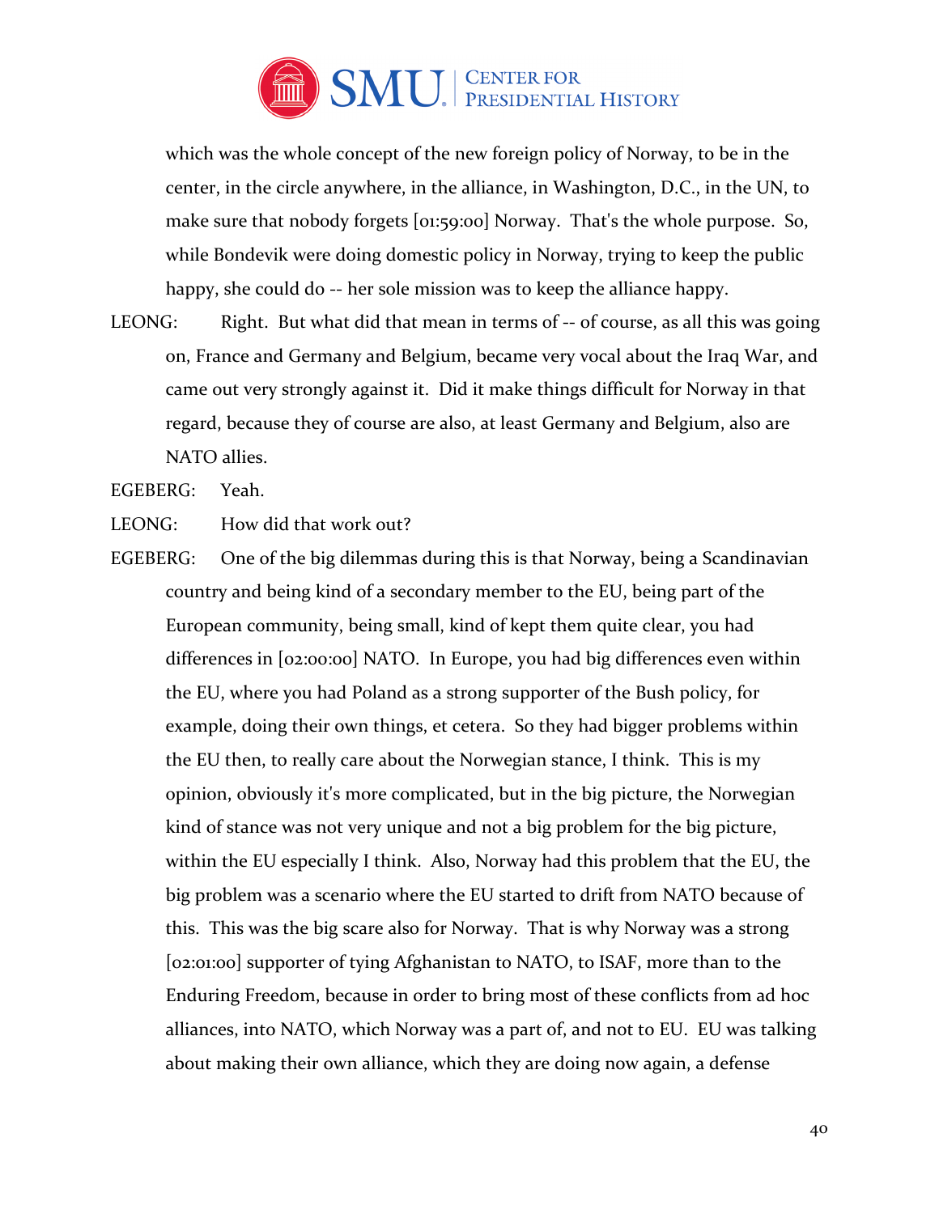which was the whole concept of the new foreign policy of Norway, to be in the center, in the circle anywhere, in the alliance, in Washington, D.C., in the UN, to make sure that nobody forgets [01:59:00] Norway. That's the whole purpose. So, while Bondevik were doing domestic policy in Norway, trying to keep the public happy, she could do -- her sole mission was to keep the alliance happy.

LEONG: Right. But what did that mean in terms of -- of course, as all this was going on, France and Germany and Belgium, became very vocal about the Iraq War, and came out very strongly against it. Did it make things difficult for Norway in that regard, because they of course are also, at least Germany and Belgium, also are NATO allies.

EGEBERG: Yeah.

LEONG: How did that work out?

EGEBERG: One of the big dilemmas during this is that Norway, being a Scandinavian country and being kind of a secondary member to the EU, being part of the European community, being small, kind of kept them quite clear, you had differences in [02:00:00] NATO. In Europe, you had big differences even within the EU, where you had Poland as a strong supporter of the Bush policy, for example, doing their own things, et cetera. So they had bigger problems within the EU then, to really care about the Norwegian stance, I think. This is my opinion, obviously it's more complicated, but in the big picture, the Norwegian kind of stance was not very unique and not a big problem for the big picture, within the EU especially I think. Also, Norway had this problem that the EU, the big problem was a scenario where the EU started to drift from NATO because of this. This was the big scare also for Norway. That is why Norway was a strong [02:01:00] supporter of tying Afghanistan to NATO, to ISAF, more than to the Enduring Freedom, because in order to bring most of these conflicts from ad hoc alliances, into NATO, which Norway was a part of, and not to EU. EU was talking about making their own alliance, which they are doing now again, a defense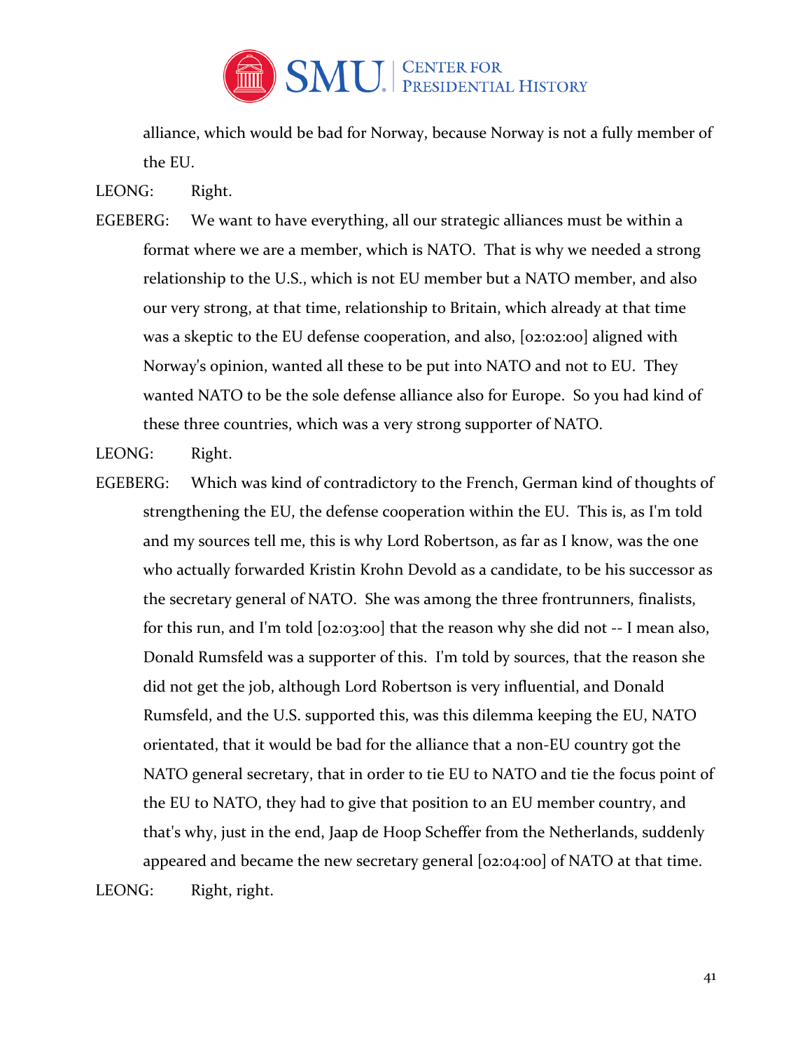alliance, which would be bad for Norway, because Norway is not a fully member of the EU.

LEONG: Right.

EGEBERG: We want to have everything, all our strategic alliances must be within a format where we are a member, which is NATO. That is why we needed a strong relationship to the U.S., which is not EU member but a NATO member, and also our very strong, at that time, relationship to Britain, which already at that time was a skeptic to the EU defense cooperation, and also, [02:02:00] aligned with Norway's opinion, wanted all these to be put into NATO and not to EU. They wanted NATO to be the sole defense alliance also for Europe. So you had kind of these three countries, which was a very strong supporter of NATO.

LEONG: Right.

EGEBERG: Which was kind of contradictory to the French, German kind of thoughts of strengthening the EU, the defense cooperation within the EU. This is, as I'm told and my sources tell me, this is why Lord Robertson, as far as I know, was the one who actually forwarded Kristin Krohn Devold as a candidate, to be his successor as the secretary general of NATO. She was among the three frontrunners, finalists, for this run, and I'm told [02:03:00] that the reason why she did not -- I mean also, Donald Rumsfeld was a supporter of this. I'm told by sources, that the reason she did not get the job, although Lord Robertson is very influential, and Donald Rumsfeld, and the U.S. supported this, was this dilemma keeping the EU, NATO orientated, that it would be bad for the alliance that a non-EU country got the NATO general secretary, that in order to tie EU to NATO and tie the focus point of the EU to NATO, they had to give that position to an EU member country, and that's why, just in the end, Jaap de Hoop Scheffer from the Netherlands, suddenly appeared and became the new secretary general [02:04:00] of NATO at that time.

LEONG: Right, right.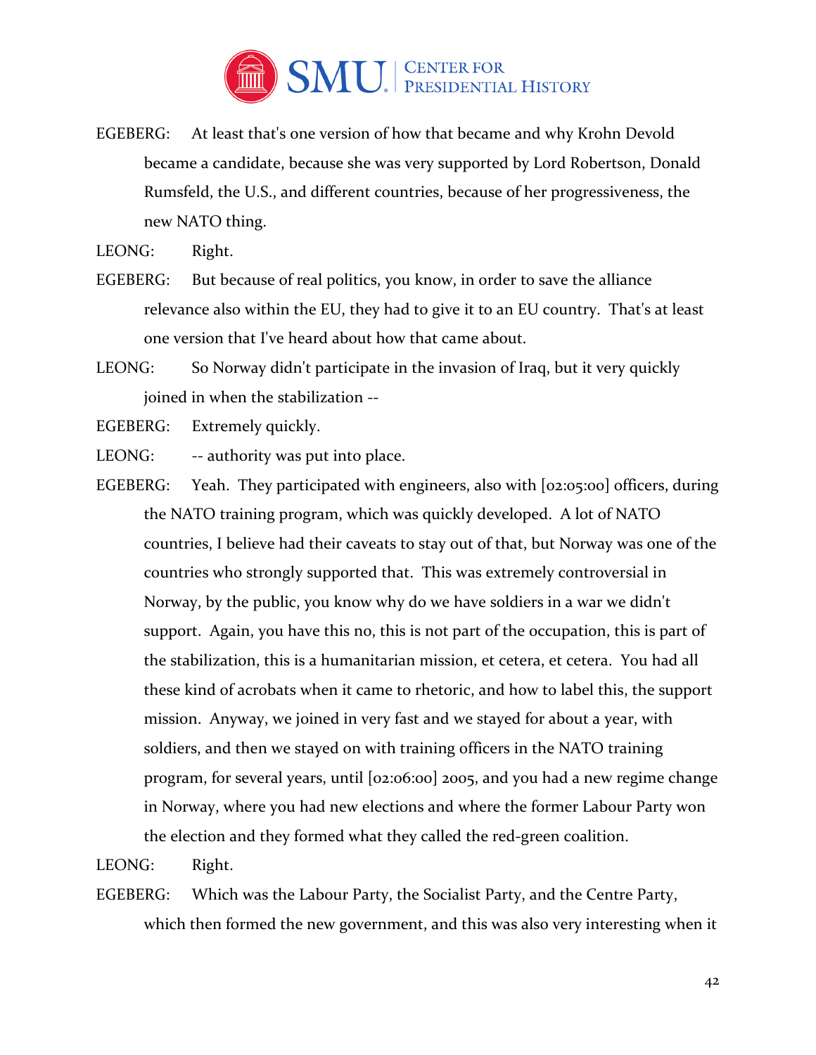EGEBERG: At least that's one version of how that became and why Krohn Devold became a candidate, because she was very supported by Lord Robertson, Donald Rumsfeld, the U.S., and different countries, because of her progressiveness, the new NATO thing.

LEONG: Right.

EGEBERG: But because of real politics, you know, in order to save the alliance relevance also within the EU, they had to give it to an EU country. That's at least one version that I've heard about how that came about.

LEONG: So Norway didn't participate in the invasion of Iraq, but it very quickly joined in when the stabilization --

EGEBERG: Extremely quickly.

LEONG: -- authority was put into place.

EGEBERG: Yeah. They participated with engineers, also with [02:05:00] officers, during the NATO training program, which was quickly developed. A lot of NATO countries, I believe had their caveats to stay out of that, but Norway was one of the countries who strongly supported that. This was extremely controversial in Norway, by the public, you know why do we have soldiers in a war we didn't support. Again, you have this no, this is not part of the occupation, this is part of the stabilization, this is a humanitarian mission, et cetera, et cetera. You had all these kind of acrobats when it came to rhetoric, and how to label this, the support mission. Anyway, we joined in very fast and we stayed for about a year, with soldiers, and then we stayed on with training officers in the NATO training program, for several years, until [02:06:00] 2005, and you had a new regime change in Norway, where you had new elections and where the former Labour Party won the election and they formed what they called the red-green coalition.

LEONG: Right.

EGEBERG: Which was the Labour Party, the Socialist Party, and the Centre Party, which then formed the new government, and this was also very interesting when it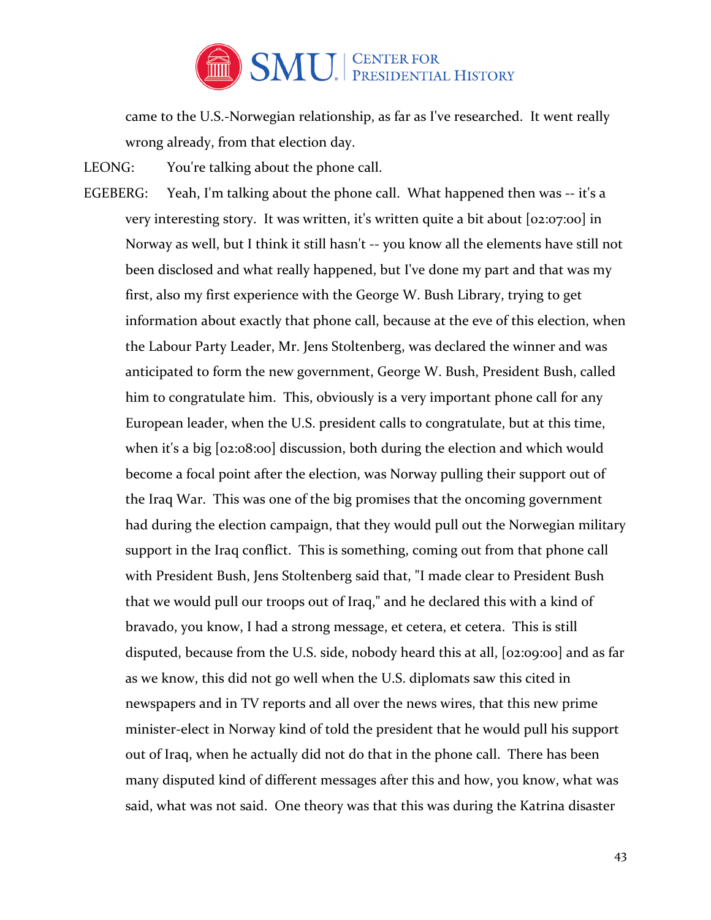came to the U.S.-Norwegian relationship, as far as I've researched. It went really wrong already, from that election day.

LEONG: You're talking about the phone call.

EGEBERG: Yeah, I'm talking about the phone call. What happened then was -- it's a very interesting story. It was written, it's written quite a bit about [02:07:00] in Norway as well, but I think it still hasn't -- you know all the elements have still not been disclosed and what really happened, but I've done my part and that was my first, also my first experience with the George W. Bush Library, trying to get information about exactly that phone call, because at the eve of this election, when the Labour Party Leader, Mr. Jens Stoltenberg, was declared the winner and was anticipated to form the new government, George W. Bush, President Bush, called him to congratulate him. This, obviously is a very important phone call for any European leader, when the U.S. president calls to congratulate, but at this time, when it's a big [02:08:00] discussion, both during the election and which would become a focal point after the election, was Norway pulling their support out of the Iraq War. This was one of the big promises that the oncoming government had during the election campaign, that they would pull out the Norwegian military support in the Iraq conflict. This is something, coming out from that phone call with President Bush, Jens Stoltenberg said that, "I made clear to President Bush that we would pull our troops out of Iraq," and he declared this with a kind of bravado, you know, I had a strong message, et cetera, et cetera. This is still disputed, because from the U.S. side, nobody heard this at all, [02:09:00] and as far as we know, this did not go well when the U.S. diplomats saw this cited in newspapers and in TV reports and all over the news wires, that this new prime minister-elect in Norway kind of told the president that he would pull his support out of Iraq, when he actually did not do that in the phone call. There has been many disputed kind of different messages after this and how, you know, what was said, what was not said. One theory was that this was during the Katrina disaster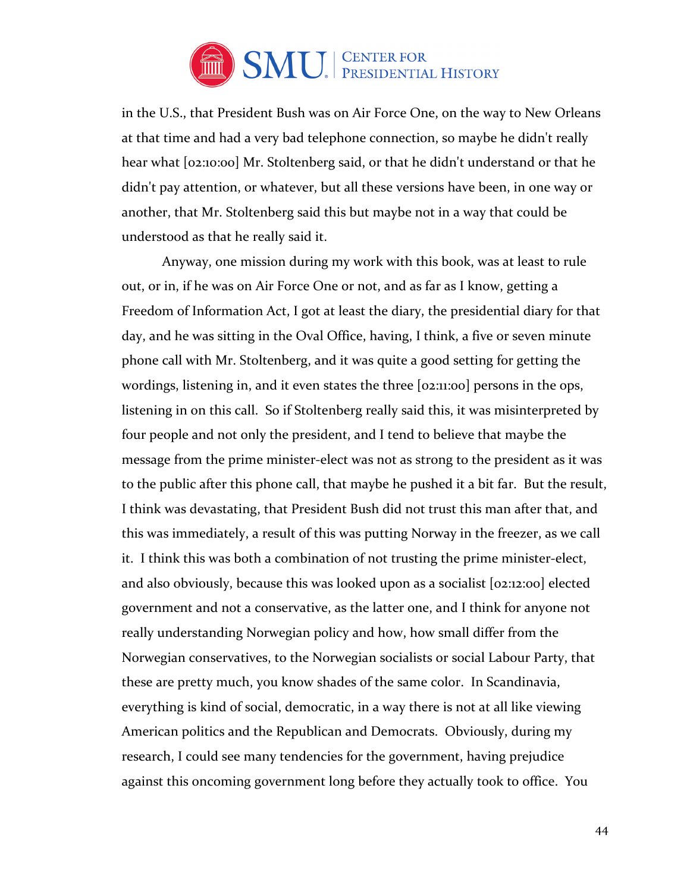in the U.S., that President Bush was on Air Force One, on the way to New Orleans at that time and had a very bad telephone connection, so maybe he didn't really hear what [02:10:00] Mr. Stoltenberg said, or that he didn't understand or that he didn't pay attention, or whatever, but all these versions have been, in one way or another, that Mr. Stoltenberg said this but maybe not in a way that could be understood as that he really said it.

Anyway, one mission during my work with this book, was at least to rule out, or in, if he was on Air Force One or not, and as far as I know, getting a Freedom of Information Act, I got at least the diary, the presidential diary for that day, and he was sitting in the Oval Office, having, I think, a five or seven minute phone call with Mr. Stoltenberg, and it was quite a good setting for getting the wordings, listening in, and it even states the three [02:11:00] persons in the ops, listening in on this call. So if Stoltenberg really said this, it was misinterpreted by four people and not only the president, and I tend to believe that maybe the message from the prime minister-elect was not as strong to the president as it was to the public after this phone call, that maybe he pushed it a bit far. But the result, I think was devastating, that President Bush did not trust this man after that, and this was immediately, a result of this was putting Norway in the freezer, as we call it. I think this was both a combination of not trusting the prime minister-elect, and also obviously, because this was looked upon as a socialist [02:12:00] elected government and not a conservative, as the latter one, and I think for anyone not really understanding Norwegian policy and how, how small differ from the Norwegian conservatives, to the Norwegian socialists or social Labour Party, that these are pretty much, you know shades of the same color. In Scandinavia, everything is kind of social, democratic, in a way there is not at all like viewing American politics and the Republican and Democrats. Obviously, during my research, I could see many tendencies for the government, having prejudice against this oncoming government long before they actually took to office. You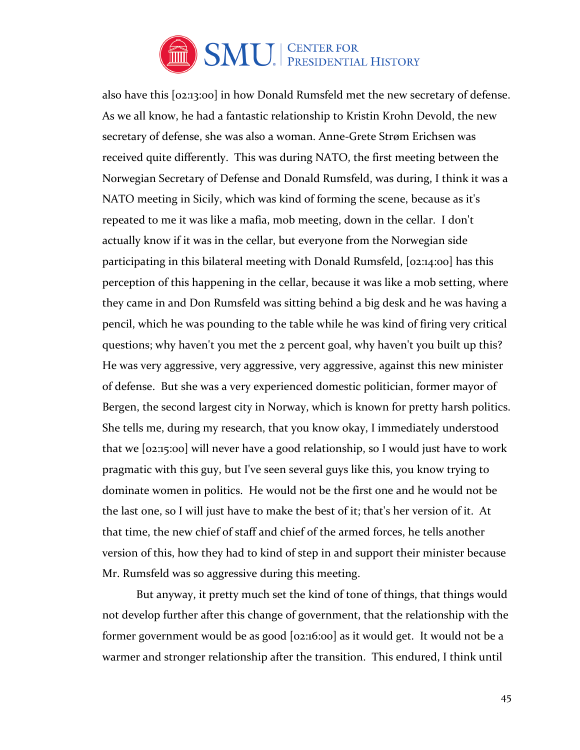also have this [02:13:00] in how Donald Rumsfeld met the new secretary of defense. As we all know, he had a fantastic relationship to Kristin Krohn Devold, the new secretary of defense, she was also a woman. Anne-Grete Strøm Erichsen was received quite differently. This was during NATO, the first meeting between the Norwegian Secretary of Defense and Donald Rumsfeld, was during, I think it was a NATO meeting in Sicily, which was kind of forming the scene, because as it's repeated to me it was like a mafia, mob meeting, down in the cellar. I don't actually know if it was in the cellar, but everyone from the Norwegian side participating in this bilateral meeting with Donald Rumsfeld, [02:14:00] has this perception of this happening in the cellar, because it was like a mob setting, where they came in and Don Rumsfeld was sitting behind a big desk and he was having a pencil, which he was pounding to the table while he was kind of firing very critical questions; why haven't you met the 2 percent goal, why haven't you built up this? He was very aggressive, very aggressive, very aggressive, against this new minister of defense. But she was a very experienced domestic politician, former mayor of Bergen, the second largest city in Norway, which is known for pretty harsh politics. She tells me, during my research, that you know okay, I immediately understood that we [02:15:00] will never have a good relationship, so I would just have to work pragmatic with this guy, but I've seen several guys like this, you know trying to dominate women in politics. He would not be the first one and he would not be the last one, so I will just have to make the best of it; that's her version of it. At that time, the new chief of staff and chief of the armed forces, he tells another version of this, how they had to kind of step in and support their minister because Mr. Rumsfeld was so aggressive during this meeting.

But anyway, it pretty much set the kind of tone of things, that things would not develop further after this change of government, that the relationship with the former government would be as good [02:16:00] as it would get. It would not be a warmer and stronger relationship after the transition. This endured, I think until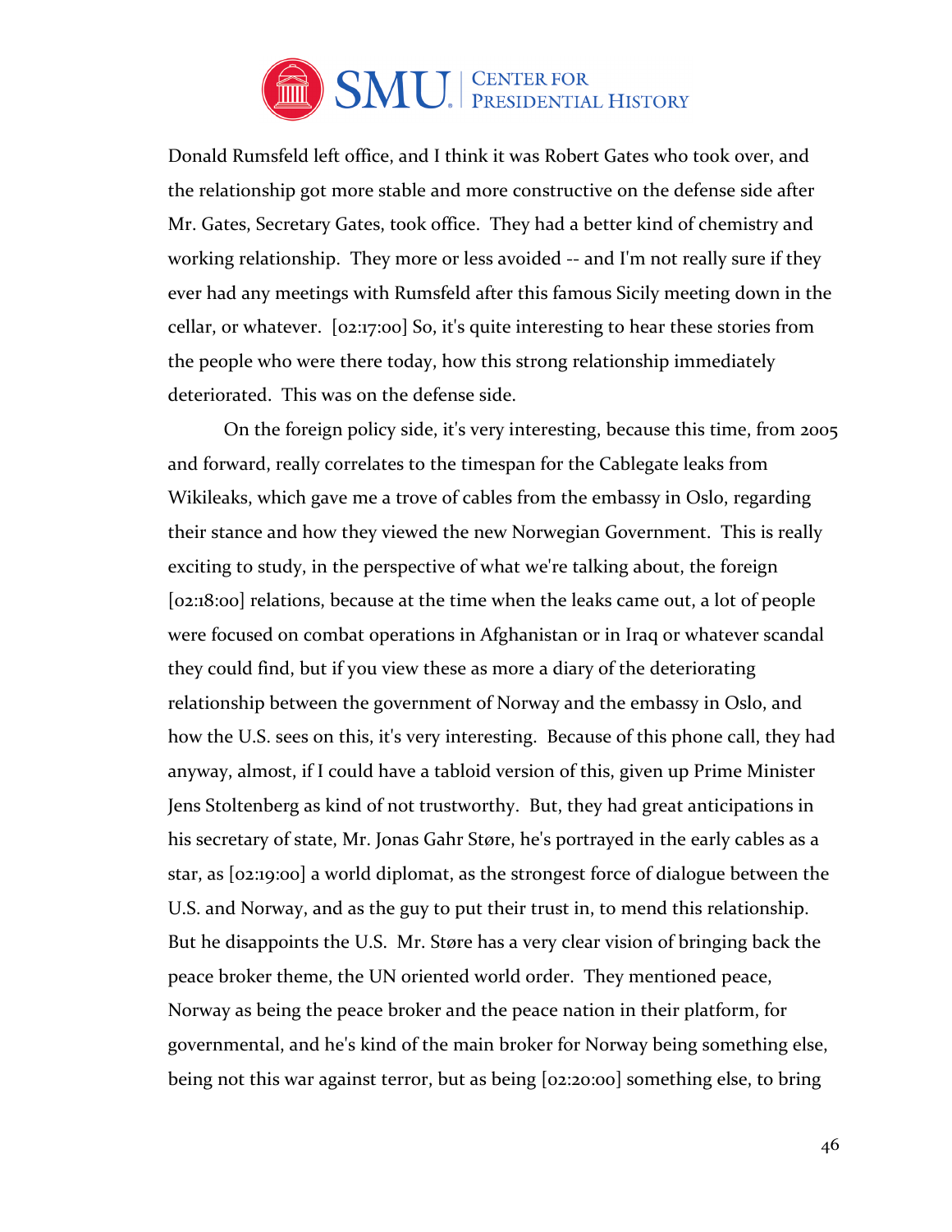Donald Rumsfeld left office, and I think it was Robert Gates who took over, and the relationship got more stable and more constructive on the defense side after Mr. Gates, Secretary Gates, took office. They had a better kind of chemistry and working relationship. They more or less avoided -- and I'm not really sure if they ever had any meetings with Rumsfeld after this famous Sicily meeting down in the cellar, or whatever. [02:17:00] So, it's quite interesting to hear these stories from the people who were there today, how this strong relationship immediately deteriorated. This was on the defense side.

On the foreign policy side, it's very interesting, because this time, from 2005 and forward, really correlates to the timespan for the Cablegate leaks from Wikileaks, which gave me a trove of cables from the embassy in Oslo, regarding their stance and how they viewed the new Norwegian Government. This is really exciting to study, in the perspective of what we're talking about, the foreign [02:18:00] relations, because at the time when the leaks came out, a lot of people were focused on combat operations in Afghanistan or in Iraq or whatever scandal they could find, but if you view these as more a diary of the deteriorating relationship between the government of Norway and the embassy in Oslo, and how the U.S. sees on this, it's very interesting. Because of this phone call, they had anyway, almost, if I could have a tabloid version of this, given up Prime Minister Jens Stoltenberg as kind of not trustworthy. But, they had great anticipations in his secretary of state, Mr. Jonas Gahr Støre, he's portrayed in the early cables as a star, as [02:19:00] a world diplomat, as the strongest force of dialogue between the U.S. and Norway, and as the guy to put their trust in, to mend this relationship. But he disappoints the U.S. Mr. Støre has a very clear vision of bringing back the peace broker theme, the UN oriented world order. They mentioned peace, Norway as being the peace broker and the peace nation in their platform, for governmental, and he's kind of the main broker for Norway being something else, being not this war against terror, but as being [02:20:00] something else, to bring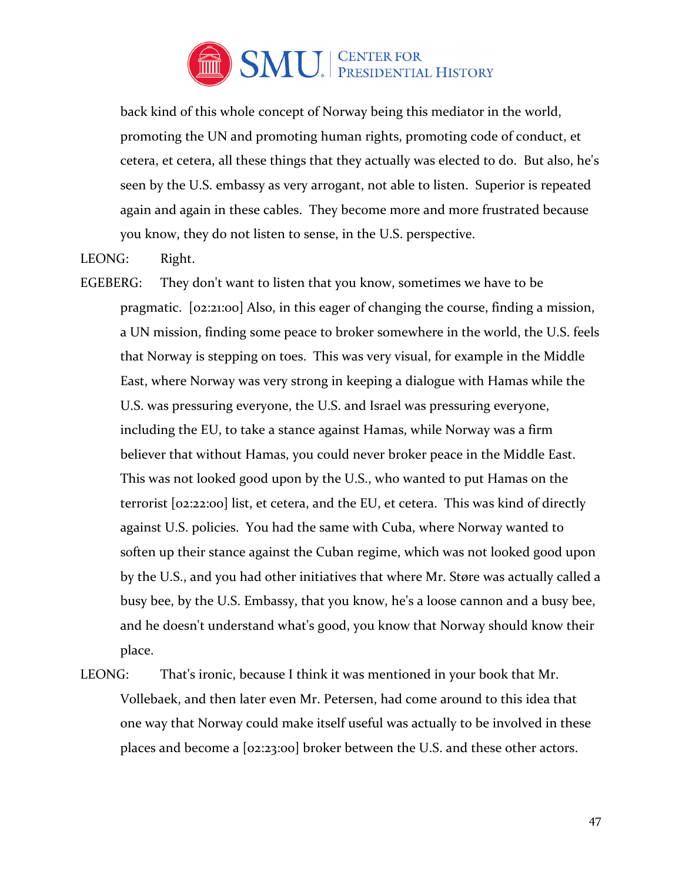back kind of this whole concept of Norway being this mediator in the world, promoting the UN and promoting human rights, promoting code of conduct, et cetera, et cetera, all these things that they actually was elected to do. But also, he's seen by the U.S. embassy as very arrogant, not able to listen. Superior is repeated again and again in these cables. They become more and more frustrated because you know, they do not listen to sense, in the U.S. perspective.

LEONG: Right.

EGEBERG: They don't want to listen that you know, sometimes we have to be pragmatic. [02:21:00] Also, in this eager of changing the course, finding a mission, a UN mission, finding some peace to broker somewhere in the world, the U.S. feels that Norway is stepping on toes. This was very visual, for example in the Middle East, where Norway was very strong in keeping a dialogue with Hamas while the U.S. was pressuring everyone, the U.S. and Israel was pressuring everyone, including the EU, to take a stance against Hamas, while Norway was a firm believer that without Hamas, you could never broker peace in the Middle East. This was not looked good upon by the U.S., who wanted to put Hamas on the terrorist [02:22:00] list, et cetera, and the EU, et cetera. This was kind of directly against U.S. policies. You had the same with Cuba, where Norway wanted to soften up their stance against the Cuban regime, which was not looked good upon by the U.S., and you had other initiatives that where Mr. Støre was actually called a busy bee, by the U.S. Embassy, that you know, he's a loose cannon and a busy bee, and he doesn't understand what's good, you know that Norway should know their place.

LEONG: That's ironic, because I think it was mentioned in your book that Mr. Vollebaek, and then later even Mr. Petersen, had come around to this idea that one way that Norway could make itself useful was actually to be involved in these places and become a [02:23:00] broker between the U.S. and these other actors.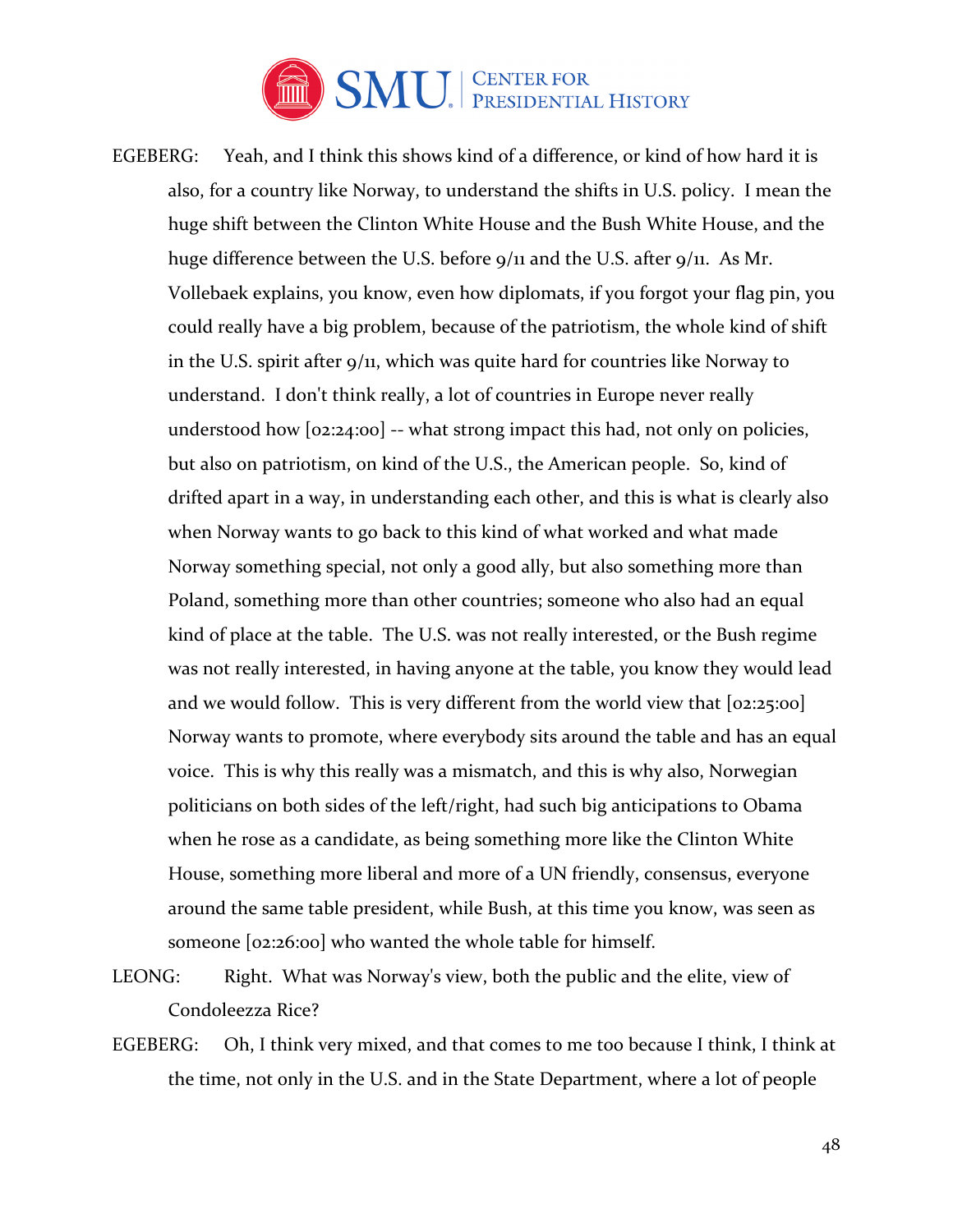EGEBERG: Yeah, and I think this shows kind of a difference, or kind of how hard it is also, for a country like Norway, to understand the shifts in U.S. policy. I mean the huge shift between the Clinton White House and the Bush White House, and the huge difference between the U.S. before 9/11 and the U.S. after 9/11. As Mr. Vollebaek explains, you know, even how diplomats, if you forgot your flag pin, you could really have a big problem, because of the patriotism, the whole kind of shift in the U.S. spirit after 9/11, which was quite hard for countries like Norway to understand. I don't think really, a lot of countries in Europe never really understood how [02:24:00] -- what strong impact this had, not only on policies, but also on patriotism, on kind of the U.S., the American people. So, kind of drifted apart in a way, in understanding each other, and this is what is clearly also when Norway wants to go back to this kind of what worked and what made Norway something special, not only a good ally, but also something more than Poland, something more than other countries; someone who also had an equal kind of place at the table. The U.S. was not really interested, or the Bush regime was not really interested, in having anyone at the table, you know they would lead and we would follow. This is very different from the world view that [02:25:00] Norway wants to promote, where everybody sits around the table and has an equal voice. This is why this really was a mismatch, and this is why also, Norwegian politicians on both sides of the left/right, had such big anticipations to Obama when he rose as a candidate, as being something more like the Clinton White House, something more liberal and more of a UN friendly, consensus, everyone around the same table president, while Bush, at this time you know, was seen as someone [02:26:00] who wanted the whole table for himself.

LEONG: Right. What was Norway's view, both the public and the elite, view of Condoleezza Rice?

EGEBERG: Oh, I think very mixed, and that comes to me too because I think, I think at the time, not only in the U.S. and in the State Department, where a lot of people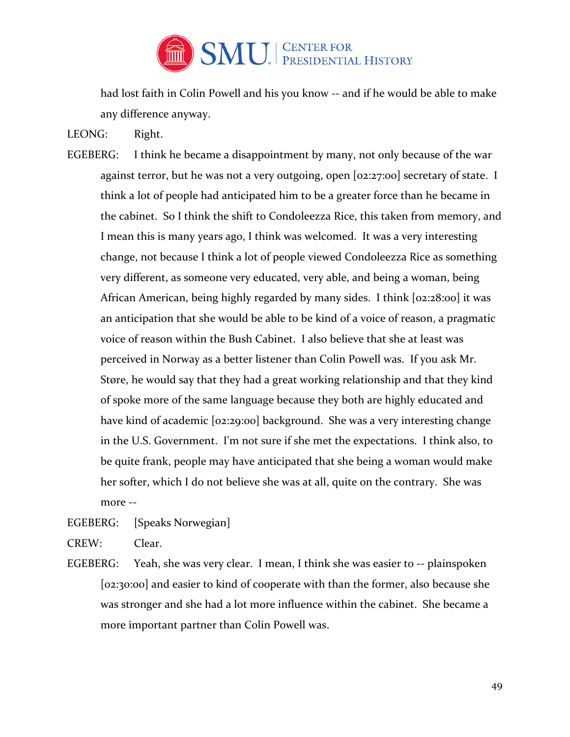had lost faith in Colin Powell and his you know -- and if he would be able to make any difference anyway.

LEONG: Right.

EGEBERG: I think he became a disappointment by many, not only because of the war against terror, but he was not a very outgoing, open [02:27:00] secretary of state. I think a lot of people had anticipated him to be a greater force than he became in the cabinet. So I think the shift to Condoleezza Rice, this taken from memory, and I mean this is many years ago, I think was welcomed. It was a very interesting change, not because I think a lot of people viewed Condoleezza Rice as something very different, as someone very educated, very able, and being a woman, being African American, being highly regarded by many sides. I think [02:28:00] it was an anticipation that she would be able to be kind of a voice of reason, a pragmatic voice of reason within the Bush Cabinet. I also believe that she at least was perceived in Norway as a better listener than Colin Powell was. If you ask Mr. Støre, he would say that they had a great working relationship and that they kind of spoke more of the same language because they both are highly educated and have kind of academic [02:29:00] background. She was a very interesting change in the U.S. Government. I'm not sure if she met the expectations. I think also, to be quite frank, people may have anticipated that she being a woman would make her softer, which I do not believe she was at all, quite on the contrary. She was more --

EGEBERG: [Speaks Norwegian]

CREW: Clear.

EGEBERG: Yeah, she was very clear. I mean, I think she was easier to -- plainspoken [02:30:00] and easier to kind of cooperate with than the former, also because she was stronger and she had a lot more influence within the cabinet. She became a more important partner than Colin Powell was.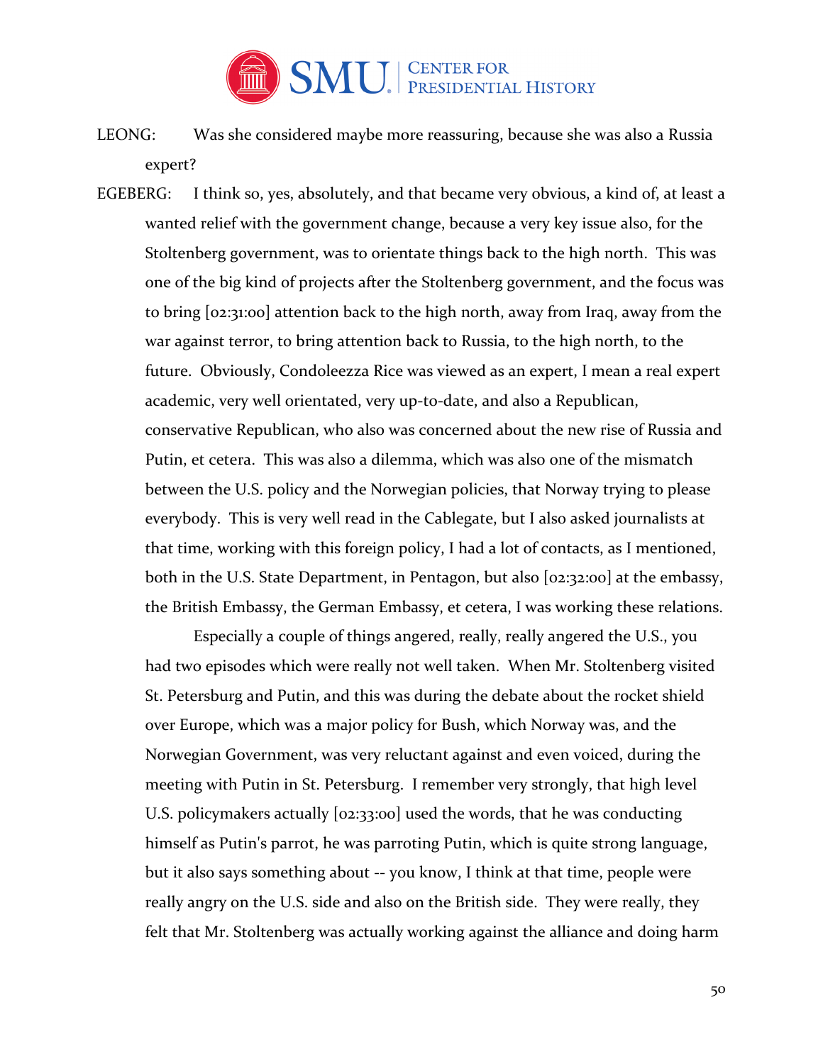LEONG: Was she considered maybe more reassuring, because she was also a Russia expert?

EGEBERG: I think so, yes, absolutely, and that became very obvious, a kind of, at least a wanted relief with the government change, because a very key issue also, for the Stoltenberg government, was to orientate things back to the high north. This was one of the big kind of projects after the Stoltenberg government, and the focus was to bring [02:31:00] attention back to the high north, away from Iraq, away from the war against terror, to bring attention back to Russia, to the high north, to the future. Obviously, Condoleezza Rice was viewed as an expert, I mean a real expert academic, very well orientated, very up-to-date, and also a Republican, conservative Republican, who also was concerned about the new rise of Russia and Putin, et cetera. This was also a dilemma, which was also one of the mismatch between the U.S. policy and the Norwegian policies, that Norway trying to please everybody. This is very well read in the Cablegate, but I also asked journalists at that time, working with this foreign policy, I had a lot of contacts, as I mentioned, both in the U.S. State Department, in Pentagon, but also [02:32:00] at the embassy, the British Embassy, the German Embassy, et cetera, I was working these relations.

Especially a couple of things angered, really, really angered the U.S., you had two episodes which were really not well taken. When Mr. Stoltenberg visited St. Petersburg and Putin, and this was during the debate about the rocket shield over Europe, which was a major policy for Bush, which Norway was, and the Norwegian Government, was very reluctant against and even voiced, during the meeting with Putin in St. Petersburg. I remember very strongly, that high level U.S. policymakers actually [02:33:00] used the words, that he was conducting himself as Putin's parrot, he was parroting Putin, which is quite strong language, but it also says something about -- you know, I think at that time, people were really angry on the U.S. side and also on the British side. They were really, they felt that Mr. Stoltenberg was actually working against the alliance and doing harm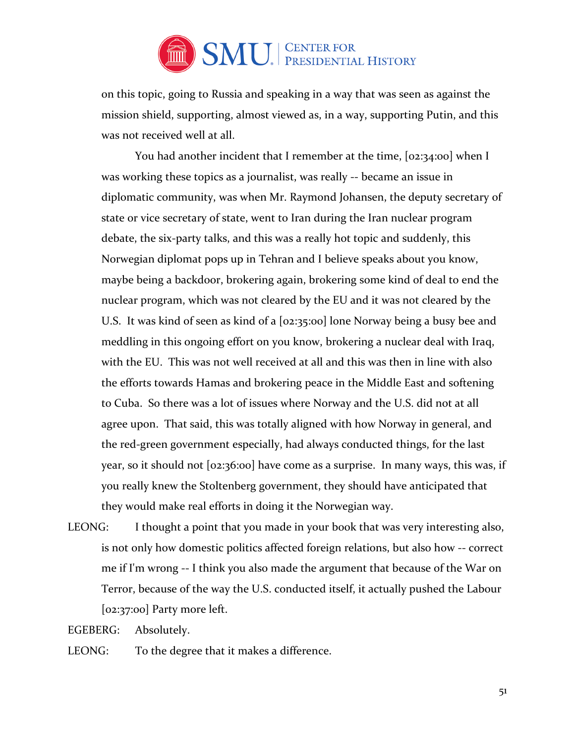on this topic, going to Russia and speaking in a way that was seen as against the mission shield, supporting, almost viewed as, in a way, supporting Putin, and this was not received well at all.

You had another incident that I remember at the time, [02:34:00] when I was working these topics as a journalist, was really -- became an issue in diplomatic community, was when Mr. Raymond Johansen, the deputy secretary of state or vice secretary of state, went to Iran during the Iran nuclear program debate, the six-party talks, and this was a really hot topic and suddenly, this Norwegian diplomat pops up in Tehran and I believe speaks about you know, maybe being a backdoor, brokering again, brokering some kind of deal to end the nuclear program, which was not cleared by the EU and it was not cleared by the U.S. It was kind of seen as kind of a [02:35:00] lone Norway being a busy bee and meddling in this ongoing effort on you know, brokering a nuclear deal with Iraq, with the EU. This was not well received at all and this was then in line with also the efforts towards Hamas and brokering peace in the Middle East and softening to Cuba. So there was a lot of issues where Norway and the U.S. did not at all agree upon. That said, this was totally aligned with how Norway in general, and the red-green government especially, had always conducted things, for the last year, so it should not [02:36:00] have come as a surprise. In many ways, this was, if you really knew the Stoltenberg government, they should have anticipated that they would make real efforts in doing it the Norwegian way.

LEONG: I thought a point that you made in your book that was very interesting also, is not only how domestic politics affected foreign relations, but also how -- correct me if I'm wrong -- I think you also made the argument that because of the War on Terror, because of the way the U.S. conducted itself, it actually pushed the Labour [02:37:00] Party more left.

EGEBERG: Absolutely.

LEONG: To the degree that it makes a difference.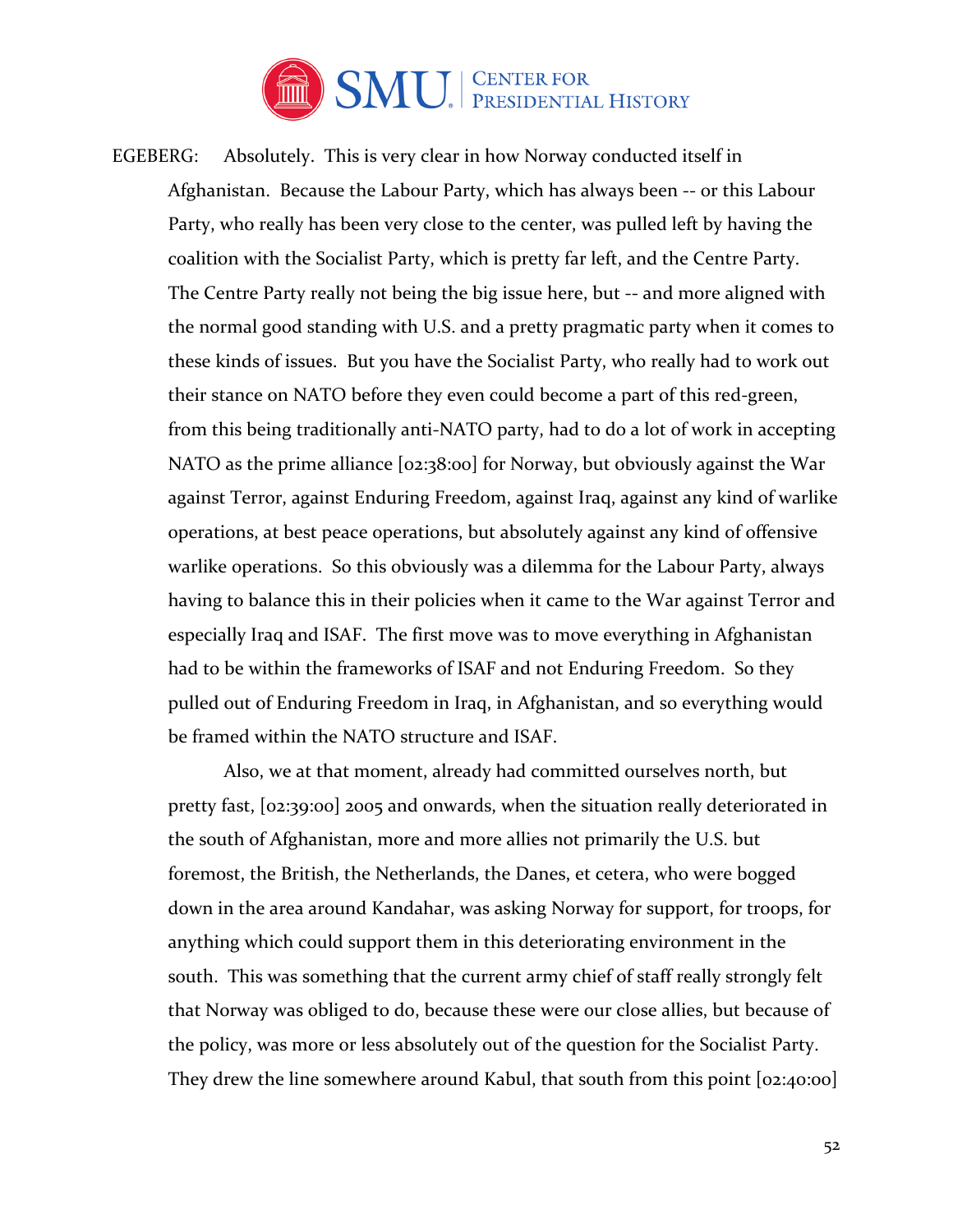EGEBERG: Absolutely. This is very clear in how Norway conducted itself in Afghanistan. Because the Labour Party, which has always been -- or this Labour Party, who really has been very close to the center, was pulled left by having the coalition with the Socialist Party, which is pretty far left, and the Centre Party. The Centre Party really not being the big issue here, but -- and more aligned with the normal good standing with U.S. and a pretty pragmatic party when it comes to these kinds of issues. But you have the Socialist Party, who really had to work out their stance on NATO before they even could become a part of this red-green, from this being traditionally anti-NATO party, had to do a lot of work in accepting NATO as the prime alliance [02:38:00] for Norway, but obviously against the War against Terror, against Enduring Freedom, against Iraq, against any kind of warlike operations, at best peace operations, but absolutely against any kind of offensive warlike operations. So this obviously was a dilemma for the Labour Party, always having to balance this in their policies when it came to the War against Terror and especially Iraq and ISAF. The first move was to move everything in Afghanistan had to be within the frameworks of ISAF and not Enduring Freedom. So they pulled out of Enduring Freedom in Iraq, in Afghanistan, and so everything would be framed within the NATO structure and ISAF.

Also, we at that moment, already had committed ourselves north, but pretty fast, [02:39:00] 2005 and onwards, when the situation really deteriorated in the south of Afghanistan, more and more allies not primarily the U.S. but foremost, the British, the Netherlands, the Danes, et cetera, who were bogged down in the area around Kandahar, was asking Norway for support, for troops, for anything which could support them in this deteriorating environment in the south. This was something that the current army chief of staff really strongly felt that Norway was obliged to do, because these were our close allies, but because of the policy, was more or less absolutely out of the question for the Socialist Party. They drew the line somewhere around Kabul, that south from this point [02:40:00]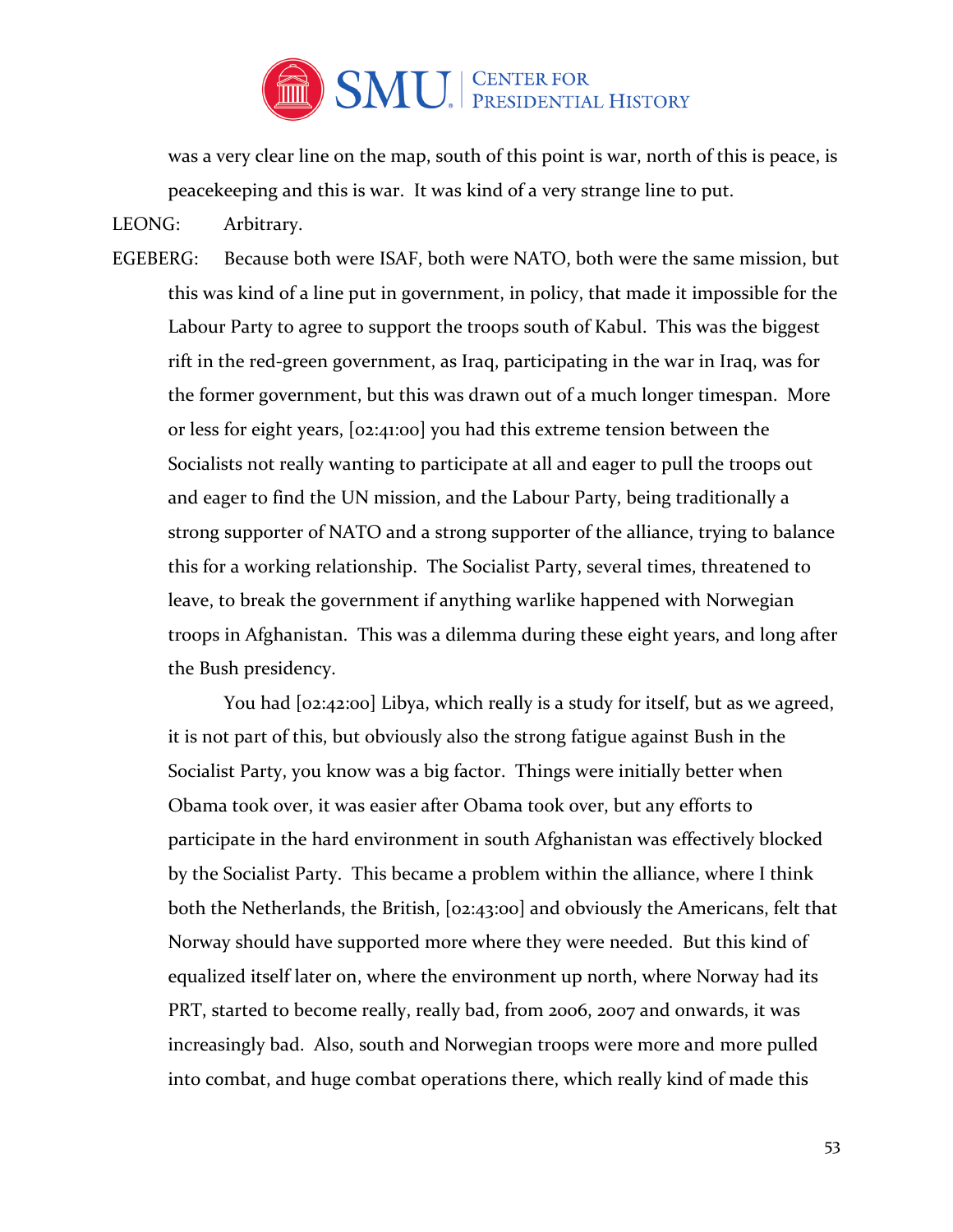was a very clear line on the map, south of this point is war, north of this is peace, is peacekeeping and this is war. It was kind of a very strange line to put.

LEONG: Arbitrary.

EGEBERG: Because both were ISAF, both were NATO, both were the same mission, but this was kind of a line put in government, in policy, that made it impossible for the Labour Party to agree to support the troops south of Kabul. This was the biggest rift in the red-green government, as Iraq, participating in the war in Iraq, was for the former government, but this was drawn out of a much longer timespan. More or less for eight years, [02:41:00] you had this extreme tension between the Socialists not really wanting to participate at all and eager to pull the troops out and eager to find the UN mission, and the Labour Party, being traditionally a strong supporter of NATO and a strong supporter of the alliance, trying to balance this for a working relationship. The Socialist Party, several times, threatened to leave, to break the government if anything warlike happened with Norwegian troops in Afghanistan. This was a dilemma during these eight years, and long after the Bush presidency.

You had [02:42:00] Libya, which really is a study for itself, but as we agreed, it is not part of this, but obviously also the strong fatigue against Bush in the Socialist Party, you know was a big factor. Things were initially better when Obama took over, it was easier after Obama took over, but any efforts to participate in the hard environment in south Afghanistan was effectively blocked by the Socialist Party. This became a problem within the alliance, where I think both the Netherlands, the British, [02:43:00] and obviously the Americans, felt that Norway should have supported more where they were needed. But this kind of equalized itself later on, where the environment up north, where Norway had its PRT, started to become really, really bad, from 2006, 2007 and onwards, it was increasingly bad. Also, south and Norwegian troops were more and more pulled into combat, and huge combat operations there, which really kind of made this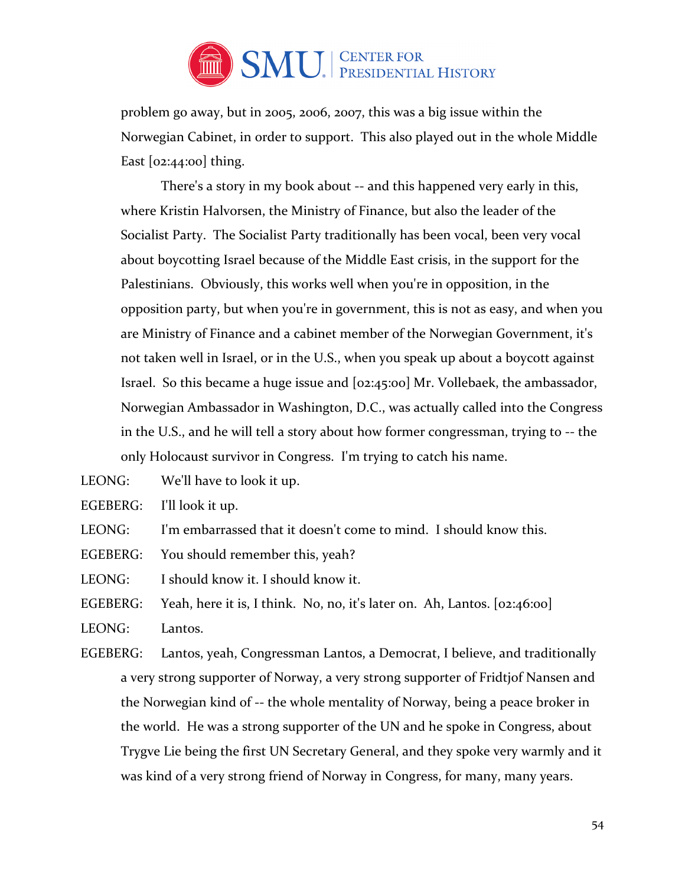problem go away, but in 2005, 2006, 2007, this was a big issue within the Norwegian Cabinet, in order to support. This also played out in the whole Middle East [02:44:00] thing.

There's a story in my book about -- and this happened very early in this, where Kristin Halvorsen, the Ministry of Finance, but also the leader of the Socialist Party. The Socialist Party traditionally has been vocal, been very vocal about boycotting Israel because of the Middle East crisis, in the support for the Palestinians. Obviously, this works well when you're in opposition, in the opposition party, but when you're in government, this is not as easy, and when you are Ministry of Finance and a cabinet member of the Norwegian Government, it's not taken well in Israel, or in the U.S., when you speak up about a boycott against Israel. So this became a huge issue and [02:45:00] Mr. Vollebaek, the ambassador, Norwegian Ambassador in Washington, D.C., was actually called into the Congress in the U.S., and he will tell a story about how former congressman, trying to -- the only Holocaust survivor in Congress. I'm trying to catch his name.

LEONG: We'll have to look it up.

EGEBERG: I'll look it up.

LEONG: I'm embarrassed that it doesn't come to mind. I should know this.

EGEBERG: You should remember this, yeah?

LEONG: I should know it. I should know it.

EGEBERG: Yeah, here it is, I think. No, no, it's later on. Ah, Lantos. [02:46:00]

LEONG: Lantos.

EGEBERG: Lantos, yeah, Congressman Lantos, a Democrat, I believe, and traditionally a very strong supporter of Norway, a very strong supporter of Fridtjof Nansen and the Norwegian kind of -- the whole mentality of Norway, being a peace broker in the world. He was a strong supporter of the UN and he spoke in Congress, about Trygve Lie being the first UN Secretary General, and they spoke very warmly and it was kind of a very strong friend of Norway in Congress, for many, many years.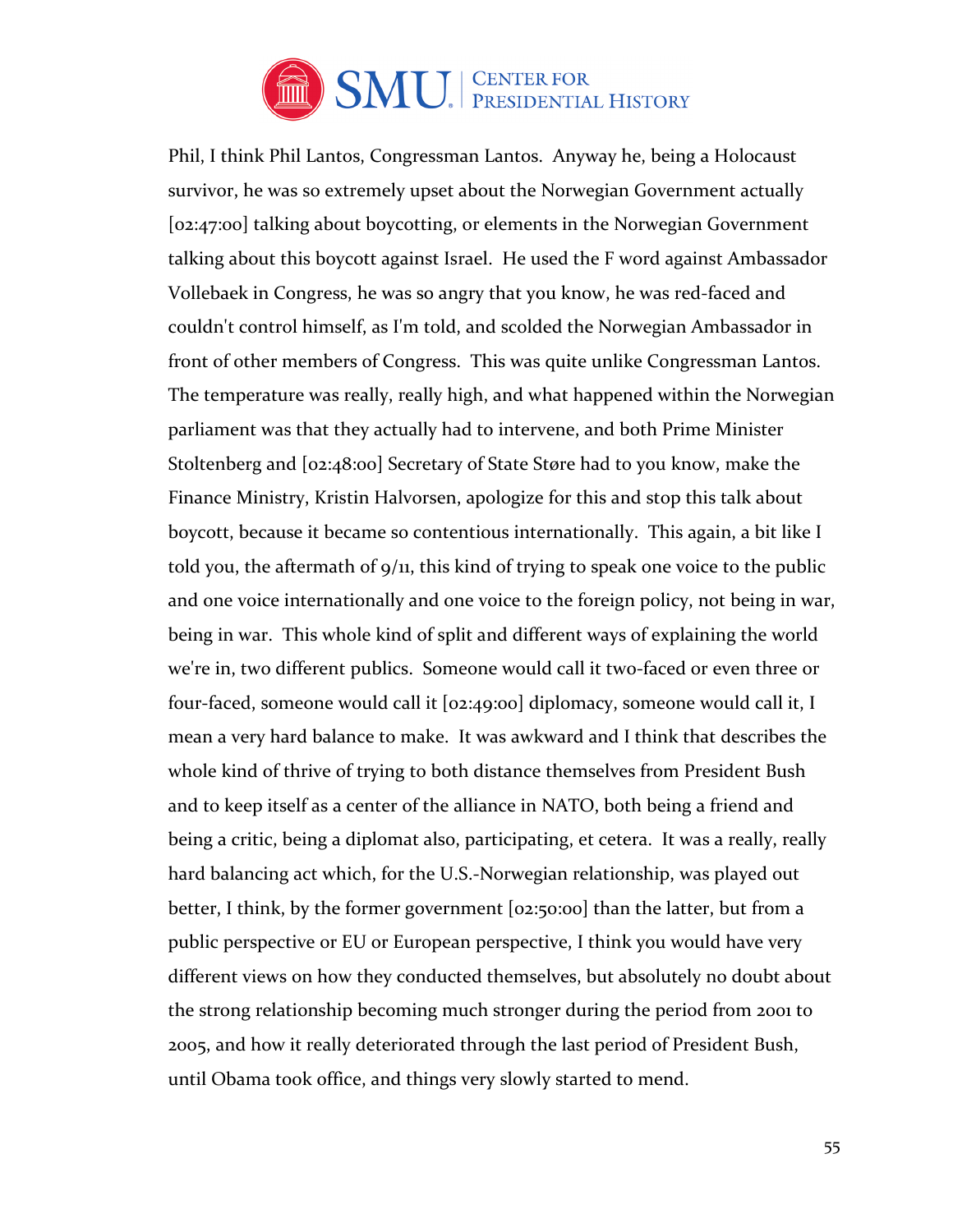Phil, I think Phil Lantos, Congressman Lantos. Anyway he, being a Holocaust survivor, he was so extremely upset about the Norwegian Government actually [02:47:00] talking about boycotting, or elements in the Norwegian Government talking about this boycott against Israel. He used the F word against Ambassador Vollebaek in Congress, he was so angry that you know, he was red-faced and couldn't control himself, as I'm told, and scolded the Norwegian Ambassador in front of other members of Congress. This was quite unlike Congressman Lantos. The temperature was really, really high, and what happened within the Norwegian parliament was that they actually had to intervene, and both Prime Minister Stoltenberg and [02:48:00] Secretary of State Støre had to you know, make the Finance Ministry, Kristin Halvorsen, apologize for this and stop this talk about boycott, because it became so contentious internationally. This again, a bit like I told you, the aftermath of 9/11, this kind of trying to speak one voice to the public and one voice internationally and one voice to the foreign policy, not being in war, being in war. This whole kind of split and different ways of explaining the world we're in, two different publics. Someone would call it two-faced or even three or four-faced, someone would call it [02:49:00] diplomacy, someone would call it, I mean a very hard balance to make. It was awkward and I think that describes the whole kind of thrive of trying to both distance themselves from President Bush and to keep itself as a center of the alliance in NATO, both being a friend and being a critic, being a diplomat also, participating, et cetera. It was a really, really hard balancing act which, for the U.S.-Norwegian relationship, was played out better, I think, by the former government [02:50:00] than the latter, but from a public perspective or EU or European perspective, I think you would have very different views on how they conducted themselves, but absolutely no doubt about the strong relationship becoming much stronger during the period from 2001 to 2005, and how it really deteriorated through the last period of President Bush, until Obama took office, and things very slowly started to mend.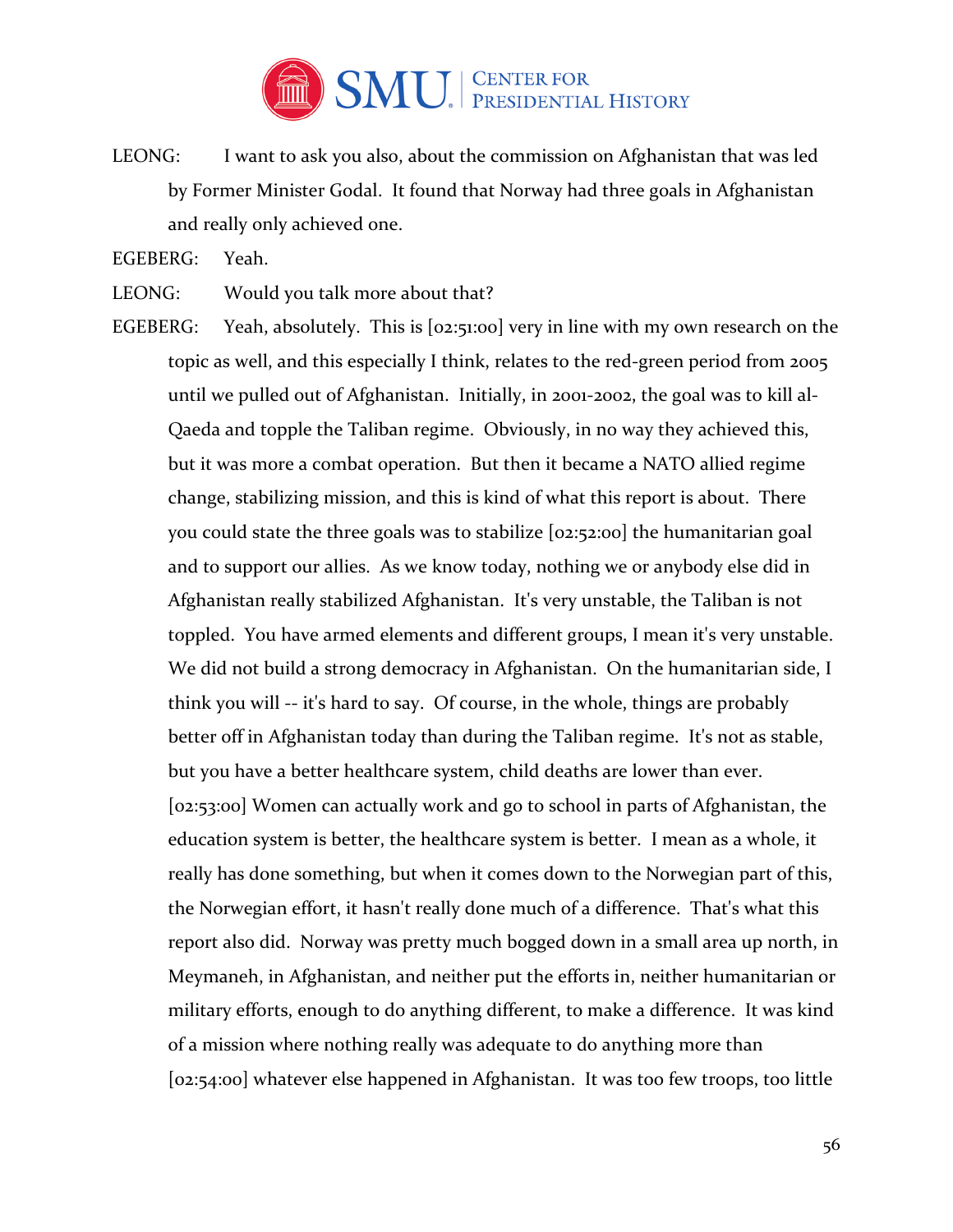LEONG: I want to ask you also, about the commission on Afghanistan that was led by Former Minister Godal. It found that Norway had three goals in Afghanistan and really only achieved one.

EGEBERG: Yeah.

LEONG: Would you talk more about that?

EGEBERG: Yeah, absolutely. This is [02:51:00] very in line with my own research on the topic as well, and this especially I think, relates to the red-green period from 2005 until we pulled out of Afghanistan. Initially, in 2001-2002, the goal was to kill al-Qaeda and topple the Taliban regime. Obviously, in no way they achieved this, but it was more a combat operation. But then it became a NATO allied regime change, stabilizing mission, and this is kind of what this report is about. There you could state the three goals was to stabilize [02:52:00] the humanitarian goal and to support our allies. As we know today, nothing we or anybody else did in Afghanistan really stabilized Afghanistan. It's very unstable, the Taliban is not toppled. You have armed elements and different groups, I mean it's very unstable. We did not build a strong democracy in Afghanistan. On the humanitarian side, I think you will -- it's hard to say. Of course, in the whole, things are probably better off in Afghanistan today than during the Taliban regime. It's not as stable, but you have a better healthcare system, child deaths are lower than ever. [02:53:00] Women can actually work and go to school in parts of Afghanistan, the education system is better, the healthcare system is better. I mean as a whole, it really has done something, but when it comes down to the Norwegian part of this, the Norwegian effort, it hasn't really done much of a difference. That's what this report also did. Norway was pretty much bogged down in a small area up north, in Meymaneh, in Afghanistan, and neither put the efforts in, neither humanitarian or military efforts, enough to do anything different, to make a difference. It was kind of a mission where nothing really was adequate to do anything more than [02:54:00] whatever else happened in Afghanistan. It was too few troops, too little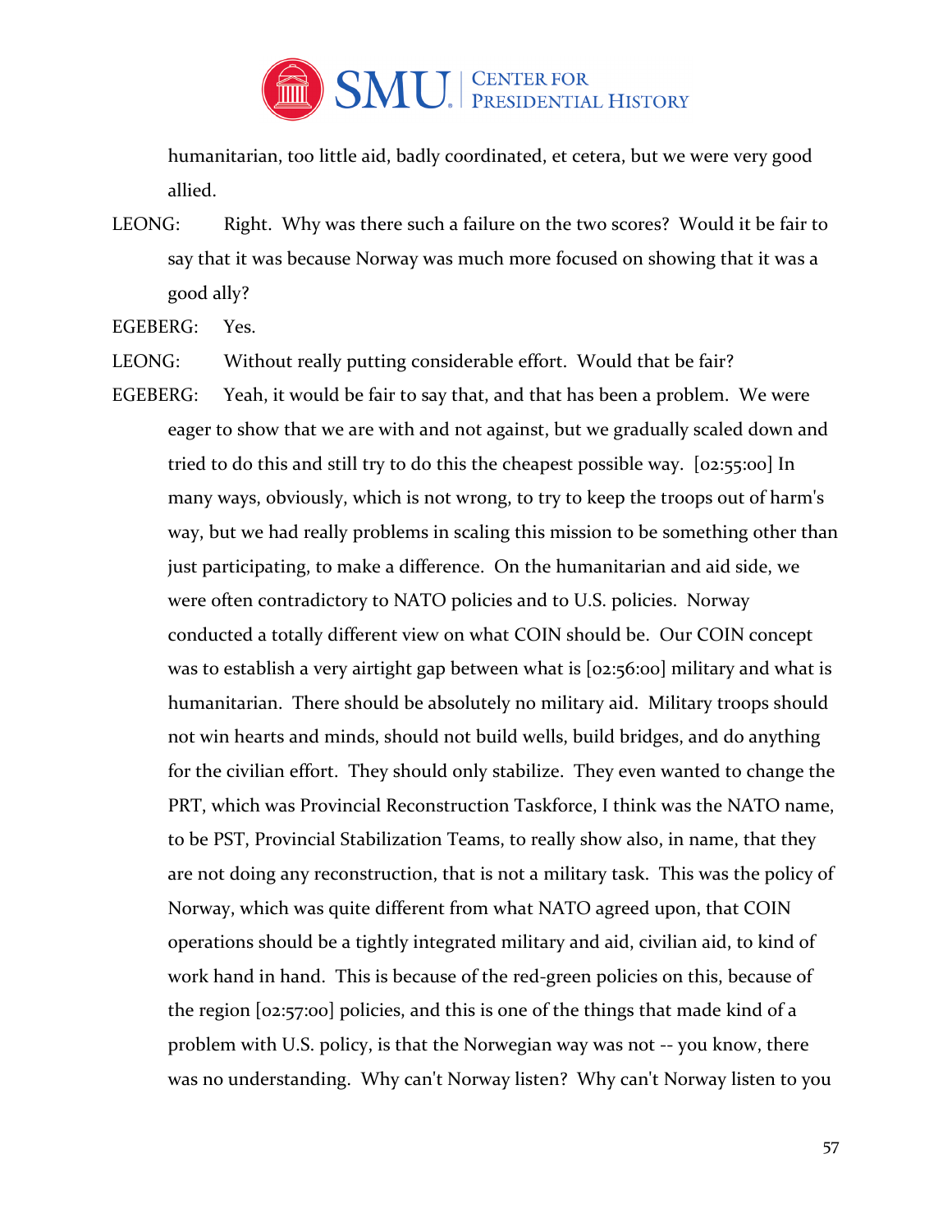humanitarian, too little aid, badly coordinated, et cetera, but we were very good allied.

LEONG: Right. Why was there such a failure on the two scores? Would it be fair to say that it was because Norway was much more focused on showing that it was a good ally?

EGEBERG: Yes.

LEONG: Without really putting considerable effort. Would that be fair?

EGEBERG: Yeah, it would be fair to say that, and that has been a problem. We were eager to show that we are with and not against, but we gradually scaled down and tried to do this and still try to do this the cheapest possible way. [02:55:00] In many ways, obviously, which is not wrong, to try to keep the troops out of harm's way, but we had really problems in scaling this mission to be something other than just participating, to make a difference. On the humanitarian and aid side, we were often contradictory to NATO policies and to U.S. policies. Norway conducted a totally different view on what COIN should be. Our COIN concept was to establish a very airtight gap between what is [02:56:00] military and what is humanitarian. There should be absolutely no military aid. Military troops should not win hearts and minds, should not build wells, build bridges, and do anything for the civilian effort. They should only stabilize. They even wanted to change the PRT, which was Provincial Reconstruction Taskforce, I think was the NATO name, to be PST, Provincial Stabilization Teams, to really show also, in name, that they are not doing any reconstruction, that is not a military task. This was the policy of Norway, which was quite different from what NATO agreed upon, that COIN operations should be a tightly integrated military and aid, civilian aid, to kind of work hand in hand. This is because of the red-green policies on this, because of the region [02:57:00] policies, and this is one of the things that made kind of a problem with U.S. policy, is that the Norwegian way was not -- you know, there was no understanding. Why can't Norway listen? Why can't Norway listen to you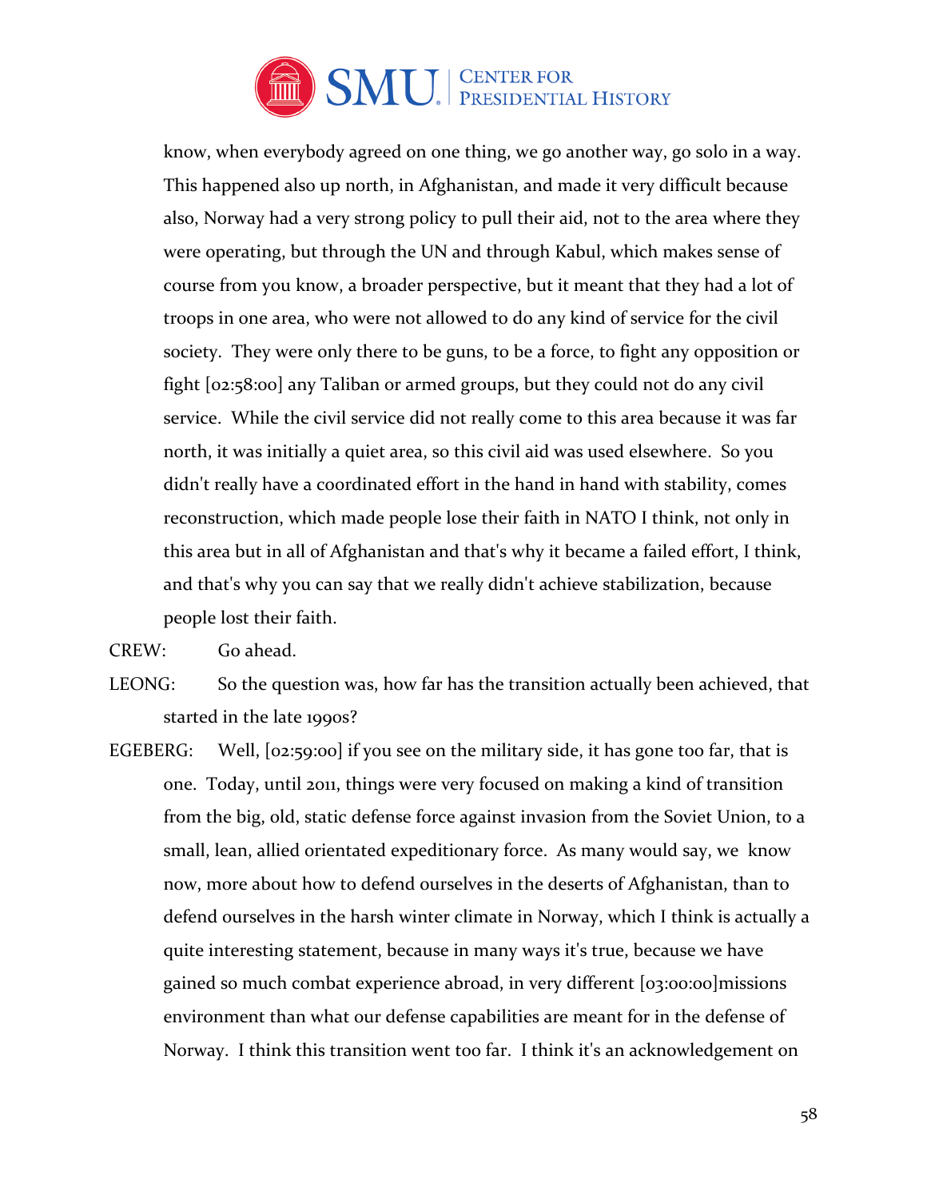know, when everybody agreed on one thing, we go another way, go solo in a way. This happened also up north, in Afghanistan, and made it very difficult because also, Norway had a very strong policy to pull their aid, not to the area where they were operating, but through the UN and through Kabul, which makes sense of course from you know, a broader perspective, but it meant that they had a lot of troops in one area, who were not allowed to do any kind of service for the civil society. They were only there to be guns, to be a force, to fight any opposition or fight [02:58:00] any Taliban or armed groups, but they could not do any civil service. While the civil service did not really come to this area because it was far north, it was initially a quiet area, so this civil aid was used elsewhere. So you didn't really have a coordinated effort in the hand in hand with stability, comes reconstruction, which made people lose their faith in NATO I think, not only in this area but in all of Afghanistan and that's why it became a failed effort, I think, and that's why you can say that we really didn't achieve stabilization, because people lost their faith.

CREW: Go ahead.

LEONG: So the question was, how far has the transition actually been achieved, that started in the late 1990s?

EGEBERG: Well, [02:59:00] if you see on the military side, it has gone too far, that is one. Today, until 2011, things were very focused on making a kind of transition from the big, old, static defense force against invasion from the Soviet Union, to a small, lean, allied orientated expeditionary force. As many would say, we know now, more about how to defend ourselves in the deserts of Afghanistan, than to defend ourselves in the harsh winter climate in Norway, which I think is actually a quite interesting statement, because in many ways it's true, because we have gained so much combat experience abroad, in very different [03:00:00]missions environment than what our defense capabilities are meant for in the defense of Norway. I think this transition went too far. I think it's an acknowledgement on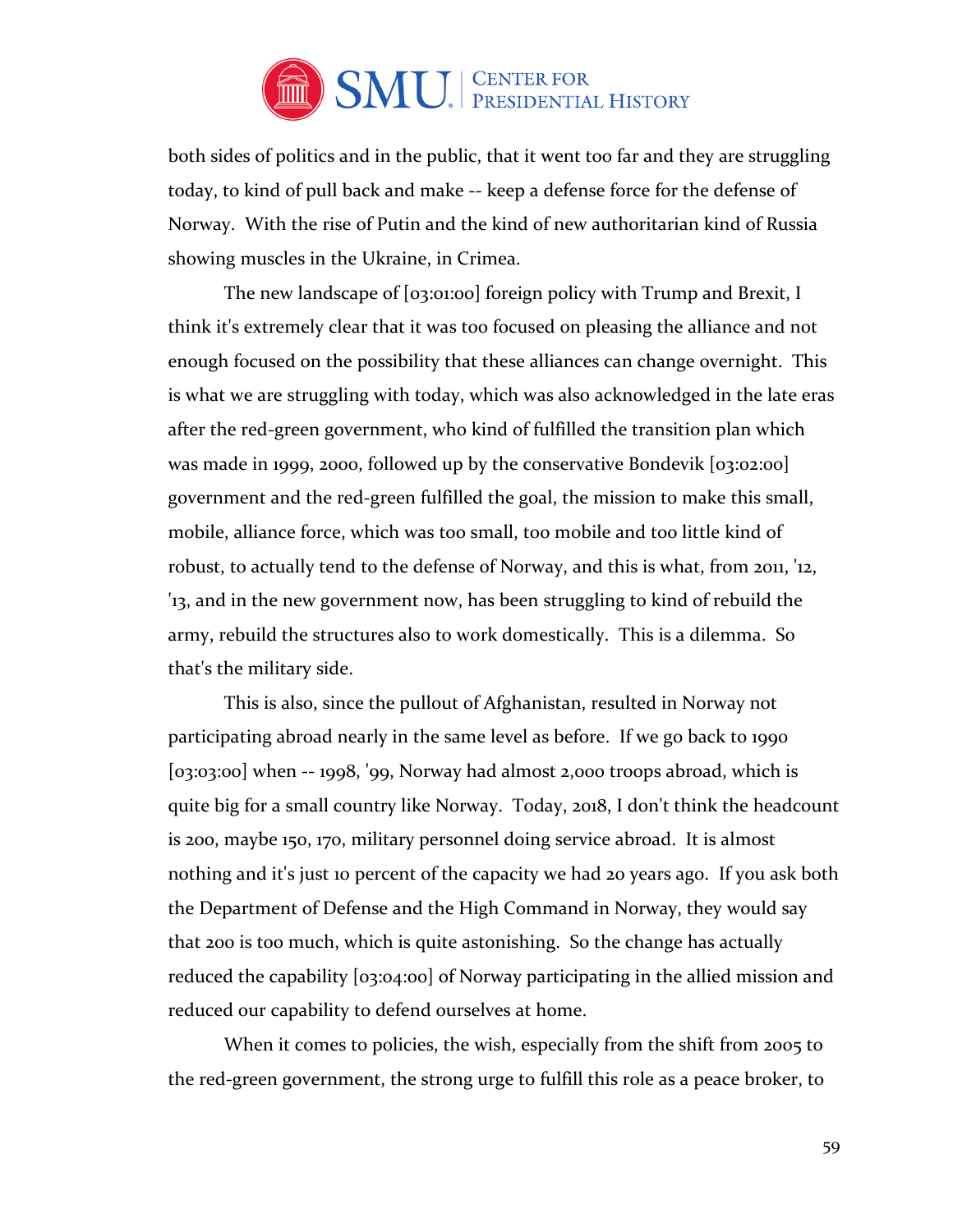both sides of politics and in the public, that it went too far and they are struggling today, to kind of pull back and make -- keep a defense force for the defense of Norway. With the rise of Putin and the kind of new authoritarian kind of Russia showing muscles in the Ukraine, in Crimea.

The new landscape of [03:01:00] foreign policy with Trump and Brexit, I think it's extremely clear that it was too focused on pleasing the alliance and not enough focused on the possibility that these alliances can change overnight. This is what we are struggling with today, which was also acknowledged in the late eras after the red-green government, who kind of fulfilled the transition plan which was made in 1999, 2000, followed up by the conservative Bondevik [03:02:00] government and the red-green fulfilled the goal, the mission to make this small, mobile, alliance force, which was too small, too mobile and too little kind of robust, to actually tend to the defense of Norway, and this is what, from 2011, '12, '13, and in the new government now, has been struggling to kind of rebuild the army, rebuild the structures also to work domestically. This is a dilemma. So that's the military side.

This is also, since the pullout of Afghanistan, resulted in Norway not participating abroad nearly in the same level as before. If we go back to 1990 [03:03:00] when -- 1998, '99, Norway had almost 2,000 troops abroad, which is quite big for a small country like Norway. Today, 2018, I don't think the headcount is 200, maybe 150, 170, military personnel doing service abroad. It is almost nothing and it's just 10 percent of the capacity we had 20 years ago. If you ask both the Department of Defense and the High Command in Norway, they would say that 200 is too much, which is quite astonishing. So the change has actually reduced the capability [03:04:00] of Norway participating in the allied mission and reduced our capability to defend ourselves at home.

When it comes to policies, the wish, especially from the shift from 2005 to the red-green government, the strong urge to fulfill this role as a peace broker, to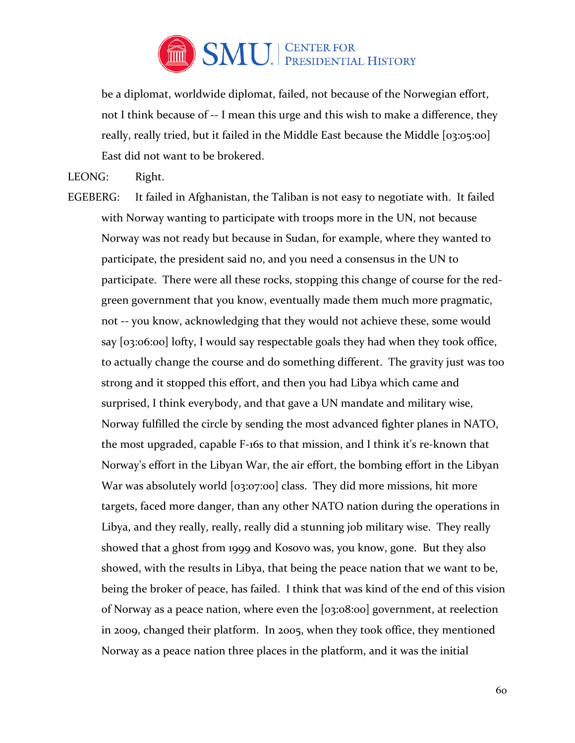be a diplomat, worldwide diplomat, failed, not because of the Norwegian effort, not I think because of -- I mean this urge and this wish to make a difference, they really, really tried, but it failed in the Middle East because the Middle [03:05:00] East did not want to be brokered.

LEONG: Right.

EGEBERG: It failed in Afghanistan, the Taliban is not easy to negotiate with. It failed with Norway wanting to participate with troops more in the UN, not because Norway was not ready but because in Sudan, for example, where they wanted to participate, the president said no, and you need a consensus in the UN to participate. There were all these rocks, stopping this change of course for the red-green government that you know, eventually made them much more pragmatic, not -- you know, acknowledging that they would not achieve these, some would say [03:06:00] lofty, I would say respectable goals they had when they took office, to actually change the course and do something different. The gravity just was too strong and it stopped this effort, and then you had Libya which came and surprised, I think everybody, and that gave a UN mandate and military wise, Norway fulfilled the circle by sending the most advanced fighter planes in NATO, the most upgraded, capable F-16s to that mission, and I think it's re-known that Norway's effort in the Libyan War, the air effort, the bombing effort in the Libyan War was absolutely world [03:07:00] class. They did more missions, hit more targets, faced more danger, than any other NATO nation during the operations in Libya, and they really, really, really did a stunning job military wise. They really showed that a ghost from 1999 and Kosovo was, you know, gone. But they also showed, with the results in Libya, that being the peace nation that we want to be, being the broker of peace, has failed. I think that was kind of the end of this vision of Norway as a peace nation, where even the [03:08:00] government, at reelection in 2009, changed their platform. In 2005, when they took office, they mentioned Norway as a peace nation three places in the platform, and it was the initial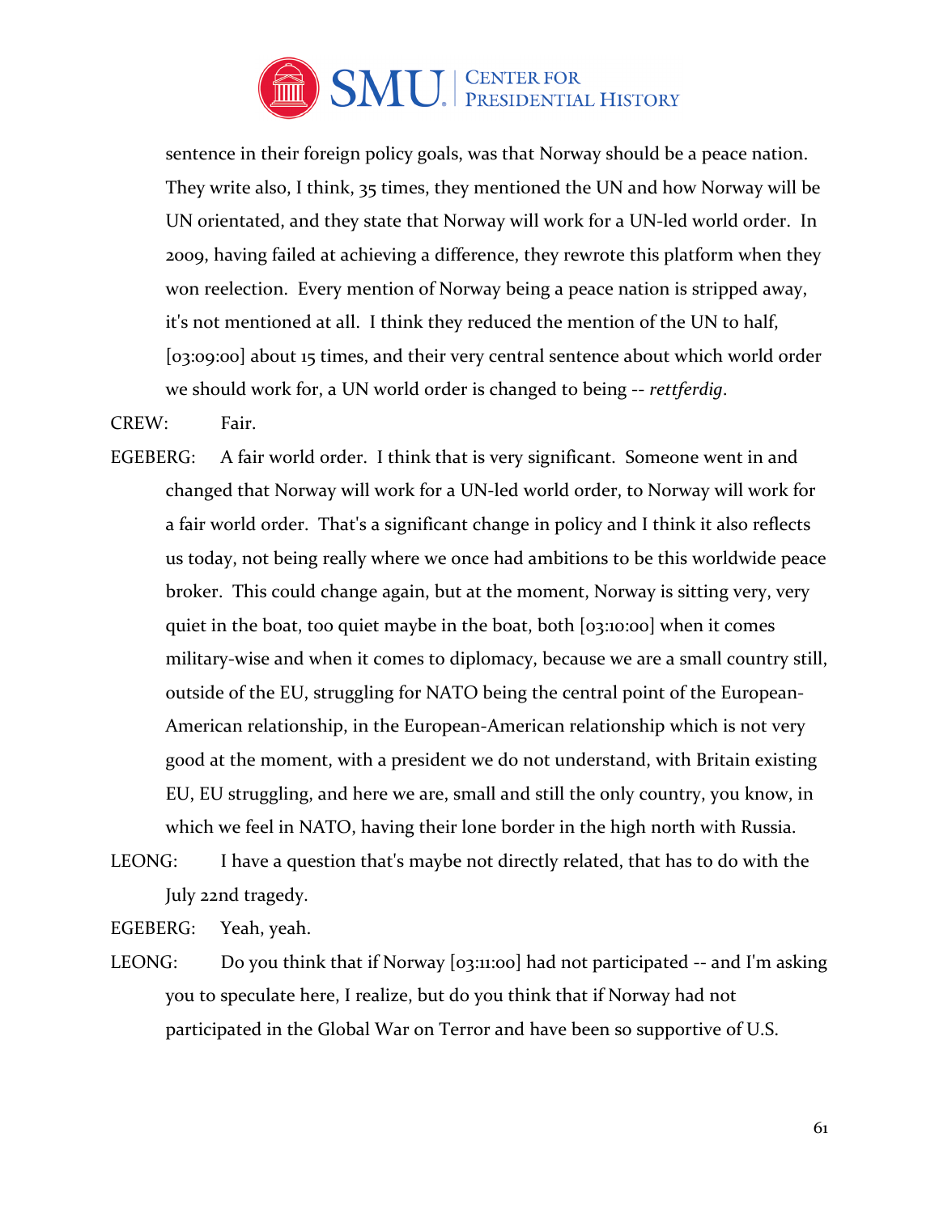sentence in their foreign policy goals, was that Norway should be a peace nation. They write also, I think, 35 times, they mentioned the UN and how Norway will be UN orientated, and they state that Norway will work for a UN-led world order. In 2009, having failed at achieving a difference, they rewrote this platform when they won reelection. Every mention of Norway being a peace nation is stripped away, it's not mentioned at all. I think they reduced the mention of the UN to half, [03:09:00] about 15 times, and their very central sentence about which world order we should work for, a UN world order is changed to being -- *rettferdig*.

CREW: Fair.

EGEBERG: A fair world order. I think that is very significant. Someone went in and changed that Norway will work for a UN-led world order, to Norway will work for a fair world order. That's a significant change in policy and I think it also reflects us today, not being really where we once had ambitions to be this worldwide peace broker. This could change again, but at the moment, Norway is sitting very, very quiet in the boat, too quiet maybe in the boat, both [03:10:00] when it comes military-wise and when it comes to diplomacy, because we are a small country still, outside of the EU, struggling for NATO being the central point of the European-American relationship, in the European-American relationship which is not very good at the moment, with a president we do not understand, with Britain existing EU, EU struggling, and here we are, small and still the only country, you know, in which we feel in NATO, having their lone border in the high north with Russia.

LEONG: I have a question that's maybe not directly related, that has to do with the July 22nd tragedy.

EGEBERG: Yeah, yeah.

LEONG: Do you think that if Norway [03:11:00] had not participated -- and I'm asking you to speculate here, I realize, but do you think that if Norway had not participated in the Global War on Terror and have been so supportive of U.S.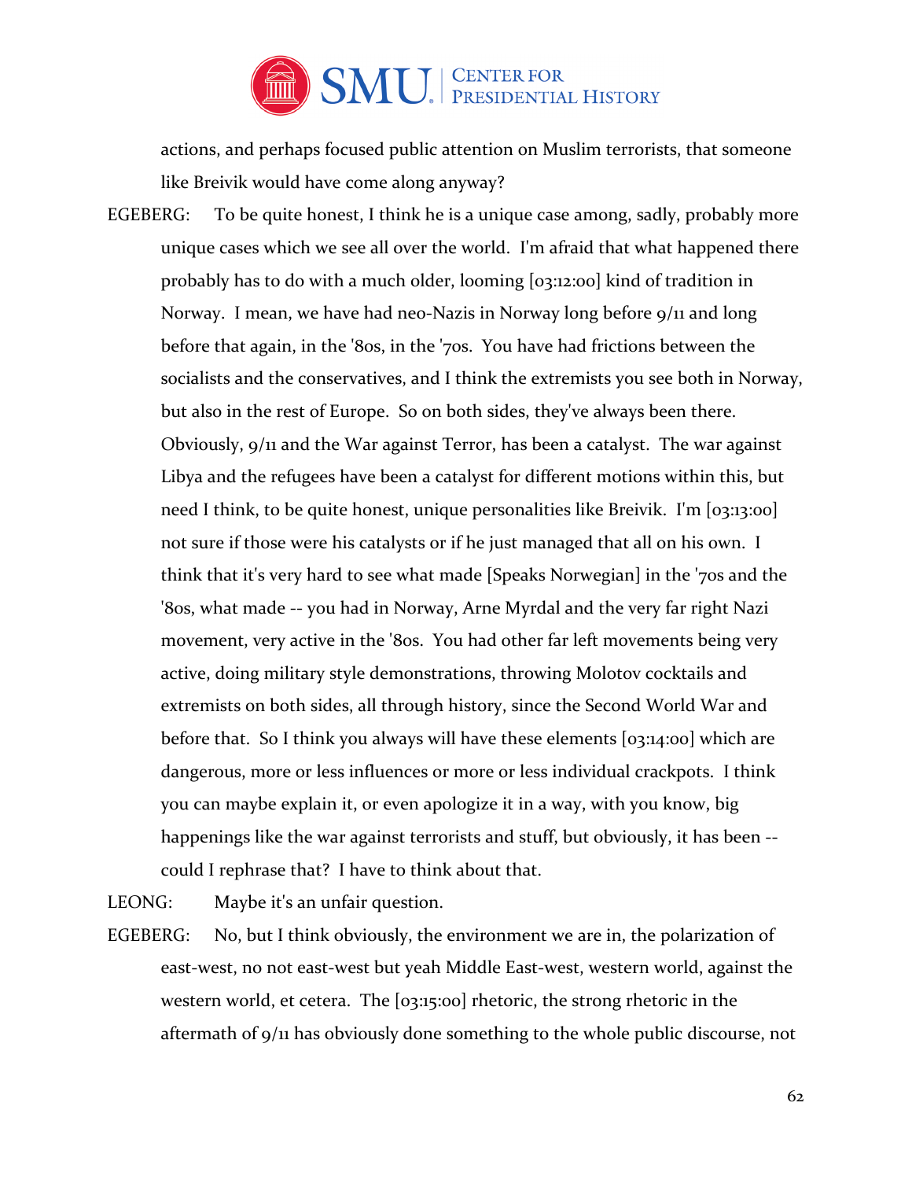actions, and perhaps focused public attention on Muslim terrorists, that someone like Breivik would have come along anyway?

EGEBERG: To be quite honest, I think he is a unique case among, sadly, probably more unique cases which we see all over the world. I'm afraid that what happened there probably has to do with a much older, looming [03:12:00] kind of tradition in Norway. I mean, we have had neo-Nazis in Norway long before 9/11 and long before that again, in the '80s, in the '70s. You have had frictions between the socialists and the conservatives, and I think the extremists you see both in Norway, but also in the rest of Europe. So on both sides, they've always been there. Obviously, 9/11 and the War against Terror, has been a catalyst. The war against Libya and the refugees have been a catalyst for different motions within this, but need I think, to be quite honest, unique personalities like Breivik. I'm [03:13:00] not sure if those were his catalysts or if he just managed that all on his own. I think that it's very hard to see what made [Speaks Norwegian] in the '70s and the '80s, what made -- you had in Norway, Arne Myrdal and the very far right Nazi movement, very active in the '80s. You had other far left movements being very active, doing military style demonstrations, throwing Molotov cocktails and extremists on both sides, all through history, since the Second World War and before that. So I think you always will have these elements [03:14:00] which are dangerous, more or less influences or more or less individual crackpots. I think you can maybe explain it, or even apologize it in a way, with you know, big happenings like the war against terrorists and stuff, but obviously, it has been -- could I rephrase that? I have to think about that.

LEONG: Maybe it's an unfair question.

EGEBERG: No, but I think obviously, the environment we are in, the polarization of east-west, no not east-west but yeah Middle East-west, western world, against the western world, et cetera. The [03:15:00] rhetoric, the strong rhetoric in the aftermath of 9/11 has obviously done something to the whole public discourse, not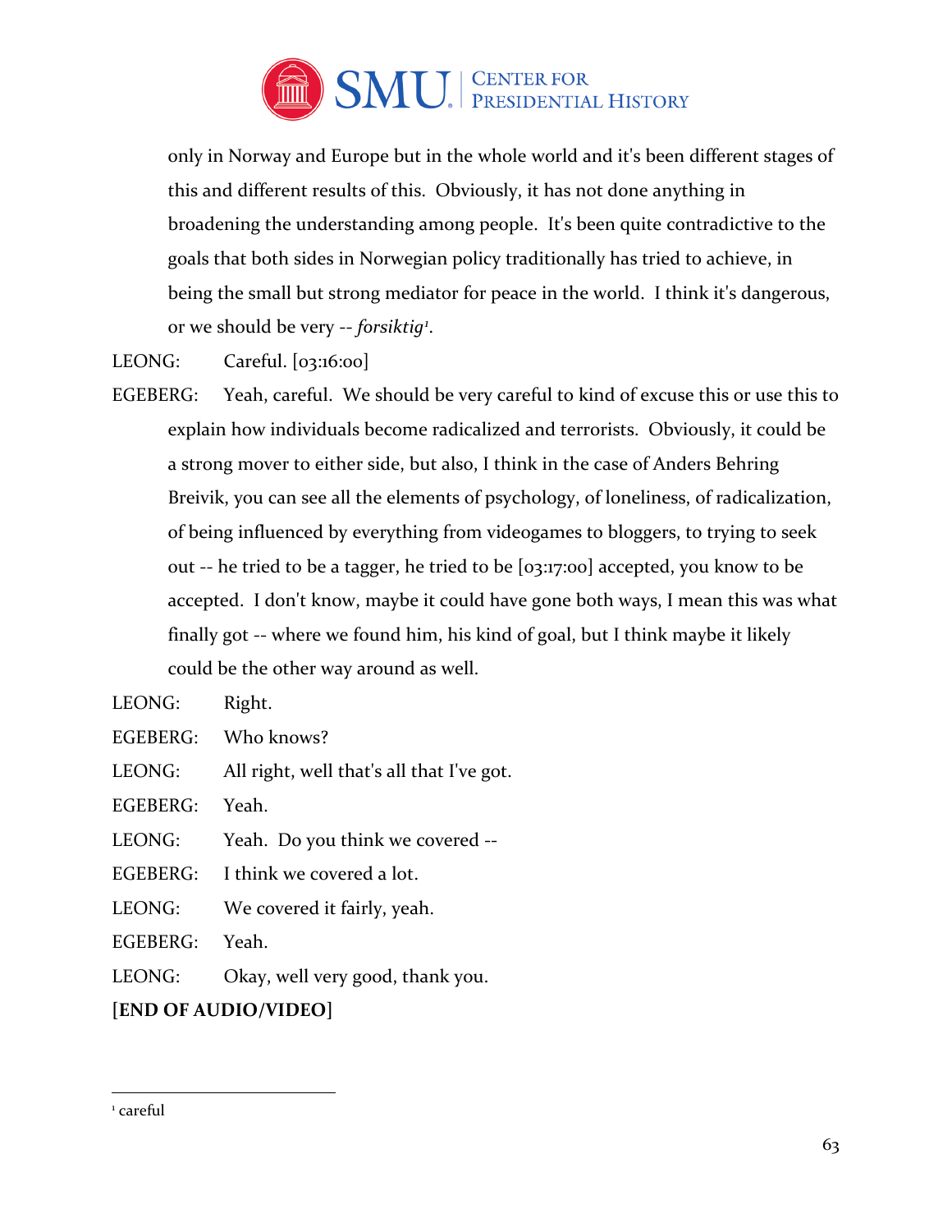only in Norway and Europe but in the whole world and it's been different stages of this and different results of this. Obviously, it has not done anything in broadening the understanding among people. It's been quite contradictive to the goals that both sides in Norwegian policy traditionally has tried to achieve, in being the small but strong mediator for peace in the world. I think it's dangerous, or we should be very -- *forsiktig*[1].

LEONG: Careful. [03:16:00]

EGEBERG: Yeah, careful. We should be very careful to kind of excuse this or use this to explain how individuals become radicalized and terrorists. Obviously, it could be a strong mover to either side, but also, I think in the case of Anders Behring Breivik, you can see all the elements of psychology, of loneliness, of radicalization, of being influenced by everything from videogames to bloggers, to trying to seek out -- he tried to be a tagger, he tried to be [03:17:00] accepted, you know to be accepted. I don't know, maybe it could have gone both ways, I mean this was what finally got -- where we found him, his kind of goal, but I think maybe it likely could be the other way around as well.

LEONG: Right.

EGEBERG: Who knows?

LEONG: All right, well that's all that I've got.

EGEBERG: Yeah.

LEONG: Yeah. Do you think we covered --

EGEBERG: I think we covered a lot.

LEONG: We covered it fairly, yeah.

EGEBERG: Yeah.

LEONG: Okay, well very good, thank you.

**[END OF AUDIO/VIDEO]**

---

[1] careful